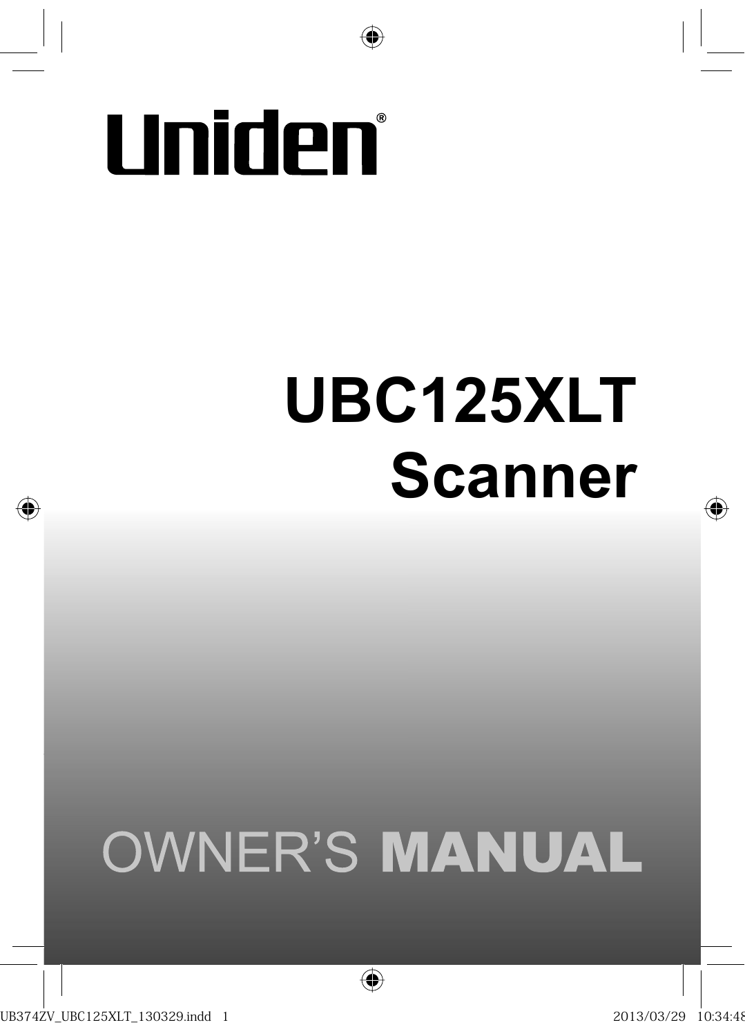Uniden®

# UBC125XLT Scanner

## OWNER'S **MANUAL**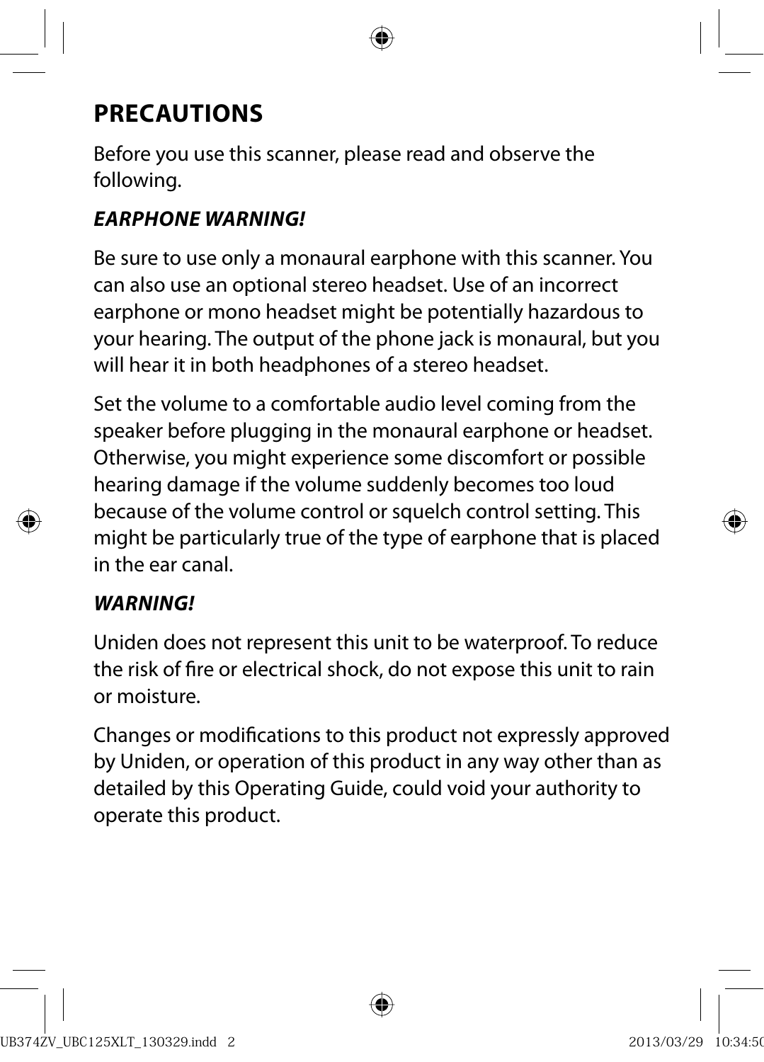# PRECAUTIONS

Before you use this scanner, please read and observe the following.

***EARPHONE WARNING!***

Be sure to use only a monaural earphone with this scanner. You can also use an optional stereo headset. Use of an incorrect earphone or mono headset might be potentially hazardous to your hearing. The output of the phone jack is monaural, but you will hear it in both headphones of a stereo headset.

Set the volume to a comfortable audio level coming from the speaker before plugging in the monaural earphone or headset. Otherwise, you might experience some discomfort or possible hearing damage if the volume suddenly becomes too loud because of the volume control or squelch control setting. This might be particularly true of the type of earphone that is placed in the ear canal.

***WARNING!***

Uniden does not represent this unit to be waterproof. To reduce the risk of fire or electrical shock, do not expose this unit to rain or moisture.

Changes or modifications to this product not expressly approved by Uniden, or operation of this product in any way other than as detailed by this Operating Guide, could void your authority to operate this product.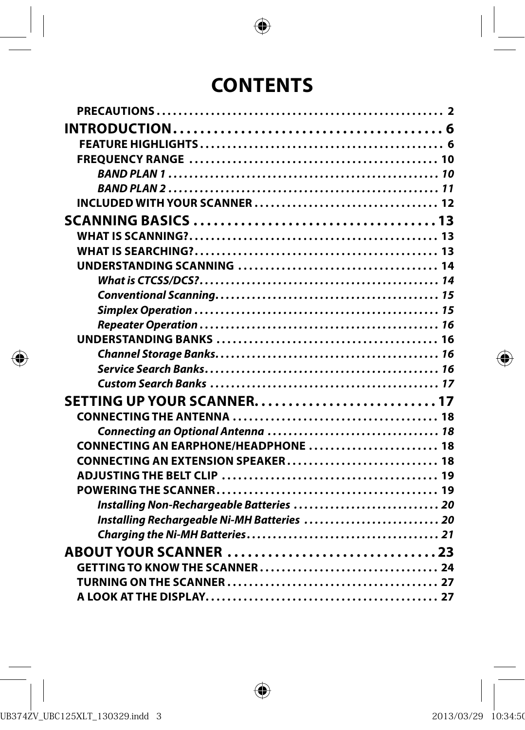# CONTENTS

**PRECAUTIONS** ........ 2

**INTRODUCTION** ........ 6

- **FEATURE HIGHLIGHTS** ........ 6
- **FREQUENCY RANGE** ........ 10
  - ***BAND PLAN 1*** ........ 10
  - ***BAND PLAN 2*** ........ 11
- **INCLUDED WITH YOUR SCANNER** ........ 12

**SCANNING BASICS** ........ 13

- **WHAT IS SCANNING?** ........ 13
- **WHAT IS SEARCHING?** ........ 13
- **UNDERSTANDING SCANNING** ........ 14
  - ***What is CTCSS/DCS?*** ........ 14
  - ***Conventional Scanning*** ........ 15
  - ***Simplex Operation*** ........ 15
  - ***Repeater Operation*** ........ 16
- **UNDERSTANDING BANKS** ........ 16
  - ***Channel Storage Banks*** ........ 16
  - ***Service Search Banks*** ........ 16
  - ***Custom Search Banks*** ........ 17

**SETTING UP YOUR SCANNER** ........ 17

- **CONNECTING THE ANTENNA** ........ 18
  - ***Connecting an Optional Antenna*** ........ 18
- **CONNECTING AN EARPHONE/HEADPHONE** ........ 18
- **CONNECTING AN EXTENSION SPEAKER** ........ 18
- **ADJUSTING THE BELT CLIP** ........ 19
- **POWERING THE SCANNER** ........ 19
  - ***Installing Non-Rechargeable Batteries*** ........ 20
  - ***Installing Rechargeable Ni-MH Batteries*** ........ 20
  - ***Charging the Ni-MH Batteries*** ........ 21

**ABOUT YOUR SCANNER** ........ 23

- **GETTING TO KNOW THE SCANNER** ........ 24
- **TURNING ON THE SCANNER** ........ 27
- **A LOOK AT THE DISPLAY** ........ 27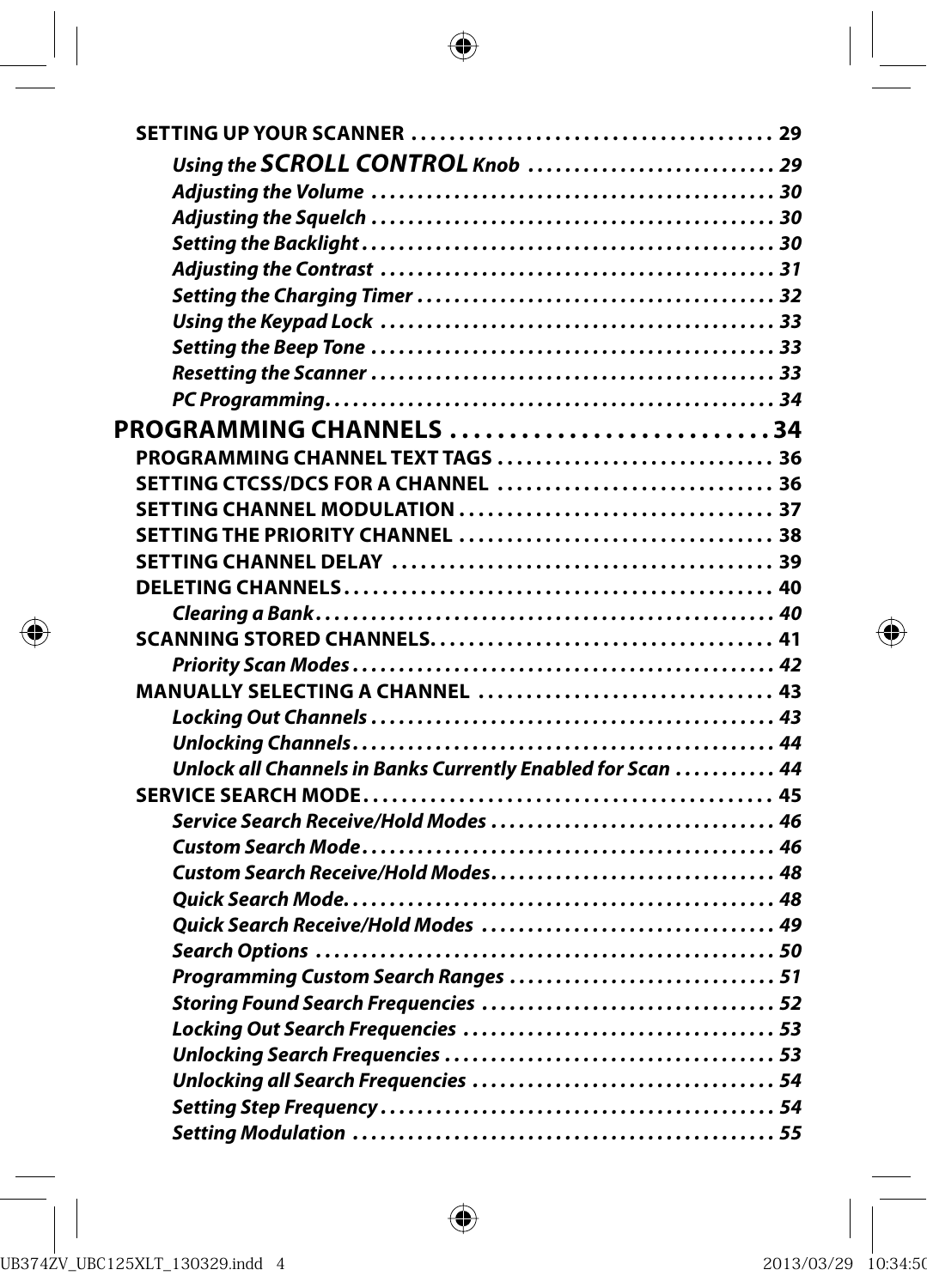**SETTING UP YOUR SCANNER** .................................... 29

*Using the **SCROLL CONTROL** Knob* .......................... 29

*Adjusting the Volume* .......................................... 30

*Adjusting the Squelch* .......................................... 30

*Setting the Backlight* ........................................... 30

*Adjusting the Contrast* .......................................... 31

*Setting the Charging Timer* ...................................... 32

*Using the Keypad Lock* .......................................... 33

*Setting the Beep Tone* ........................................... 33

*Resetting the Scanner* ........................................... 33

*PC Programming* ................................................ 34

**PROGRAMMING CHANNELS** ........................... 34

**PROGRAMMING CHANNEL TEXT TAGS** ............................ 36

**SETTING CTCSS/DCS FOR A CHANNEL** ............................ 36

**SETTING CHANNEL MODULATION** ................................ 37

**SETTING THE PRIORITY CHANNEL** ................................ 38

**SETTING CHANNEL DELAY** ....................................... 39

**DELETING CHANNELS** ............................................ 40

*Clearing a Bank* ................................................. 40

**SCANNING STORED CHANNELS** ................................... 41

*Priority Scan Modes* ............................................. 42

**MANUALLY SELECTING A CHANNEL** .............................. 43

*Locking Out Channels* ........................................... 43

*Unlocking Channels* .............................................. 44

*Unlock all Channels in Banks Currently Enabled for Scan* ........... 44

**SERVICE SEARCH MODE** .......................................... 45

*Service Search Receive/Hold Modes* .............................. 46

*Custom Search Mode* ............................................. 46

*Custom Search Receive/Hold Modes* ............................... 48

*Quick Search Mode* ............................................... 48

*Quick Search Receive/Hold Modes* ............................... 49

*Search Options* .................................................. 50

*Programming Custom Search Ranges* ............................ 51

*Storing Found Search Frequencies* ............................... 52

*Locking Out Search Frequencies* ................................. 53

*Unlocking Search Frequencies* ................................... 53

*Unlocking all Search Frequencies* ................................ 54

*Setting Step Frequency* .......................................... 54

*Setting Modulation* .............................................. 55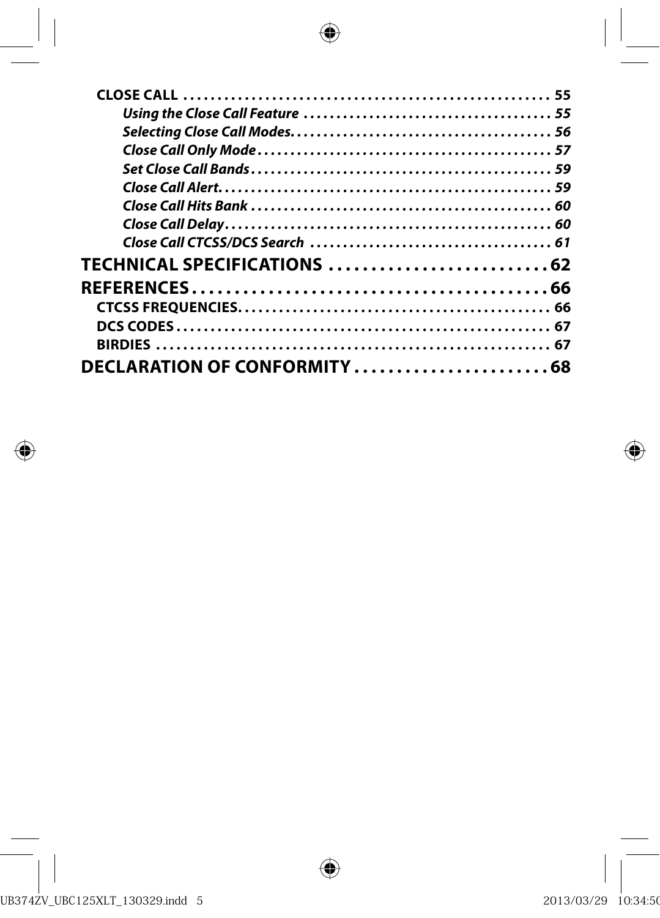**CLOSE CALL** .................................................... 55

*Using the Close Call Feature* .................................... 55

*Selecting Close Call Modes* ...................................... 56

*Close Call Only Mode* ............................................ 57

*Set Close Call Bands* ............................................ 59

*Close Call Alert* ................................................ 59

*Close Call Hits Bank* ............................................ 60

*Close Call Delay* ................................................ 60

*Close Call CTCSS/DCS Search* ..................................... 61

**TECHNICAL SPECIFICATIONS** ......................... 62

**REFERENCES** ........................................ 66

**CTCSS FREQUENCIES** ............................................. 66

**DCS CODES** ..................................................... 67

**BIRDIES** ....................................................... 67

**DECLARATION OF CONFORMITY** ....................... 68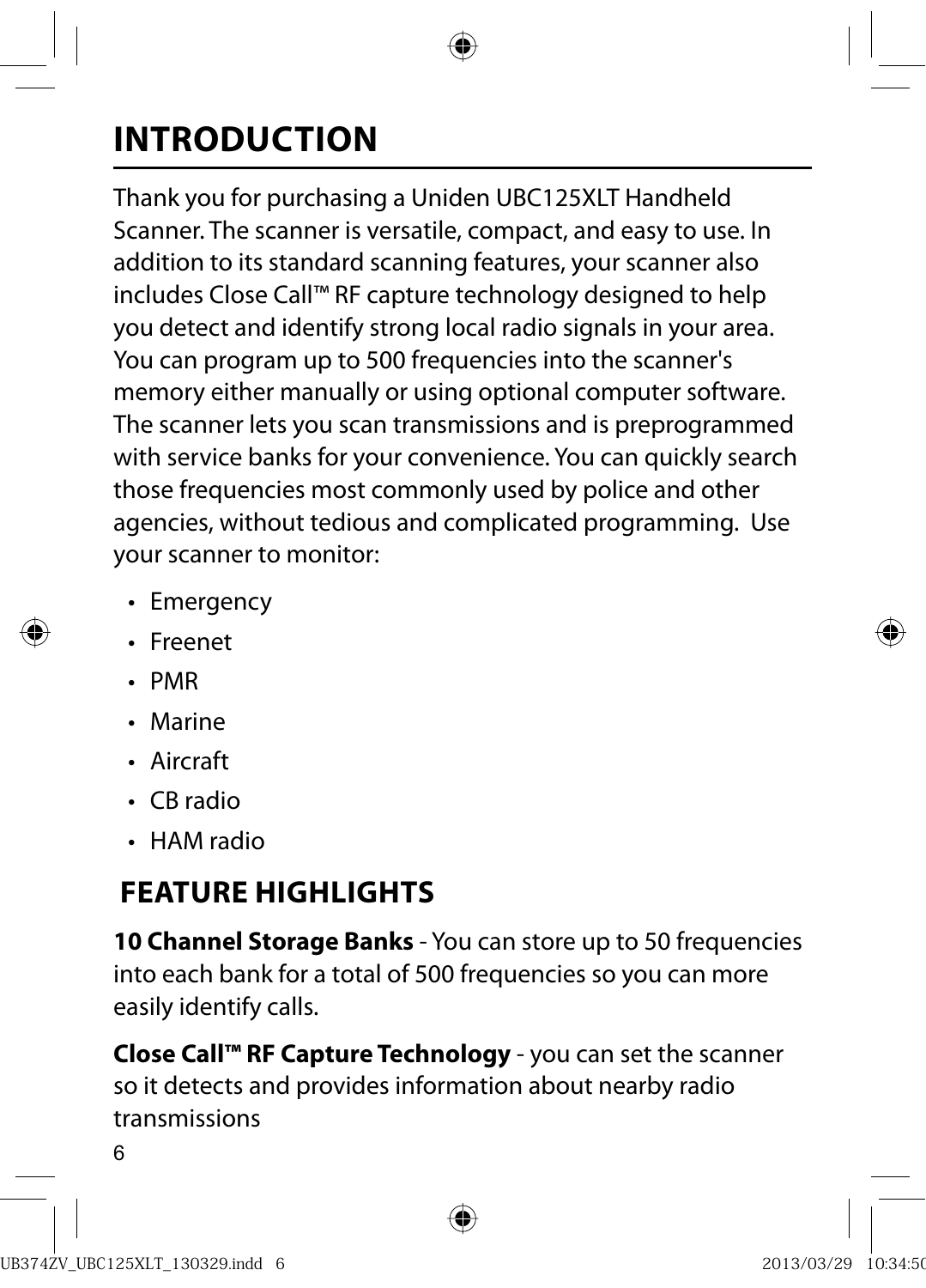# INTRODUCTION

Thank you for purchasing a Uniden UBC125XLT Handheld Scanner. The scanner is versatile, compact, and easy to use. In addition to its standard scanning features, your scanner also includes Close Call™ RF capture technology designed to help you detect and identify strong local radio signals in your area. You can program up to 500 frequencies into the scanner's memory either manually or using optional computer software. The scanner lets you scan transmissions and is preprogrammed with service banks for your convenience. You can quickly search those frequencies most commonly used by police and other agencies, without tedious and complicated programming. Use your scanner to monitor:

- Emergency
- Freenet
- PMR
- Marine
- Aircraft
- CB radio
- HAM radio

## FEATURE HIGHLIGHTS

**10 Channel Storage Banks** - You can store up to 50 frequencies into each bank for a total of 500 frequencies so you can more easily identify calls.

**Close Call™ RF Capture Technology** - you can set the scanner so it detects and provides information about nearby radio transmissions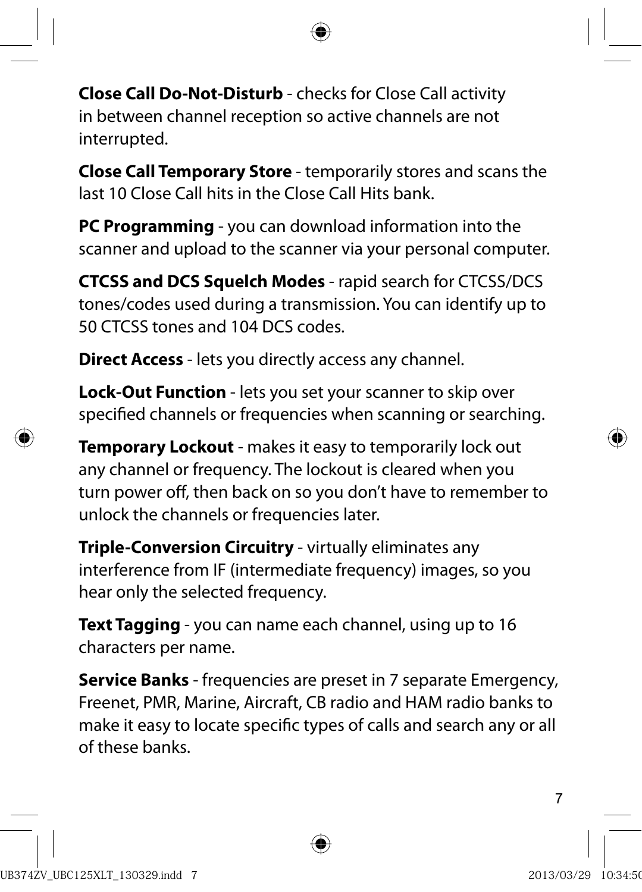**Close Call Do-Not-Disturb** - checks for Close Call activity in between channel reception so active channels are not interrupted.

**Close Call Temporary Store** - temporarily stores and scans the last 10 Close Call hits in the Close Call Hits bank.

**PC Programming** - you can download information into the scanner and upload to the scanner via your personal computer.

**CTCSS and DCS Squelch Modes** - rapid search for CTCSS/DCS tones/codes used during a transmission. You can identify up to 50 CTCSS tones and 104 DCS codes.

**Direct Access** - lets you directly access any channel.

**Lock-Out Function** - lets you set your scanner to skip over specified channels or frequencies when scanning or searching.

**Temporary Lockout** - makes it easy to temporarily lock out any channel or frequency. The lockout is cleared when you turn power off, then back on so you don't have to remember to unlock the channels or frequencies later.

**Triple-Conversion Circuitry** - virtually eliminates any interference from IF (intermediate frequency) images, so you hear only the selected frequency.

**Text Tagging** - you can name each channel, using up to 16 characters per name.

**Service Banks** - frequencies are preset in 7 separate Emergency, Freenet, PMR, Marine, Aircraft, CB radio and HAM radio banks to make it easy to locate specific types of calls and search any or all of these banks.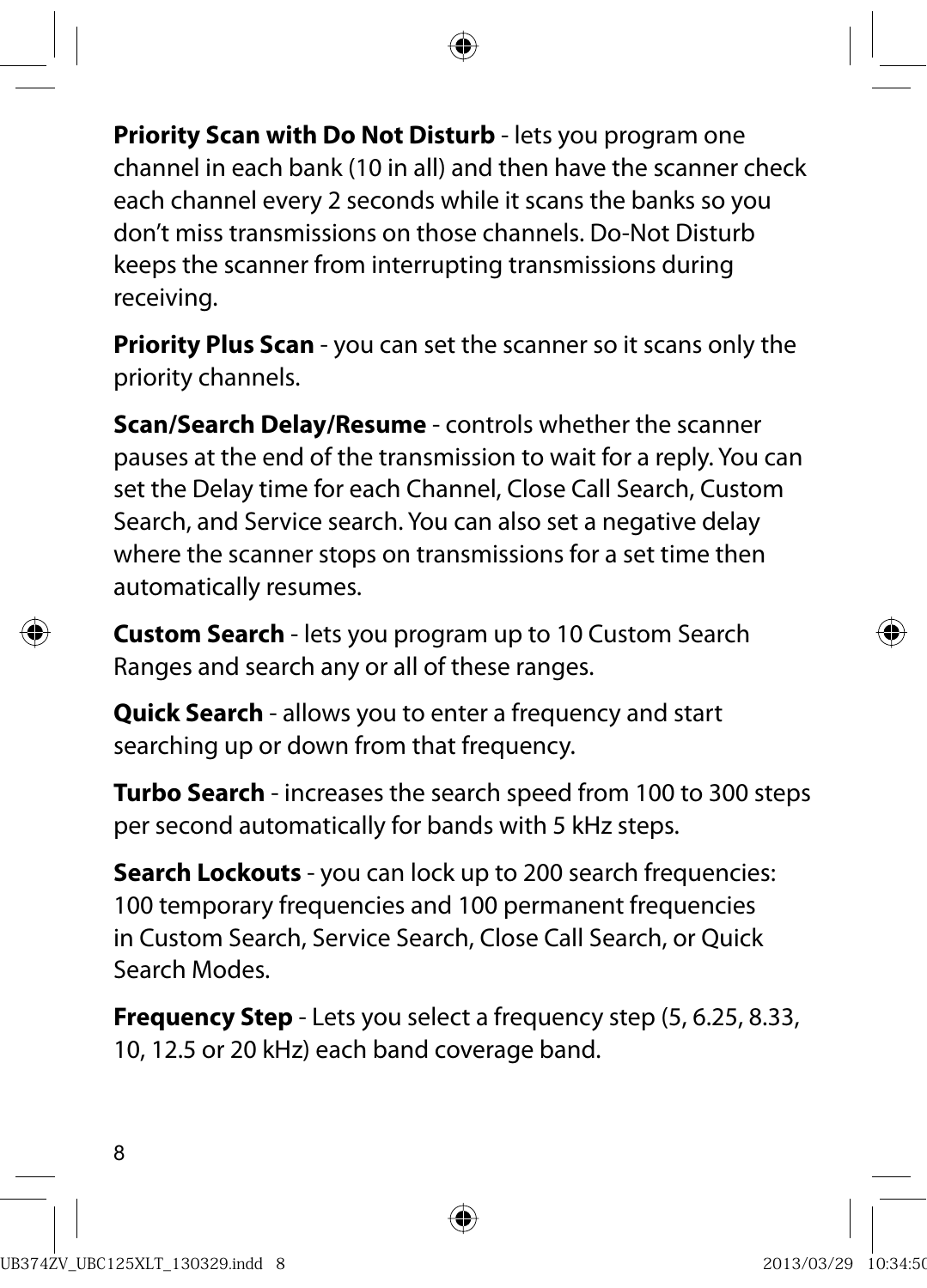**Priority Scan with Do Not Disturb** - lets you program one channel in each bank (10 in all) and then have the scanner check each channel every 2 seconds while it scans the banks so you don't miss transmissions on those channels. Do-Not Disturb keeps the scanner from interrupting transmissions during receiving.

**Priority Plus Scan** - you can set the scanner so it scans only the priority channels.

**Scan/Search Delay/Resume** - controls whether the scanner pauses at the end of the transmission to wait for a reply. You can set the Delay time for each Channel, Close Call Search, Custom Search, and Service search. You can also set a negative delay where the scanner stops on transmissions for a set time then automatically resumes.

**Custom Search** - lets you program up to 10 Custom Search Ranges and search any or all of these ranges.

**Quick Search** - allows you to enter a frequency and start searching up or down from that frequency.

**Turbo Search** - increases the search speed from 100 to 300 steps per second automatically for bands with 5 kHz steps.

**Search Lockouts** - you can lock up to 200 search frequencies: 100 temporary frequencies and 100 permanent frequencies in Custom Search, Service Search, Close Call Search, or Quick Search Modes.

**Frequency Step** - Lets you select a frequency step (5, 6.25, 8.33, 10, 12.5 or 20 kHz) each band coverage band.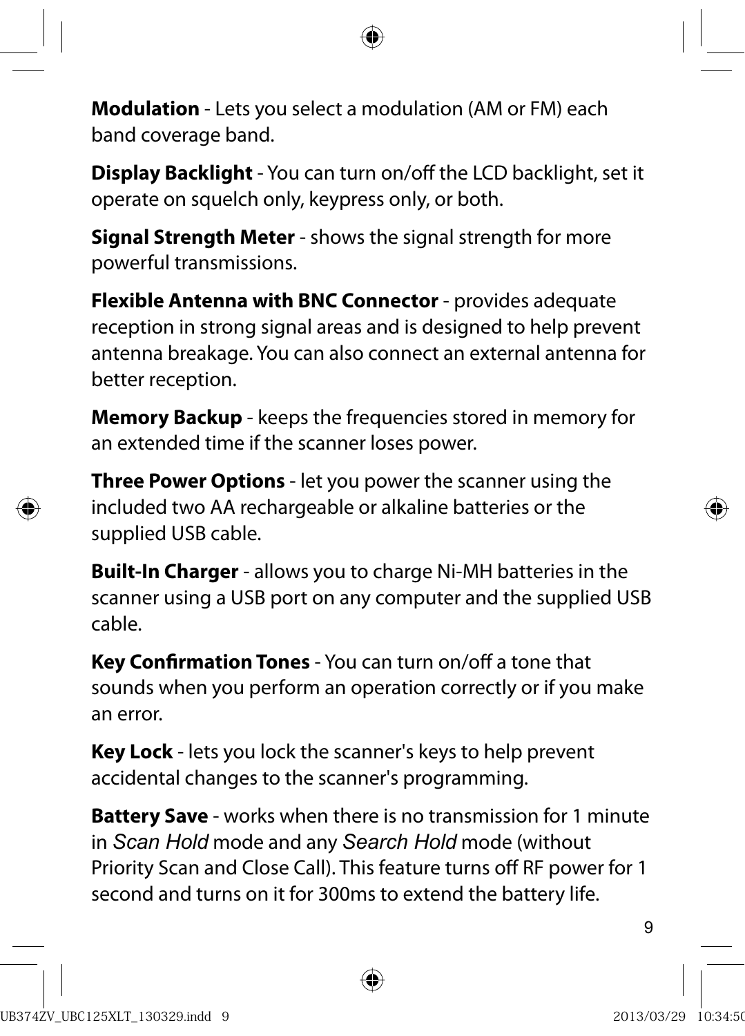**Modulation** - Lets you select a modulation (AM or FM) each band coverage band.

**Display Backlight** - You can turn on/off the LCD backlight, set it operate on squelch only, keypress only, or both.

**Signal Strength Meter** - shows the signal strength for more powerful transmissions.

**Flexible Antenna with BNC Connector** - provides adequate reception in strong signal areas and is designed to help prevent antenna breakage. You can also connect an external antenna for better reception.

**Memory Backup** - keeps the frequencies stored in memory for an extended time if the scanner loses power.

**Three Power Options** - let you power the scanner using the included two AA rechargeable or alkaline batteries or the supplied USB cable.

**Built-In Charger** - allows you to charge Ni-MH batteries in the scanner using a USB port on any computer and the supplied USB cable.

**Key Confirmation Tones** - You can turn on/off a tone that sounds when you perform an operation correctly or if you make an error.

**Key Lock** - lets you lock the scanner's keys to help prevent accidental changes to the scanner's programming.

**Battery Save** - works when there is no transmission for 1 minute in *Scan Hold* mode and any *Search Hold* mode (without Priority Scan and Close Call). This feature turns off RF power for 1 second and turns on it for 300ms to extend the battery life.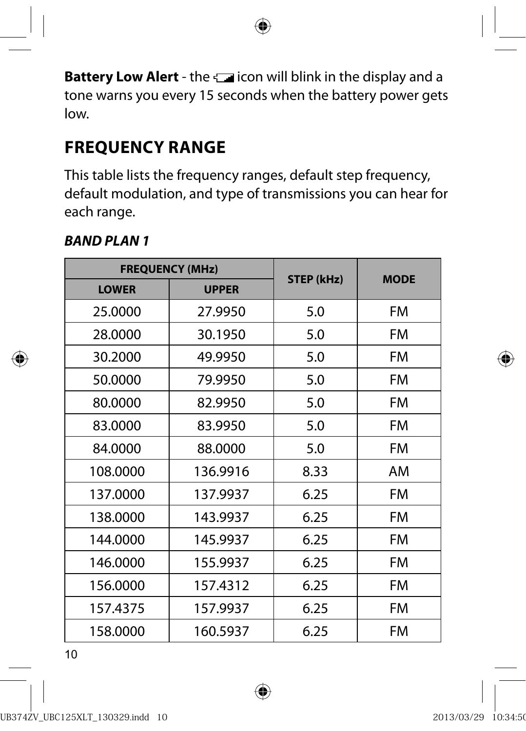**Battery Low Alert** - the icon will blink in the display and a tone warns you every 15 seconds when the battery power gets low.

## FREQUENCY RANGE

This table lists the frequency ranges, default step frequency, default modulation, and type of transmissions you can hear for each range.

### *BAND PLAN 1*

| FREQUENCY (MHz) | | STEP (kHz) | MODE |
|---|---|---|---|
| LOWER | UPPER | | |
| 25.0000 | 27.9950 | 5.0 | FM |
| 28.0000 | 30.1950 | 5.0 | FM |
| 30.2000 | 49.9950 | 5.0 | FM |
| 50.0000 | 79.9950 | 5.0 | FM |
| 80.0000 | 82.9950 | 5.0 | FM |
| 83.0000 | 83.9950 | 5.0 | FM |
| 84.0000 | 88.0000 | 5.0 | FM |
| 108.0000 | 136.9916 | 8.33 | AM |
| 137.0000 | 137.9937 | 6.25 | FM |
| 138.0000 | 143.9937 | 6.25 | FM |
| 144.0000 | 145.9937 | 6.25 | FM |
| 146.0000 | 155.9937 | 6.25 | FM |
| 156.0000 | 157.4312 | 6.25 | FM |
| 157.4375 | 157.9937 | 6.25 | FM |
| 158.0000 | 160.5937 | 6.25 | FM |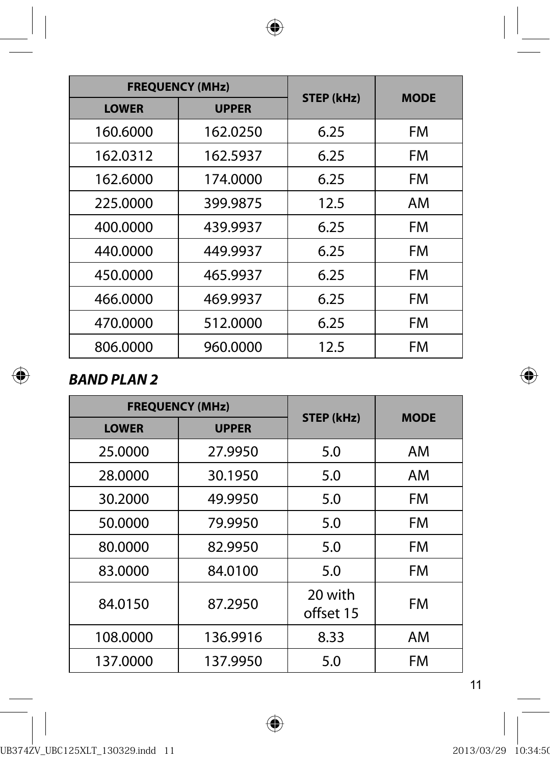| FREQUENCY (MHz) | | STEP (kHz) | MODE |
|---|---|---|---|
| LOWER | UPPER | | |
| 160.6000 | 162.0250 | 6.25 | FM |
| 162.0312 | 162.5937 | 6.25 | FM |
| 162.6000 | 174.0000 | 6.25 | FM |
| 225.0000 | 399.9875 | 12.5 | AM |
| 400.0000 | 439.9937 | 6.25 | FM |
| 440.0000 | 449.9937 | 6.25 | FM |
| 450.0000 | 465.9937 | 6.25 | FM |
| 466.0000 | 469.9937 | 6.25 | FM |
| 470.0000 | 512.0000 | 6.25 | FM |
| 806.0000 | 960.0000 | 12.5 | FM |

***BAND PLAN 2***

| FREQUENCY (MHz) | | STEP (kHz) | MODE |
|---|---|---|---|
| LOWER | UPPER | | |
| 25.0000 | 27.9950 | 5.0 | AM |
| 28.0000 | 30.1950 | 5.0 | AM |
| 30.2000 | 49.9950 | 5.0 | FM |
| 50.0000 | 79.9950 | 5.0 | FM |
| 80.0000 | 82.9950 | 5.0 | FM |
| 83.0000 | 84.0100 | 5.0 | FM |
| 84.0150 | 87.2950 | 20 with offset 15 | FM |
| 108.0000 | 136.9916 | 8.33 | AM |
| 137.0000 | 137.9950 | 5.0 | FM |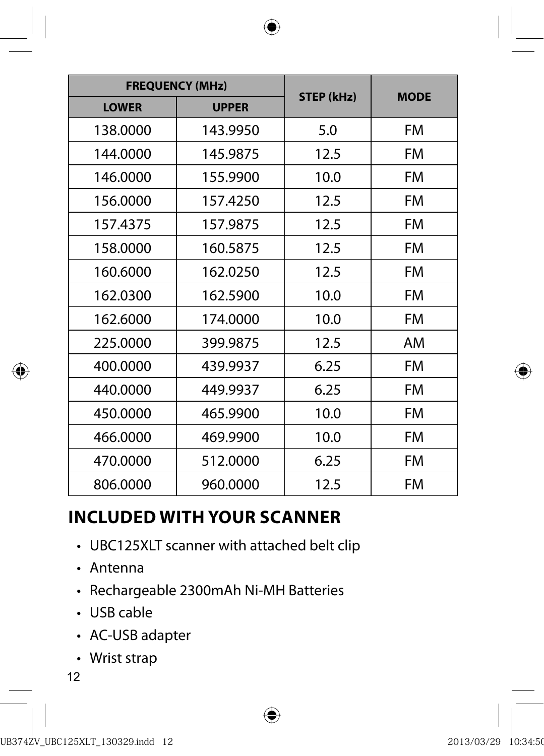| FREQUENCY (MHz) | | STEP (kHz) | MODE |
|---|---|---|---|
| LOWER | UPPER | | |
| 138.0000 | 143.9950 | 5.0 | FM |
| 144.0000 | 145.9875 | 12.5 | FM |
| 146.0000 | 155.9900 | 10.0 | FM |
| 156.0000 | 157.4250 | 12.5 | FM |
| 157.4375 | 157.9875 | 12.5 | FM |
| 158.0000 | 160.5875 | 12.5 | FM |
| 160.6000 | 162.0250 | 12.5 | FM |
| 162.0300 | 162.5900 | 10.0 | FM |
| 162.6000 | 174.0000 | 10.0 | FM |
| 225.0000 | 399.9875 | 12.5 | AM |
| 400.0000 | 439.9937 | 6.25 | FM |
| 440.0000 | 449.9937 | 6.25 | FM |
| 450.0000 | 465.9900 | 10.0 | FM |
| 466.0000 | 469.9900 | 10.0 | FM |
| 470.0000 | 512.0000 | 6.25 | FM |
| 806.0000 | 960.0000 | 12.5 | FM |

## INCLUDED WITH YOUR SCANNER

- UBC125XLT scanner with attached belt clip
- Antenna
- Rechargeable 2300mAh Ni-MH Batteries
- USB cable
- AC-USB adapter
- Wrist strap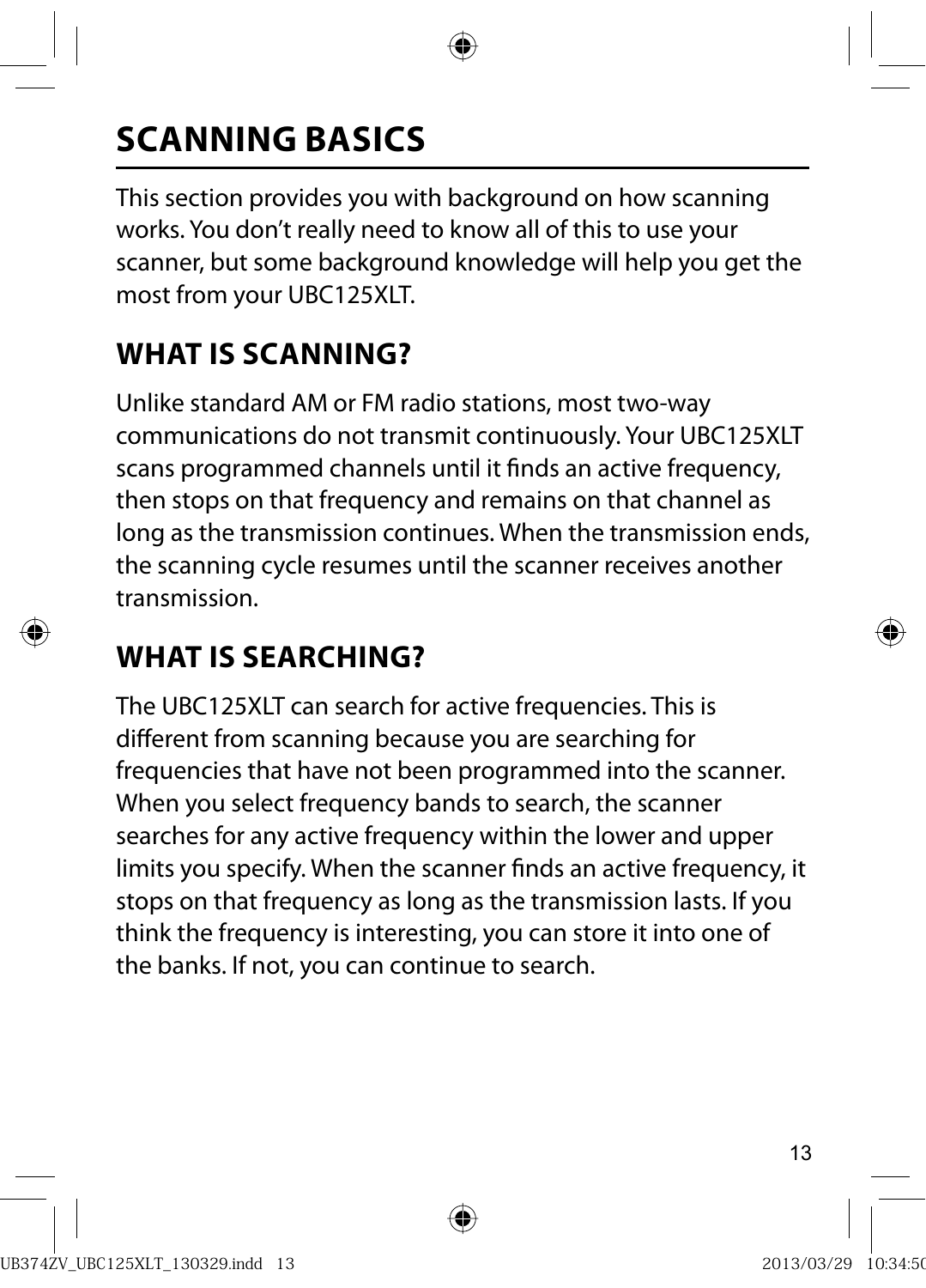# SCANNING BASICS

This section provides you with background on how scanning works. You don't really need to know all of this to use your scanner, but some background knowledge will help you get the most from your UBC125XLT.

## WHAT IS SCANNING?

Unlike standard AM or FM radio stations, most two-way communications do not transmit continuously. Your UBC125XLT scans programmed channels until it finds an active frequency, then stops on that frequency and remains on that channel as long as the transmission continues. When the transmission ends, the scanning cycle resumes until the scanner receives another transmission.

## WHAT IS SEARCHING?

The UBC125XLT can search for active frequencies. This is different from scanning because you are searching for frequencies that have not been programmed into the scanner. When you select frequency bands to search, the scanner searches for any active frequency within the lower and upper limits you specify. When the scanner finds an active frequency, it stops on that frequency as long as the transmission lasts. If you think the frequency is interesting, you can store it into one of the banks. If not, you can continue to search.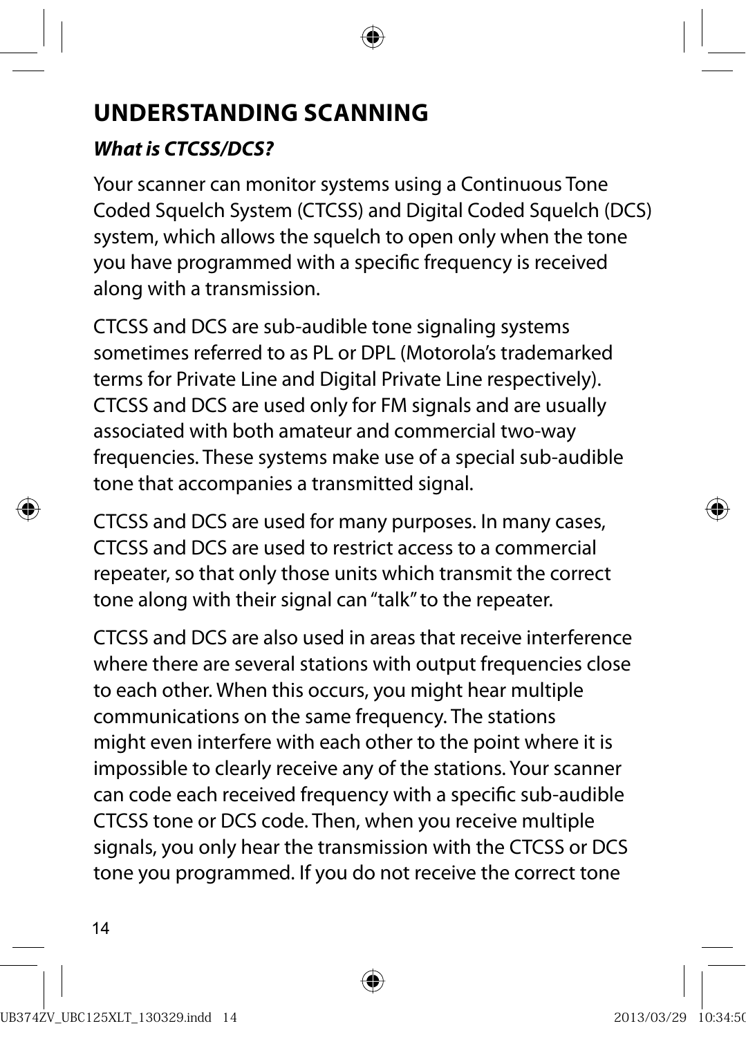## UNDERSTANDING SCANNING

### *What is CTCSS/DCS?*

Your scanner can monitor systems using a Continuous Tone Coded Squelch System (CTCSS) and Digital Coded Squelch (DCS) system, which allows the squelch to open only when the tone you have programmed with a specific frequency is received along with a transmission.

CTCSS and DCS are sub-audible tone signaling systems sometimes referred to as PL or DPL (Motorola's trademarked terms for Private Line and Digital Private Line respectively). CTCSS and DCS are used only for FM signals and are usually associated with both amateur and commercial two-way frequencies. These systems make use of a special sub-audible tone that accompanies a transmitted signal.

CTCSS and DCS are used for many purposes. In many cases, CTCSS and DCS are used to restrict access to a commercial repeater, so that only those units which transmit the correct tone along with their signal can "talk" to the repeater.

CTCSS and DCS are also used in areas that receive interference where there are several stations with output frequencies close to each other. When this occurs, you might hear multiple communications on the same frequency. The stations might even interfere with each other to the point where it is impossible to clearly receive any of the stations. Your scanner can code each received frequency with a specific sub-audible CTCSS tone or DCS code. Then, when you receive multiple signals, you only hear the transmission with the CTCSS or DCS tone you programmed. If you do not receive the correct tone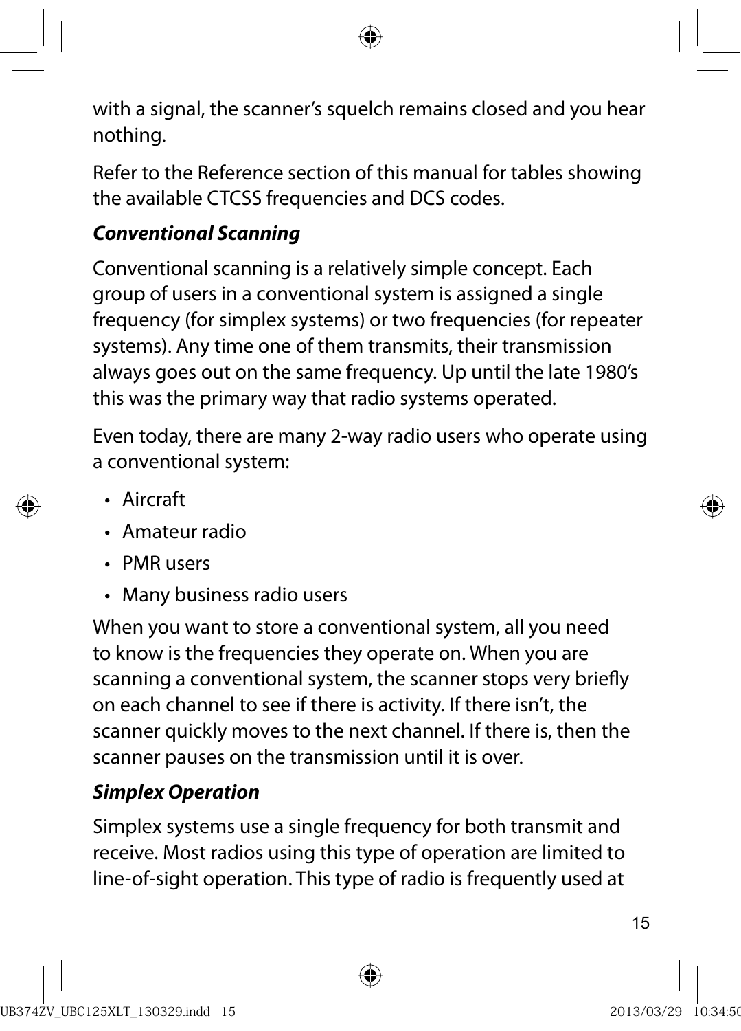with a signal, the scanner's squelch remains closed and you hear nothing.

Refer to the Reference section of this manual for tables showing the available CTCSS frequencies and DCS codes.

### *Conventional Scanning*

Conventional scanning is a relatively simple concept. Each group of users in a conventional system is assigned a single frequency (for simplex systems) or two frequencies (for repeater systems). Any time one of them transmits, their transmission always goes out on the same frequency. Up until the late 1980's this was the primary way that radio systems operated.

Even today, there are many 2-way radio users who operate using a conventional system:

- Aircraft
- Amateur radio
- PMR users
- Many business radio users

When you want to store a conventional system, all you need to know is the frequencies they operate on. When you are scanning a conventional system, the scanner stops very briefly on each channel to see if there is activity. If there isn't, the scanner quickly moves to the next channel. If there is, then the scanner pauses on the transmission until it is over.

### *Simplex Operation*

Simplex systems use a single frequency for both transmit and receive. Most radios using this type of operation are limited to line-of-sight operation. This type of radio is frequently used at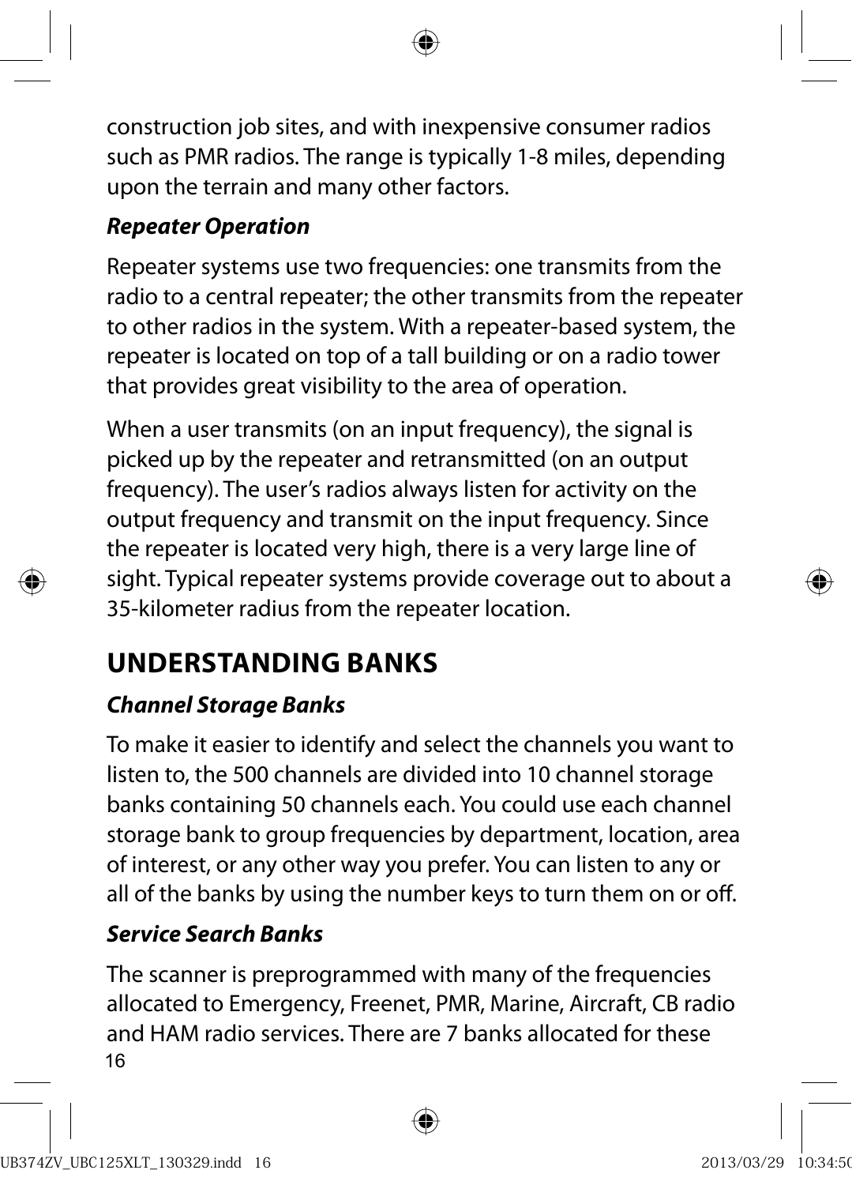construction job sites, and with inexpensive consumer radios such as PMR radios. The range is typically 1-8 miles, depending upon the terrain and many other factors.

***Repeater Operation***

Repeater systems use two frequencies: one transmits from the radio to a central repeater; the other transmits from the repeater to other radios in the system. With a repeater-based system, the repeater is located on top of a tall building or on a radio tower that provides great visibility to the area of operation.

When a user transmits (on an input frequency), the signal is picked up by the repeater and retransmitted (on an output frequency). The user's radios always listen for activity on the output frequency and transmit on the input frequency. Since the repeater is located very high, there is a very large line of sight. Typical repeater systems provide coverage out to about a 35-kilometer radius from the repeater location.

## UNDERSTANDING BANKS

***Channel Storage Banks***

To make it easier to identify and select the channels you want to listen to, the 500 channels are divided into 10 channel storage banks containing 50 channels each. You could use each channel storage bank to group frequencies by department, location, area of interest, or any other way you prefer. You can listen to any or all of the banks by using the number keys to turn them on or off.

***Service Search Banks***

The scanner is preprogrammed with many of the frequencies allocated to Emergency, Freenet, PMR, Marine, Aircraft, CB radio and HAM radio services. There are 7 banks allocated for these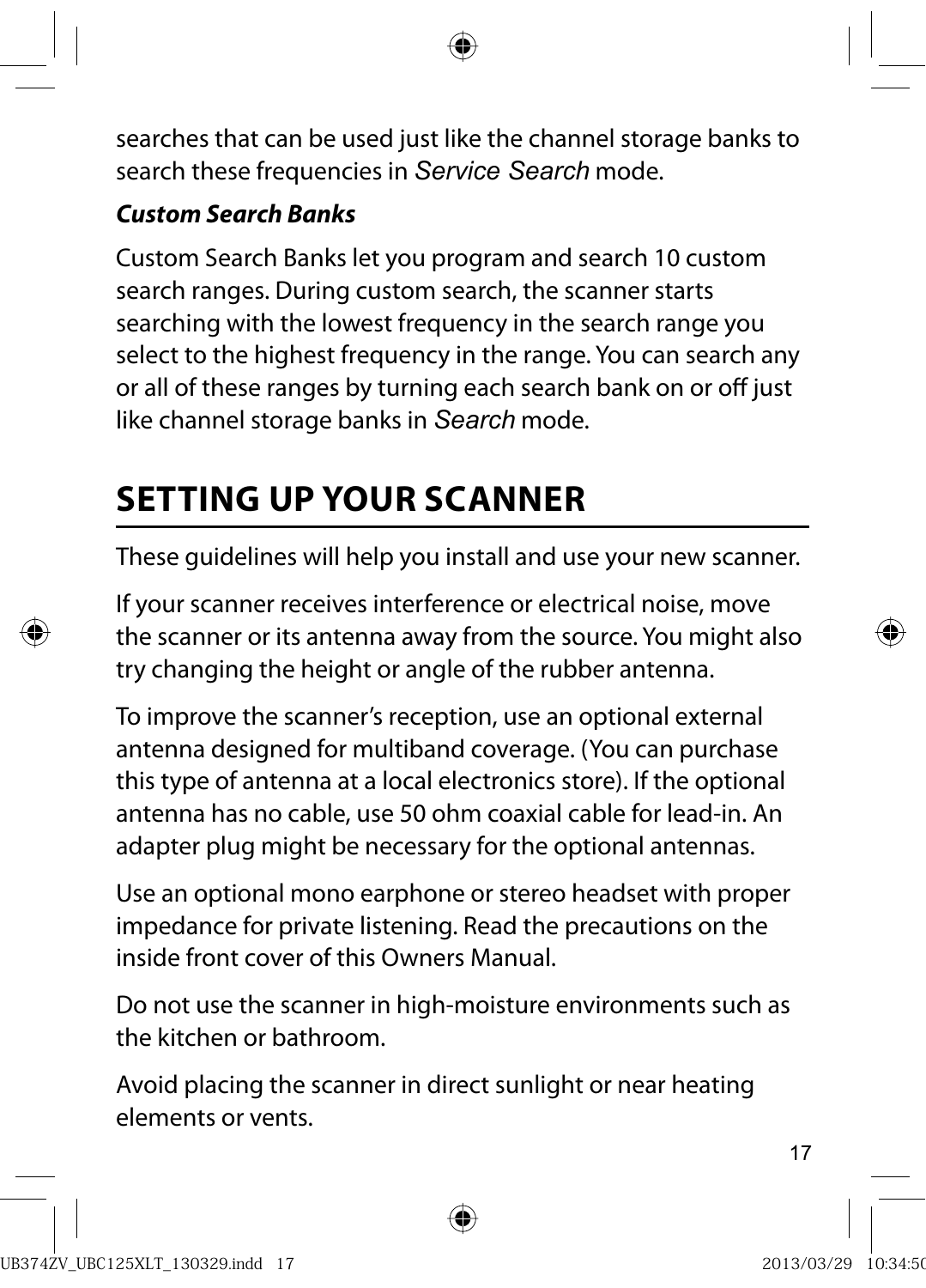searches that can be used just like the channel storage banks to search these frequencies in *Service Search* mode.

***Custom Search Banks***

Custom Search Banks let you program and search 10 custom search ranges. During custom search, the scanner starts searching with the lowest frequency in the search range you select to the highest frequency in the range. You can search any or all of these ranges by turning each search bank on or off just like channel storage banks in *Search* mode.

# SETTING UP YOUR SCANNER

These guidelines will help you install and use your new scanner.

If your scanner receives interference or electrical noise, move the scanner or its antenna away from the source. You might also try changing the height or angle of the rubber antenna.

To improve the scanner's reception, use an optional external antenna designed for multiband coverage. (You can purchase this type of antenna at a local electronics store). If the optional antenna has no cable, use 50 ohm coaxial cable for lead-in. An adapter plug might be necessary for the optional antennas.

Use an optional mono earphone or stereo headset with proper impedance for private listening. Read the precautions on the inside front cover of this Owners Manual.

Do not use the scanner in high-moisture environments such as the kitchen or bathroom.

Avoid placing the scanner in direct sunlight or near heating elements or vents.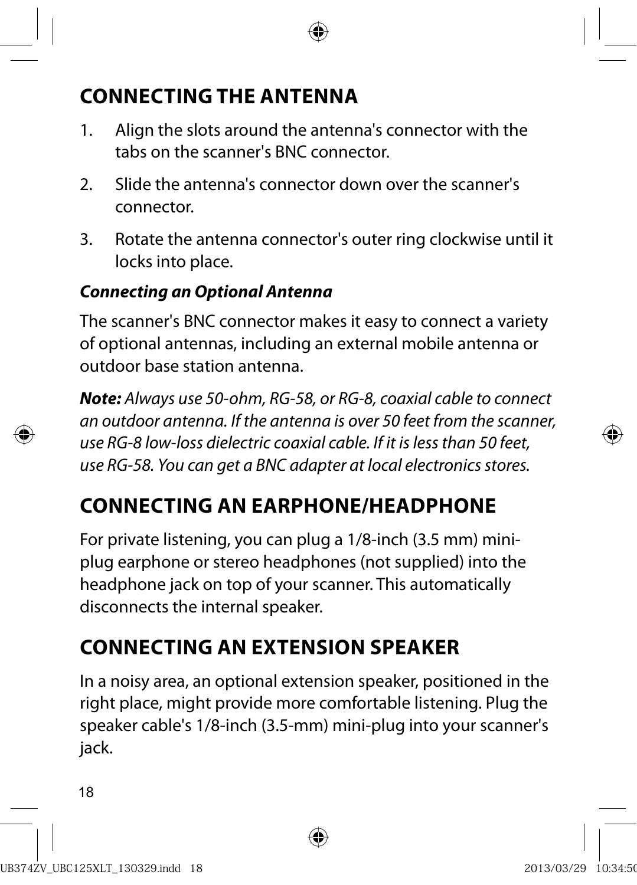## CONNECTING THE ANTENNA

1. Align the slots around the antenna's connector with the tabs on the scanner's BNC connector.
2. Slide the antenna's connector down over the scanner's connector.
3. Rotate the antenna connector's outer ring clockwise until it locks into place.

### *Connecting an Optional Antenna*

The scanner's BNC connector makes it easy to connect a variety of optional antennas, including an external mobile antenna or outdoor base station antenna.

***Note:*** *Always use 50-ohm, RG-58, or RG-8, coaxial cable to connect an outdoor antenna. If the antenna is over 50 feet from the scanner, use RG-8 low-loss dielectric coaxial cable. If it is less than 50 feet, use RG-58. You can get a BNC adapter at local electronics stores.*

## CONNECTING AN EARPHONE/HEADPHONE

For private listening, you can plug a 1/8-inch (3.5 mm) mini-plug earphone or stereo headphones (not supplied) into the headphone jack on top of your scanner. This automatically disconnects the internal speaker.

## CONNECTING AN EXTENSION SPEAKER

In a noisy area, an optional extension speaker, positioned in the right place, might provide more comfortable listening. Plug the speaker cable's 1/8-inch (3.5-mm) mini-plug into your scanner's jack.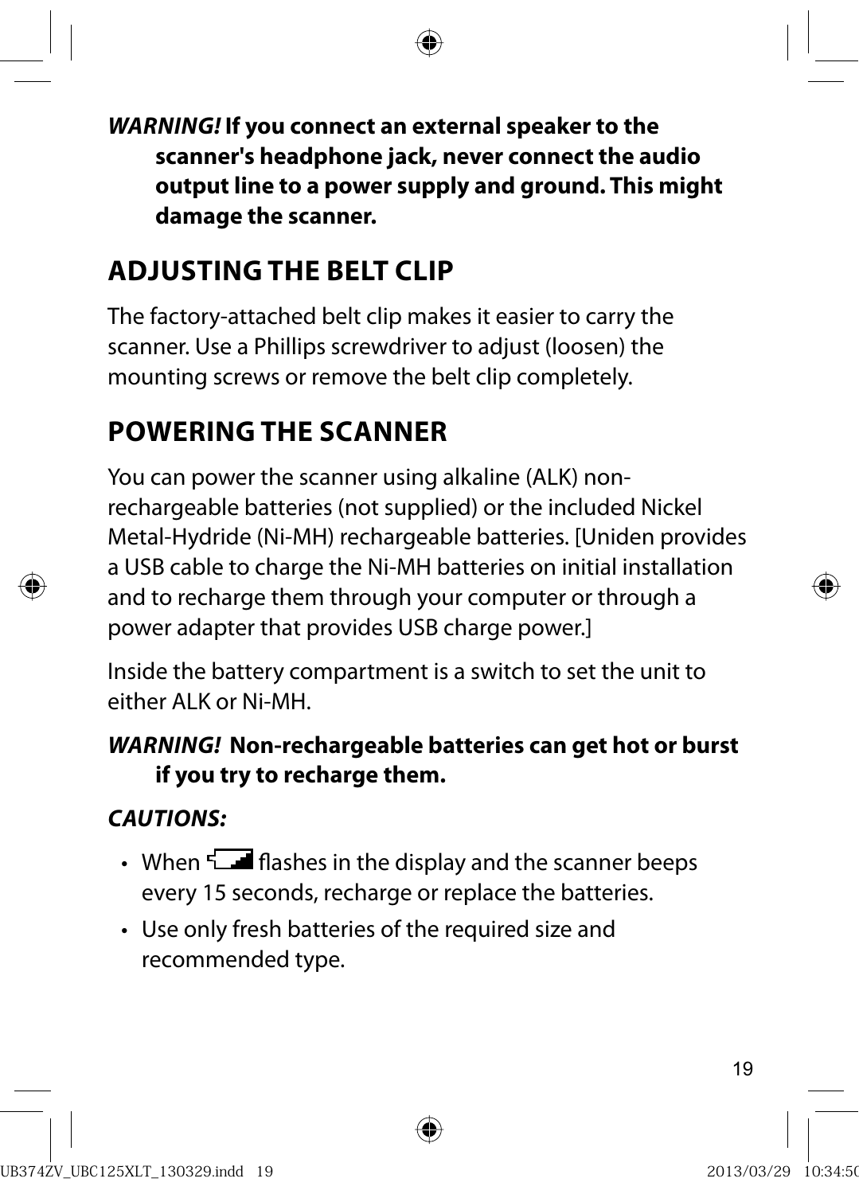***WARNING!* If you connect an external speaker to the scanner's headphone jack, never connect the audio output line to a power supply and ground. This might damage the scanner.**

## ADJUSTING THE BELT CLIP

The factory-attached belt clip makes it easier to carry the scanner. Use a Phillips screwdriver to adjust (loosen) the mounting screws or remove the belt clip completely.

## POWERING THE SCANNER

You can power the scanner using alkaline (ALK) non-rechargeable batteries (not supplied) or the included Nickel Metal-Hydride (Ni-MH) rechargeable batteries. [Uniden provides a USB cable to charge the Ni-MH batteries on initial installation and to recharge them through your computer or through a power adapter that provides USB charge power.]

Inside the battery compartment is a switch to set the unit to either ALK or Ni-MH.

***WARNING!* Non-rechargeable batteries can get hot or burst if you try to recharge them.**

***CAUTIONS:***

- When the low battery icon flashes in the display and the scanner beeps every 15 seconds, recharge or replace the batteries.
- Use only fresh batteries of the required size and recommended type.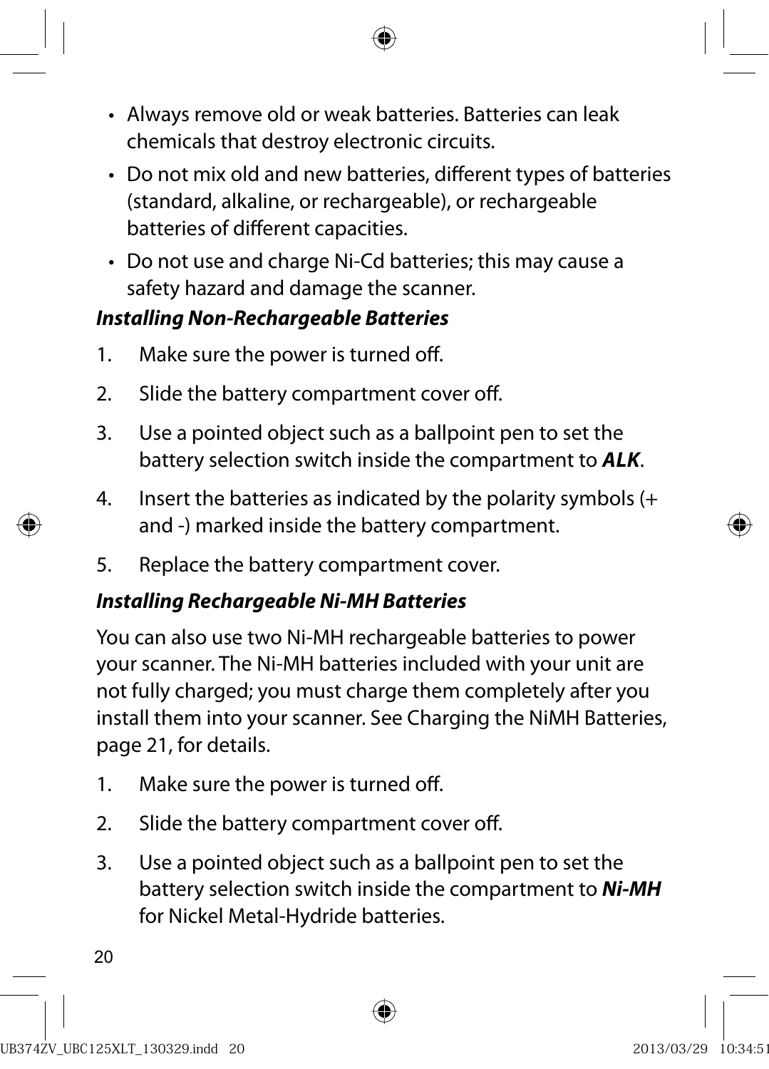- Always remove old or weak batteries. Batteries can leak chemicals that destroy electronic circuits.
- Do not mix old and new batteries, different types of batteries (standard, alkaline, or rechargeable), or rechargeable batteries of different capacities.
- Do not use and charge Ni-Cd batteries; this may cause a safety hazard and damage the scanner.

***Installing Non-Rechargeable Batteries***

1. Make sure the power is turned off.
2. Slide the battery compartment cover off.
3. Use a pointed object such as a ballpoint pen to set the battery selection switch inside the compartment to ***ALK***.
4. Insert the batteries as indicated by the polarity symbols (+ and -) marked inside the battery compartment.
5. Replace the battery compartment cover.

***Installing Rechargeable Ni-MH Batteries***

You can also use two Ni-MH rechargeable batteries to power your scanner. The Ni-MH batteries included with your unit are not fully charged; you must charge them completely after you install them into your scanner. See Charging the NiMH Batteries, page 21, for details.

1. Make sure the power is turned off.
2. Slide the battery compartment cover off.
3. Use a pointed object such as a ballpoint pen to set the battery selection switch inside the compartment to ***Ni-MH*** for Nickel Metal-Hydride batteries.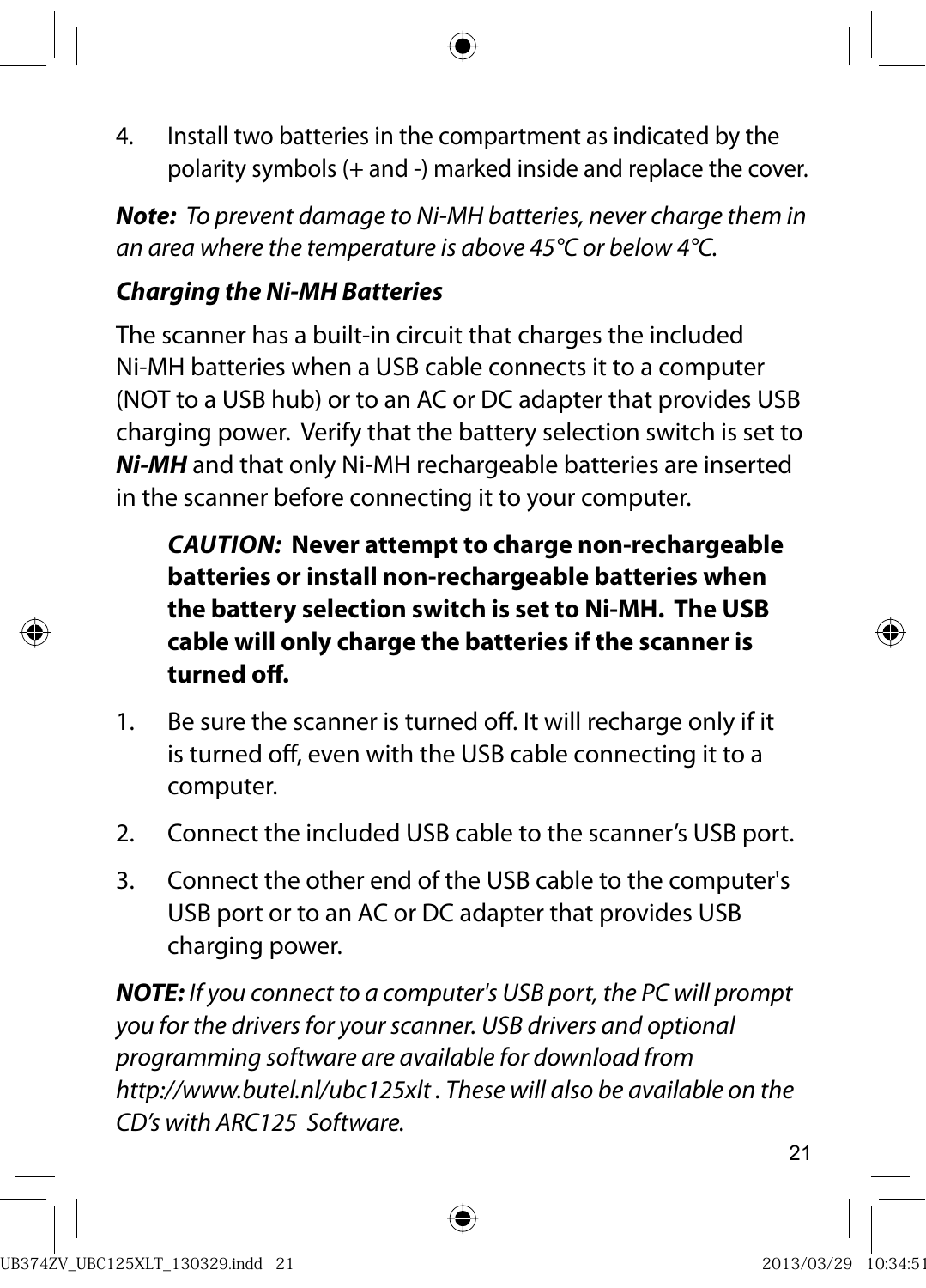4. Install two batteries in the compartment as indicated by the polarity symbols (+ and -) marked inside and replace the cover.

***Note:*** *To prevent damage to Ni-MH batteries, never charge them in an area where the temperature is above 45°C or below 4°C.*

***Charging the Ni-MH Batteries***

The scanner has a built-in circuit that charges the included Ni-MH batteries when a USB cable connects it to a computer (NOT to a USB hub) or to an AC or DC adapter that provides USB charging power. Verify that the battery selection switch is set to ***Ni-MH*** and that only Ni-MH rechargeable batteries are inserted in the scanner before connecting it to your computer.

> ***CAUTION:*** **Never attempt to charge non-rechargeable batteries or install non-rechargeable batteries when the battery selection switch is set to Ni-MH. The USB cable will only charge the batteries if the scanner is turned off.**

1. Be sure the scanner is turned off. It will recharge only if it is turned off, even with the USB cable connecting it to a computer.
2. Connect the included USB cable to the scanner's USB port.
3. Connect the other end of the USB cable to the computer's USB port or to an AC or DC adapter that provides USB charging power.

***NOTE:*** *If you connect to a computer's USB port, the PC will prompt you for the drivers for your scanner. USB drivers and optional programming software are available for download from http://www.butel.nl/ubc125xlt . These will also be available on the CD's with ARC125 Software.*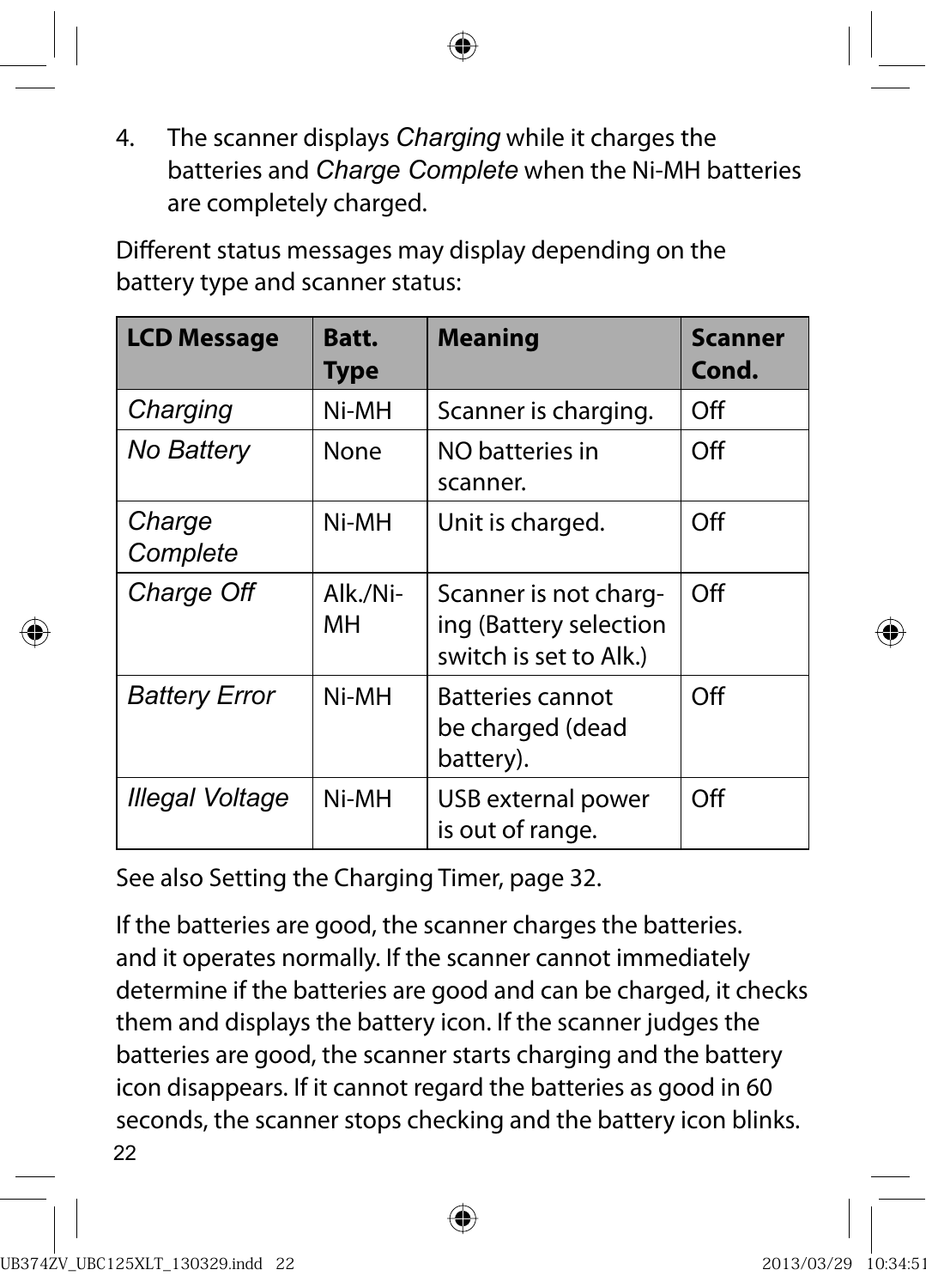4. The scanner displays *Charging* while it charges the batteries and *Charge Complete* when the Ni-MH batteries are completely charged.

Different status messages may display depending on the battery type and scanner status:

| LCD Message | Batt. Type | Meaning | Scanner Cond. |
|---|---|---|---|
| *Charging* | Ni-MH | Scanner is charging. | Off |
| *No Battery* | None | NO batteries in scanner. | Off |
| *Charge Complete* | Ni-MH | Unit is charged. | Off |
| *Charge Off* | Alk./Ni-MH | Scanner is not charging (Battery selection switch is set to Alk.) | Off |
| *Battery Error* | Ni-MH | Batteries cannot be charged (dead battery). | Off |
| *Illegal Voltage* | Ni-MH | USB external power is out of range. | Off |

See also Setting the Charging Timer, page 32.

If the batteries are good, the scanner charges the batteries. and it operates normally. If the scanner cannot immediately determine if the batteries are good and can be charged, it checks them and displays the battery icon. If the scanner judges the batteries are good, the scanner starts charging and the battery icon disappears. If it cannot regard the batteries as good in 60 seconds, the scanner stops checking and the battery icon blinks.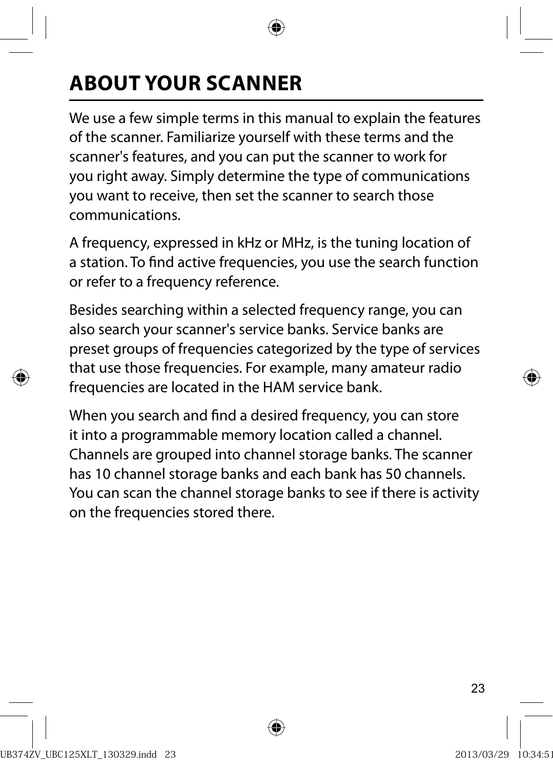# ABOUT YOUR SCANNER

We use a few simple terms in this manual to explain the features of the scanner. Familiarize yourself with these terms and the scanner's features, and you can put the scanner to work for you right away. Simply determine the type of communications you want to receive, then set the scanner to search those communications.

A frequency, expressed in kHz or MHz, is the tuning location of a station. To find active frequencies, you use the search function or refer to a frequency reference.

Besides searching within a selected frequency range, you can also search your scanner's service banks. Service banks are preset groups of frequencies categorized by the type of services that use those frequencies. For example, many amateur radio frequencies are located in the HAM service bank.

When you search and find a desired frequency, you can store it into a programmable memory location called a channel. Channels are grouped into channel storage banks. The scanner has 10 channel storage banks and each bank has 50 channels. You can scan the channel storage banks to see if there is activity on the frequencies stored there.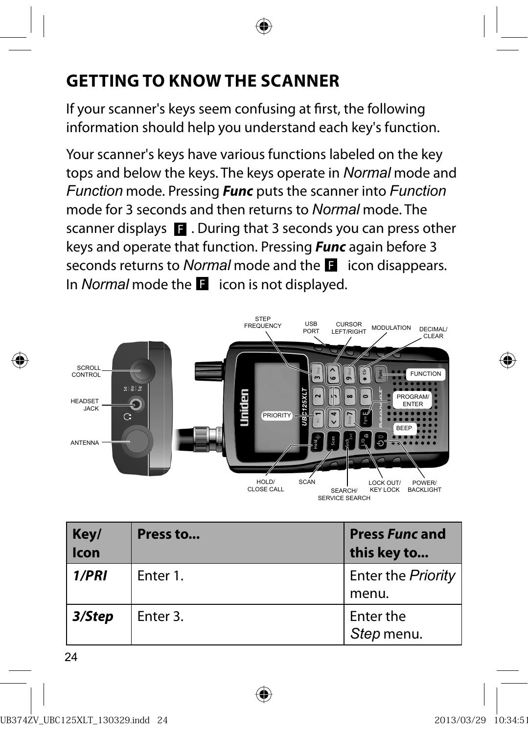## GETTING TO KNOW THE SCANNER

If your scanner's keys seem confusing at first, the following information should help you understand each key's function.

Your scanner's keys have various functions labeled on the key tops and below the keys. The keys operate in *Normal* mode and *Function* mode. Pressing ***Func*** puts the scanner into *Function* mode for 3 seconds and then returns to *Normal* mode. The scanner displays F. During that 3 seconds you can press other keys and operate that function. Pressing ***Func*** again before 3 seconds returns to *Normal* mode and the F icon disappears. In *Normal* mode the F icon is not displayed.

STEP FREQUENCY, USB PORT, CURSOR LEFT/RIGHT, MODULATION, DECIMAL/CLEAR, SCROLL CONTROL, FUNCTION, HEADSET JACK, PROGRAM/ENTER, PRIORITY, BEEP, ANTENNA, HOLD/CLOSE CALL, SCAN, SEARCH/SERVICE SEARCH, LOCK OUT/KEY LOCK, POWER/BACKLIGHT

| Key/ Icon | Press to... | Press *Func* and this key to... |
|---|---|---|
| ***1/PRI*** | Enter 1. | Enter the *Priority* menu. |
| ***3/Step*** | Enter 3. | Enter the *Step* menu. |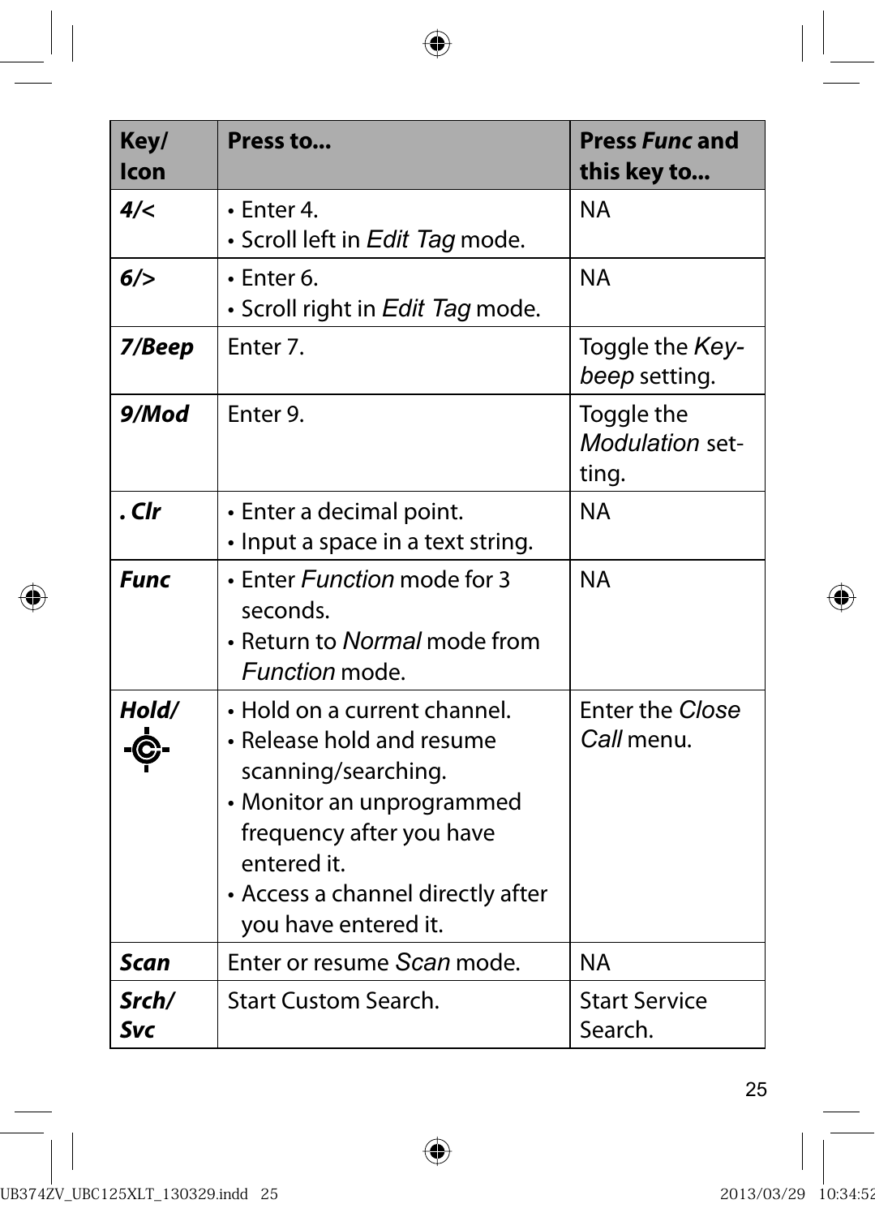| **Key/ Icon** | **Press to...** | **Press *Func* and this key to...** |
|---|---|---|
| ***4/<*** | • Enter 4.<br>• Scroll left in *Edit Tag* mode. | NA |
| ***6/>*** | • Enter 6.<br>• Scroll right in *Edit Tag* mode. | NA |
| ***7/Beep*** | Enter 7. | Toggle the *Key-beep* setting. |
| ***9/Mod*** | Enter 9. | Toggle the *Modulation* setting. |
| ***. Clr*** | • Enter a decimal point.<br>• Input a space in a text string. | NA |
| ***Func*** | • Enter *Function* mode for 3 seconds.<br>• Return to *Normal* mode from *Function* mode. | NA |
| ***Hold/*** | • Hold on a current channel.<br>• Release hold and resume scanning/searching.<br>• Monitor an unprogrammed frequency after you have entered it.<br>• Access a channel directly after you have entered it. | Enter the *Close Call* menu. |
| ***Scan*** | Enter or resume *Scan* mode. | NA |
| ***Srch/ Svc*** | Start Custom Search. | Start Service Search. |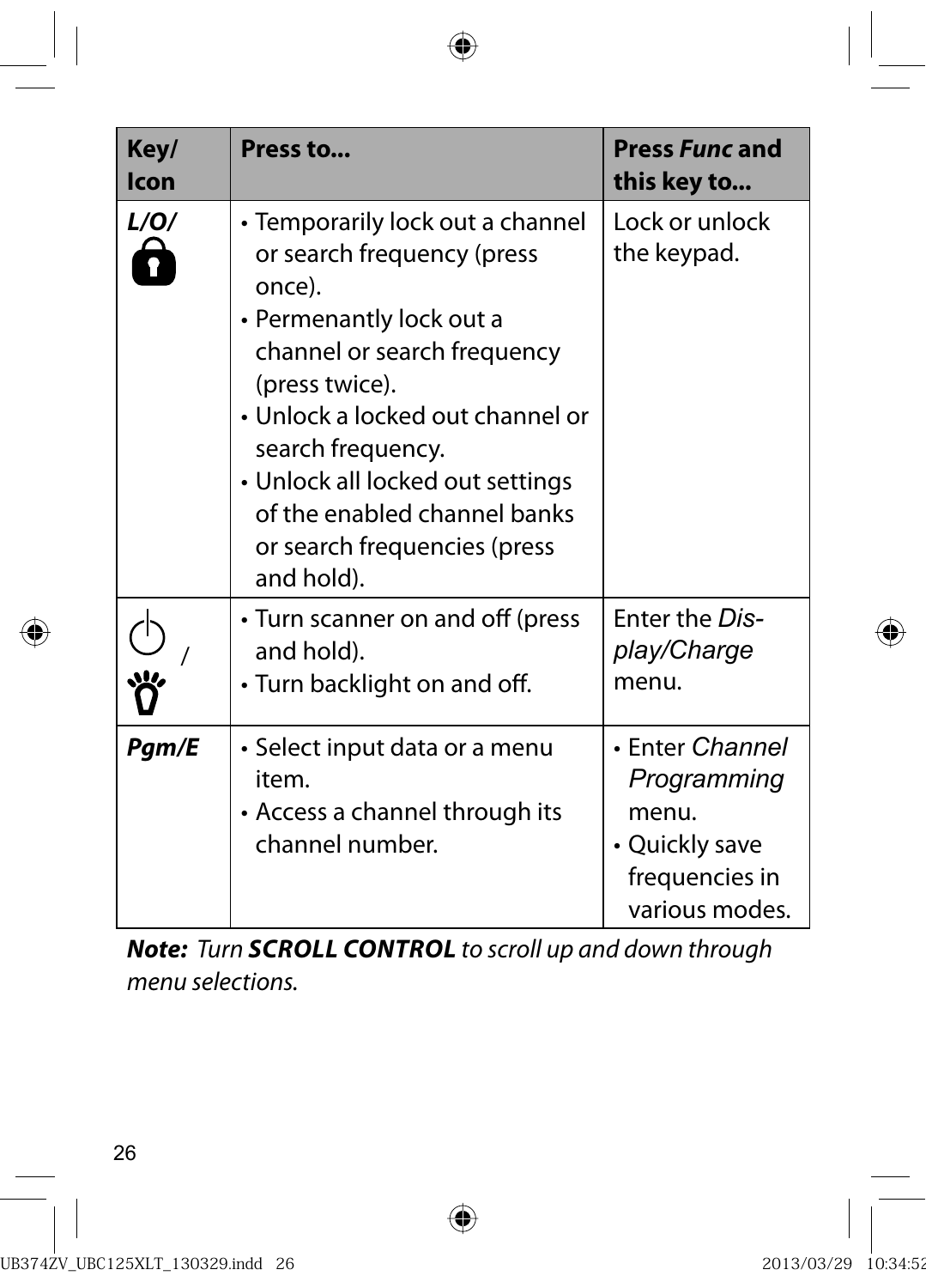| Key/ Icon | Press to... | Press *Func* and this key to... |
|---|---|---|
| *L/O/* 🔒 | • Temporarily lock out a channel or search frequency (press once).<br>• Permenantly lock out a channel or search frequency (press twice).<br>• Unlock a locked out channel or search frequency.<br>• Unlock all locked out settings of the enabled channel banks or search frequencies (press and hold). | Lock or unlock the keypad. |
| ⏻ / 💡 | • Turn scanner on and off (press and hold).<br>• Turn backlight on and off. | Enter the *Display/Charge* menu. |
| *Pgm/E* | • Select input data or a menu item.<br>• Access a channel through its channel number. | • Enter *Channel Programming* menu.<br>• Quickly save frequencies in various modes. |

***Note:*** *Turn* ***SCROLL CONTROL*** *to scroll up and down through menu selections.*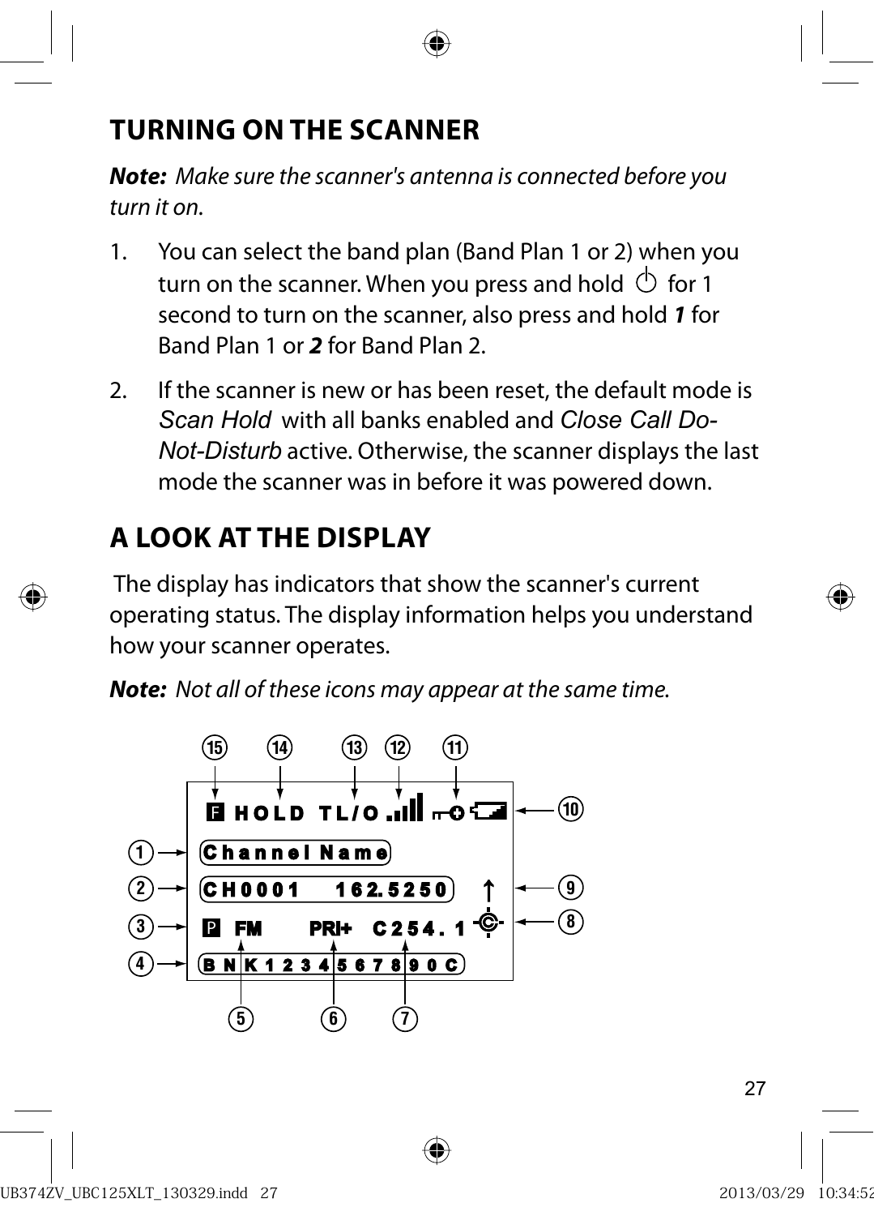## TURNING ON THE SCANNER

***Note:*** *Make sure the scanner's antenna is connected before you turn it on.*

1. You can select the band plan (Band Plan 1 or 2) when you turn on the scanner. When you press and hold ⏻ for 1 second to turn on the scanner, also press and hold ***1*** for Band Plan 1 or ***2*** for Band Plan 2.

2. If the scanner is new or has been reset, the default mode is *Scan Hold* with all banks enabled and *Close Call Do-Not-Disturb* active. Otherwise, the scanner displays the last mode the scanner was in before it was powered down.

## A LOOK AT THE DISPLAY

The display has indicators that show the scanner's current operating status. The display information helps you understand how your scanner operates.

***Note:*** *Not all of these icons may appear at the same time.*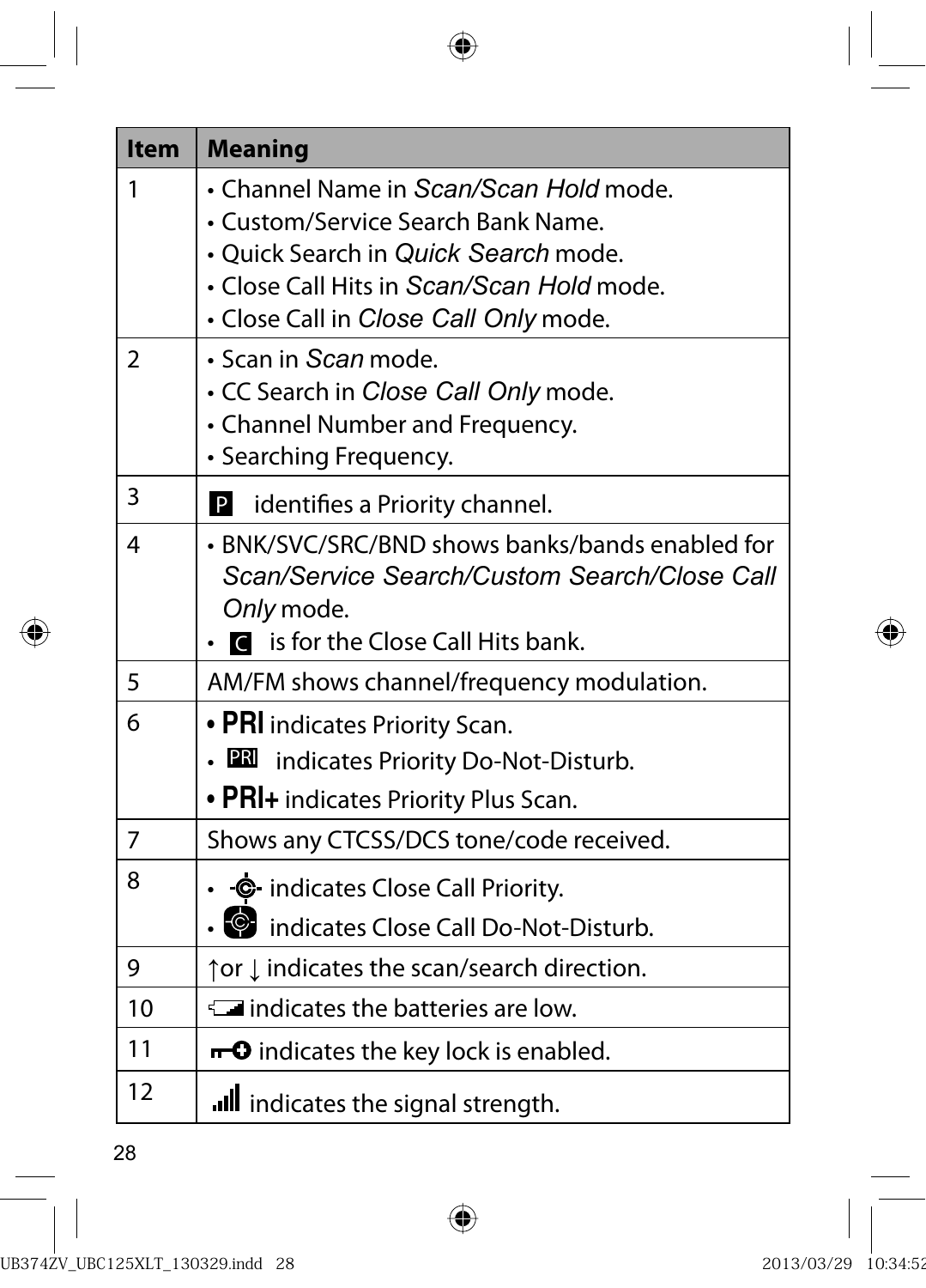| Item | Meaning |
|---|---|
| 1 | • Channel Name in *Scan/Scan Hold* mode.<br>• Custom/Service Search Bank Name.<br>• Quick Search in *Quick Search* mode.<br>• Close Call Hits in *Scan/Scan Hold* mode.<br>• Close Call in *Close Call Only* mode. |
| 2 | • Scan in *Scan* mode.<br>• CC Search in *Close Call Only* mode.<br>• Channel Number and Frequency.<br>• Searching Frequency. |
| 3 | P identifies a Priority channel. |
| 4 | • BNK/SVC/SRC/BND shows banks/bands enabled for *Scan/Service Search/Custom Search/Close Call Only* mode.<br>• C is for the Close Call Hits bank. |
| 5 | AM/FM shows channel/frequency modulation. |
| 6 | • **PRI** indicates Priority Scan.<br>• PRI indicates Priority Do-Not-Disturb.<br>• **PRI+** indicates Priority Plus Scan. |
| 7 | Shows any CTCSS/DCS tone/code received. |
| 8 | • indicates Close Call Priority.<br>• indicates Close Call Do-Not-Disturb. |
| 9 | ↑or ↓ indicates the scan/search direction. |
| 10 | indicates the batteries are low. |
| 11 | indicates the key lock is enabled. |
| 12 | indicates the signal strength. |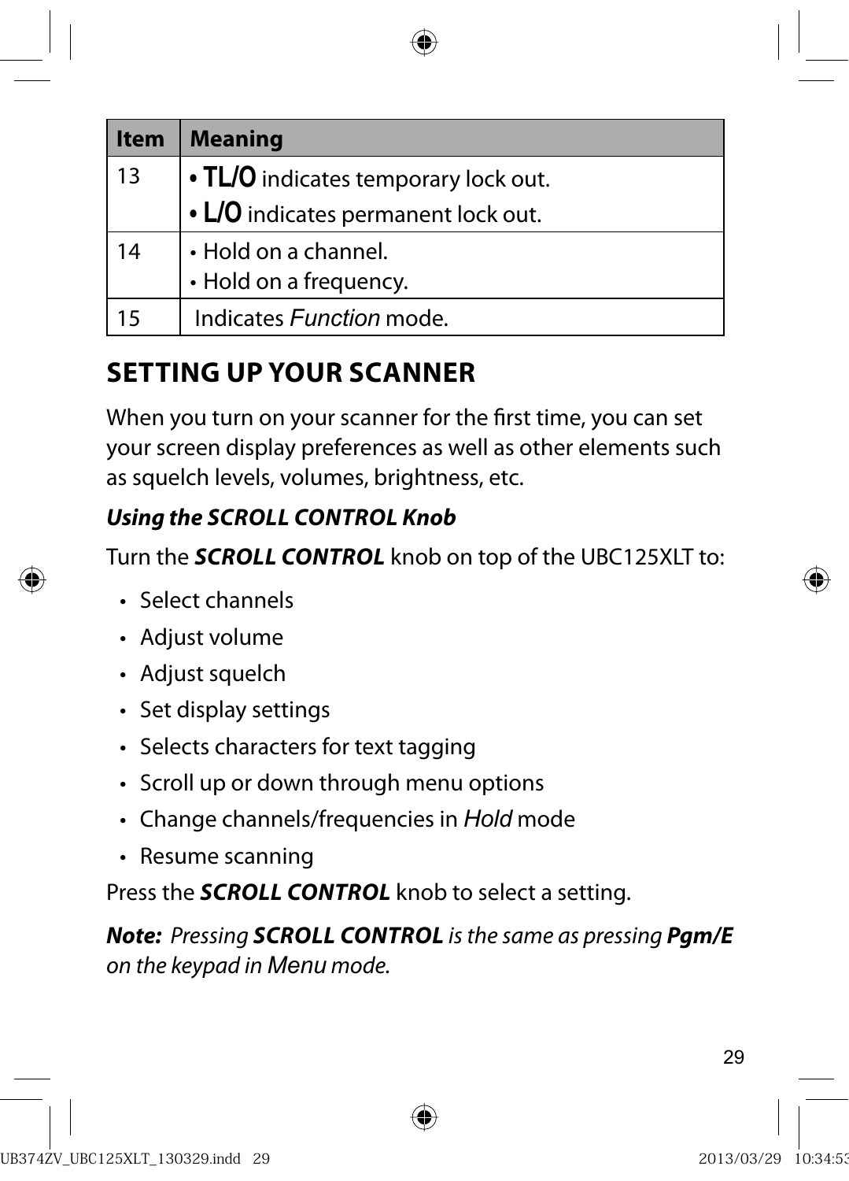| Item | Meaning |
|---|---|
| 13 | • **TL/O** indicates temporary lock out.<br>• **L/O** indicates permanent lock out. |
| 14 | • Hold on a channel.<br>• Hold on a frequency. |
| 15 | Indicates *Function* mode. |

## SETTING UP YOUR SCANNER

When you turn on your scanner for the first time, you can set your screen display preferences as well as other elements such as squelch levels, volumes, brightness, etc.

***Using the SCROLL CONTROL Knob***

Turn the ***SCROLL CONTROL*** knob on top of the UBC125XLT to:

- Select channels
- Adjust volume
- Adjust squelch
- Set display settings
- Selects characters for text tagging
- Scroll up or down through menu options
- Change channels/frequencies in *Hold* mode
- Resume scanning

Press the ***SCROLL CONTROL*** knob to select a setting.

***Note:*** *Pressing **SCROLL CONTROL** is the same as pressing **Pgm/E** on the keypad in Menu mode.*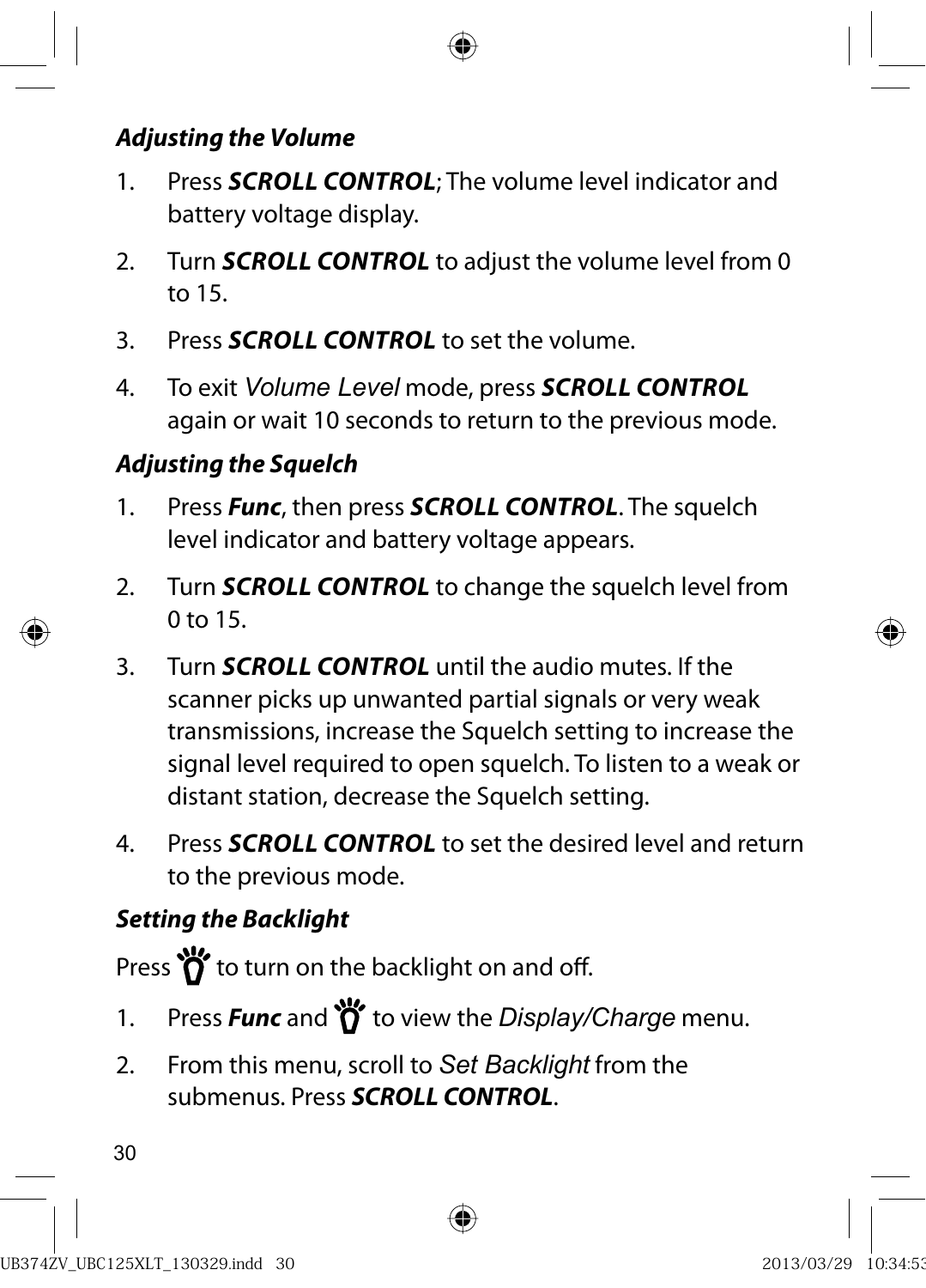***Adjusting the Volume***

1. Press ***SCROLL CONTROL***; The volume level indicator and battery voltage display.
2. Turn ***SCROLL CONTROL*** to adjust the volume level from 0 to 15.
3. Press ***SCROLL CONTROL*** to set the volume.
4. To exit *Volume Level* mode, press ***SCROLL CONTROL*** again or wait 10 seconds to return to the previous mode.

***Adjusting the Squelch***

1. Press ***Func***, then press ***SCROLL CONTROL***. The squelch level indicator and battery voltage appears.
2. Turn ***SCROLL CONTROL*** to change the squelch level from 0 to 15.
3. Turn ***SCROLL CONTROL*** until the audio mutes. If the scanner picks up unwanted partial signals or very weak transmissions, increase the Squelch setting to increase the signal level required to open squelch. To listen to a weak or distant station, decrease the Squelch setting.
4. Press ***SCROLL CONTROL*** to set the desired level and return to the previous mode.

***Setting the Backlight***

Press 💡 to turn on the backlight on and off.

1. Press ***Func*** and 💡 to view the *Display/Charge* menu.
2. From this menu, scroll to *Set Backlight* from the submenus. Press ***SCROLL CONTROL***.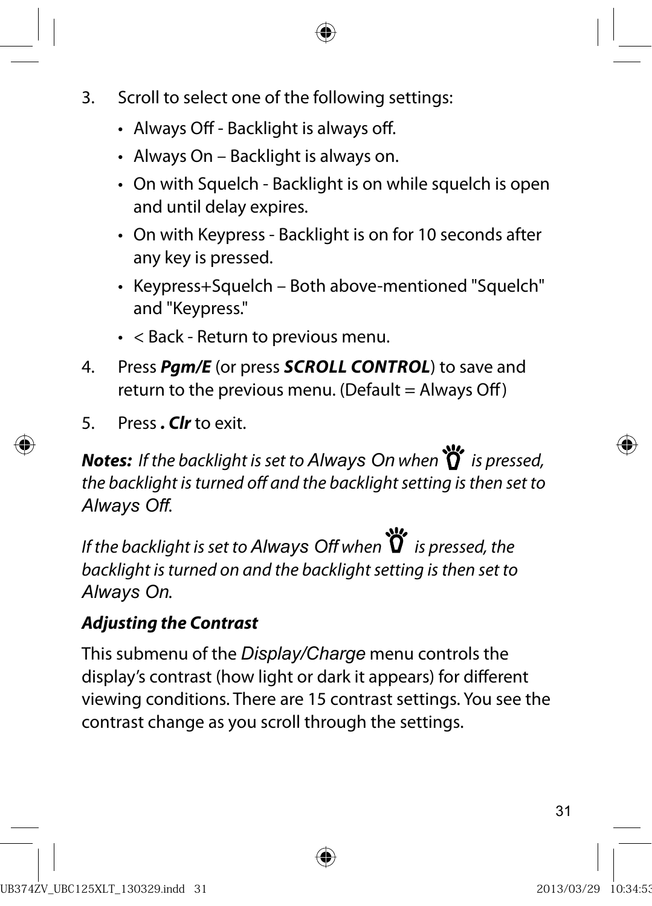3. Scroll to select one of the following settings:
    - Always Off - Backlight is always off.
    - Always On – Backlight is always on.
    - On with Squelch - Backlight is on while squelch is open and until delay expires.
    - On with Keypress - Backlight is on for 10 seconds after any key is pressed.
    - Keypress+Squelch – Both above-mentioned "Squelch" and "Keypress."
    - < Back - Return to previous menu.
4. Press ***Pgm/E*** (or press ***SCROLL CONTROL***) to save and return to the previous menu. (Default = Always Off)
5. Press ***. Clr*** to exit.

***Notes:*** *If the backlight is set to Always On when* ![light] *is pressed, the backlight is turned off and the backlight setting is then set to Always Off.*

*If the backlight is set to Always Off when* ![light] *is pressed, the backlight is turned on and the backlight setting is then set to Always On.*

***Adjusting the Contrast***

This submenu of the *Display/Charge* menu controls the display's contrast (how light or dark it appears) for different viewing conditions. There are 15 contrast settings. You see the contrast change as you scroll through the settings.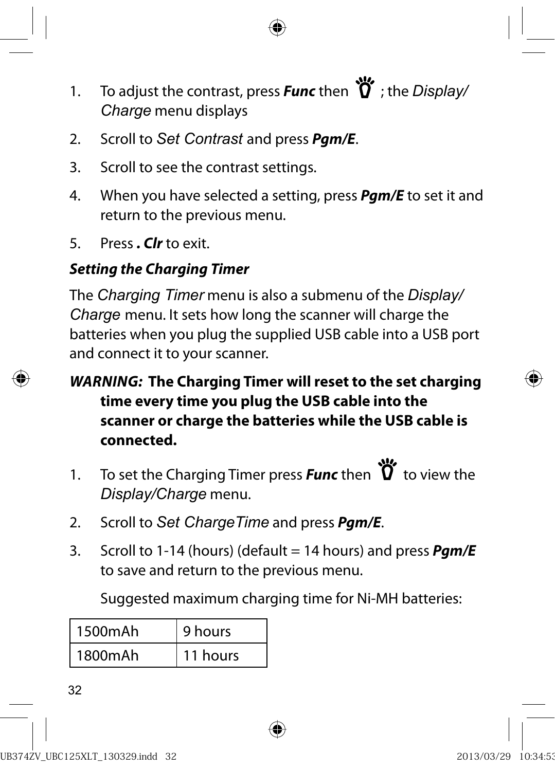1. To adjust the contrast, press ***Func*** then 💡 ; the *Display/ Charge* menu displays
2. Scroll to *Set Contrast* and press ***Pgm/E***.
3. Scroll to see the contrast settings.
4. When you have selected a setting, press ***Pgm/E*** to set it and return to the previous menu.
5. Press ***. Clr*** to exit.

***Setting the Charging Timer***

The *Charging Timer* menu is also a submenu of the *Display/ Charge* menu. It sets how long the scanner will charge the batteries when you plug the supplied USB cable into a USB port and connect it to your scanner.

***WARNING:*** **The Charging Timer will reset to the set charging time every time you plug the USB cable into the scanner or charge the batteries while the USB cable is connected.**

1. To set the Charging Timer press ***Func*** then 💡 to view the *Display/Charge* menu.
2. Scroll to *Set ChargeTime* and press ***Pgm/E***.
3. Scroll to 1-14 (hours) (default = 14 hours) and press ***Pgm/E*** to save and return to the previous menu.

   Suggested maximum charging time for Ni-MH batteries:

| | |
|---|---|
| 1500mAh | 9 hours |
| 1800mAh | 11 hours |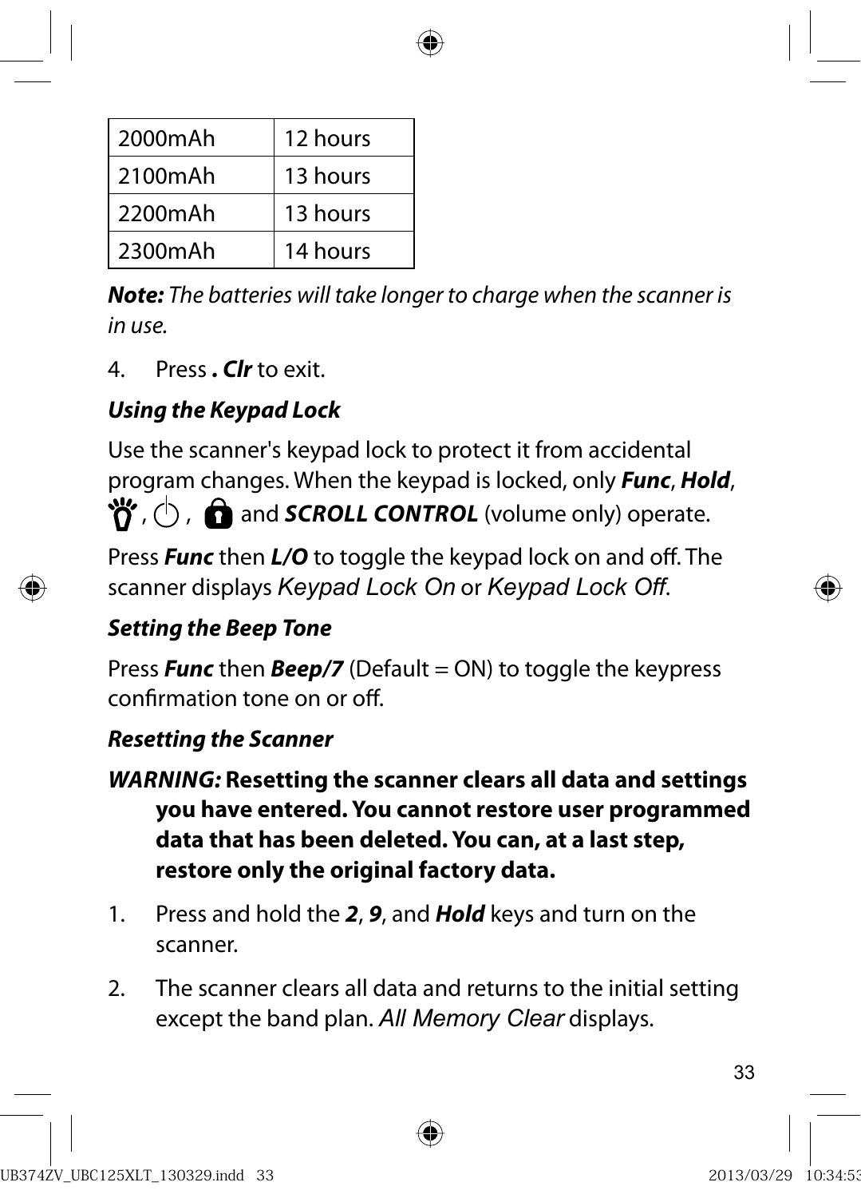| 2000mAh | 12 hours |
|---|---|
| 2100mAh | 13 hours |
| 2200mAh | 13 hours |
| 2300mAh | 14 hours |

***Note:*** *The batteries will take longer to charge when the scanner is in use.*

4. Press ***. Clr*** to exit.

### *Using the Keypad Lock*

Use the scanner's keypad lock to protect it from accidental program changes. When the keypad is locked, only ***Func***, ***Hold***, , , and ***SCROLL CONTROL*** (volume only) operate.

Press ***Func*** then ***L/O*** to toggle the keypad lock on and off. The scanner displays *Keypad Lock On* or *Keypad Lock Off*.

### *Setting the Beep Tone*

Press ***Func*** then ***Beep/7*** (Default = ON) to toggle the keypress confirmation tone on or off.

### *Resetting the Scanner*

***WARNING:*** **Resetting the scanner clears all data and settings you have entered. You cannot restore user programmed data that has been deleted. You can, at a last step, restore only the original factory data.**

1. Press and hold the ***2***, ***9***, and ***Hold*** keys and turn on the scanner.
2. The scanner clears all data and returns to the initial setting except the band plan. *All Memory Clear* displays.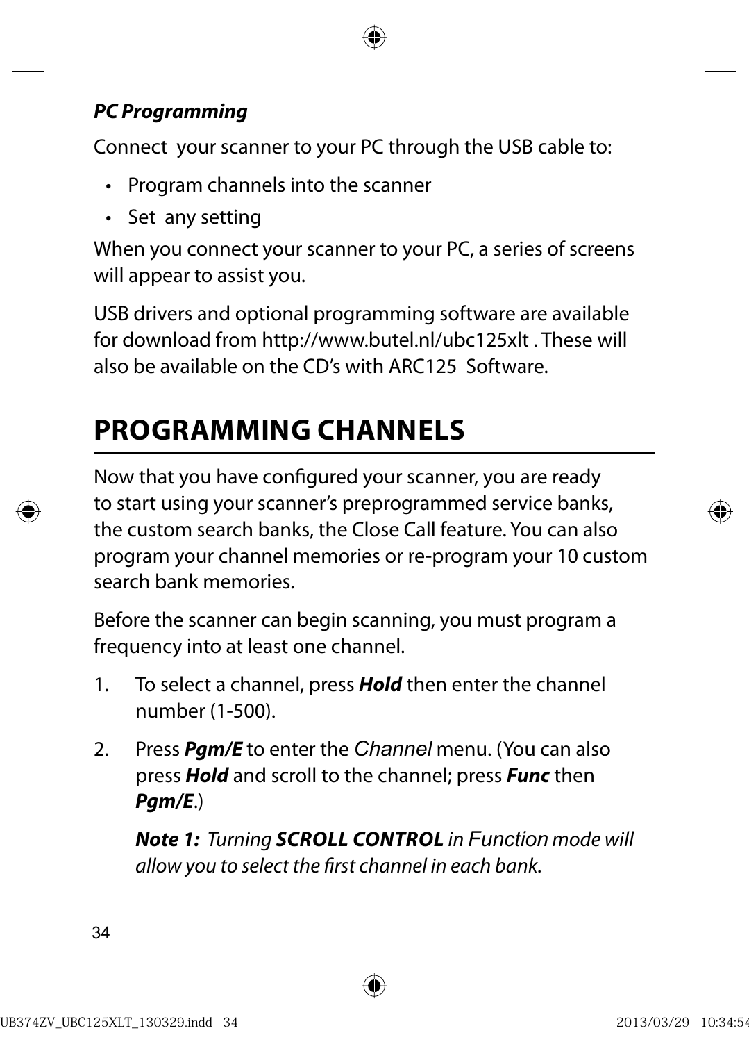***PC Programming***

Connect  your scanner to your PC through the USB cable to:

- Program channels into the scanner
- Set  any setting

When you connect your scanner to your PC, a series of screens will appear to assist you.

USB drivers and optional programming software are available for download from http://www.butel.nl/ubc125xlt . These will also be available on the CD's with ARC125  Software.

# PROGRAMMING CHANNELS

Now that you have configured your scanner, you are ready to start using your scanner's preprogrammed service banks, the custom search banks, the Close Call feature. You can also program your channel memories or re-program your 10 custom search bank memories.

Before the scanner can begin scanning, you must program a frequency into at least one channel.

1. To select a channel, press ***Hold*** then enter the channel number (1-500).
2. Press ***Pgm/E*** to enter the *Channel* menu. (You can also press ***Hold*** and scroll to the channel; press ***Func*** then ***Pgm/E***.)

   ***Note 1:*** *Turning **SCROLL CONTROL** in Function mode will allow you to select the first channel in each bank.*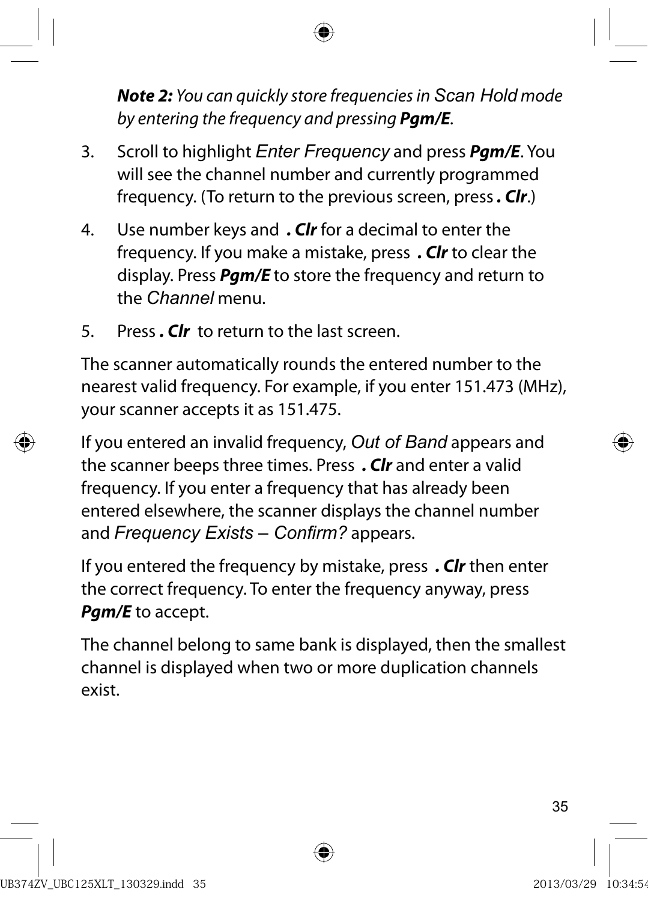***Note 2:*** *You can quickly store frequencies in Scan Hold mode by entering the frequency and pressing* ***Pgm/E***.

3. Scroll to highlight *Enter Frequency* and press ***Pgm/E***. You will see the channel number and currently programmed frequency. (To return to the previous screen, press ***. Clr***.)

4. Use number keys and ***. Clr*** for a decimal to enter the frequency. If you make a mistake, press ***. Clr*** to clear the display. Press ***Pgm/E*** to store the frequency and return to the *Channel* menu.

5. Press ***. Clr*** to return to the last screen.

The scanner automatically rounds the entered number to the nearest valid frequency. For example, if you enter 151.473 (MHz), your scanner accepts it as 151.475.

If you entered an invalid frequency, *Out of Band* appears and the scanner beeps three times. Press ***. Clr*** and enter a valid frequency. If you enter a frequency that has already been entered elsewhere, the scanner displays the channel number and *Frequency Exists – Confirm?* appears.

If you entered the frequency by mistake, press ***. Clr*** then enter the correct frequency. To enter the frequency anyway, press ***Pgm/E*** to accept.

The channel belong to same bank is displayed, then the smallest channel is displayed when two or more duplication channels exist.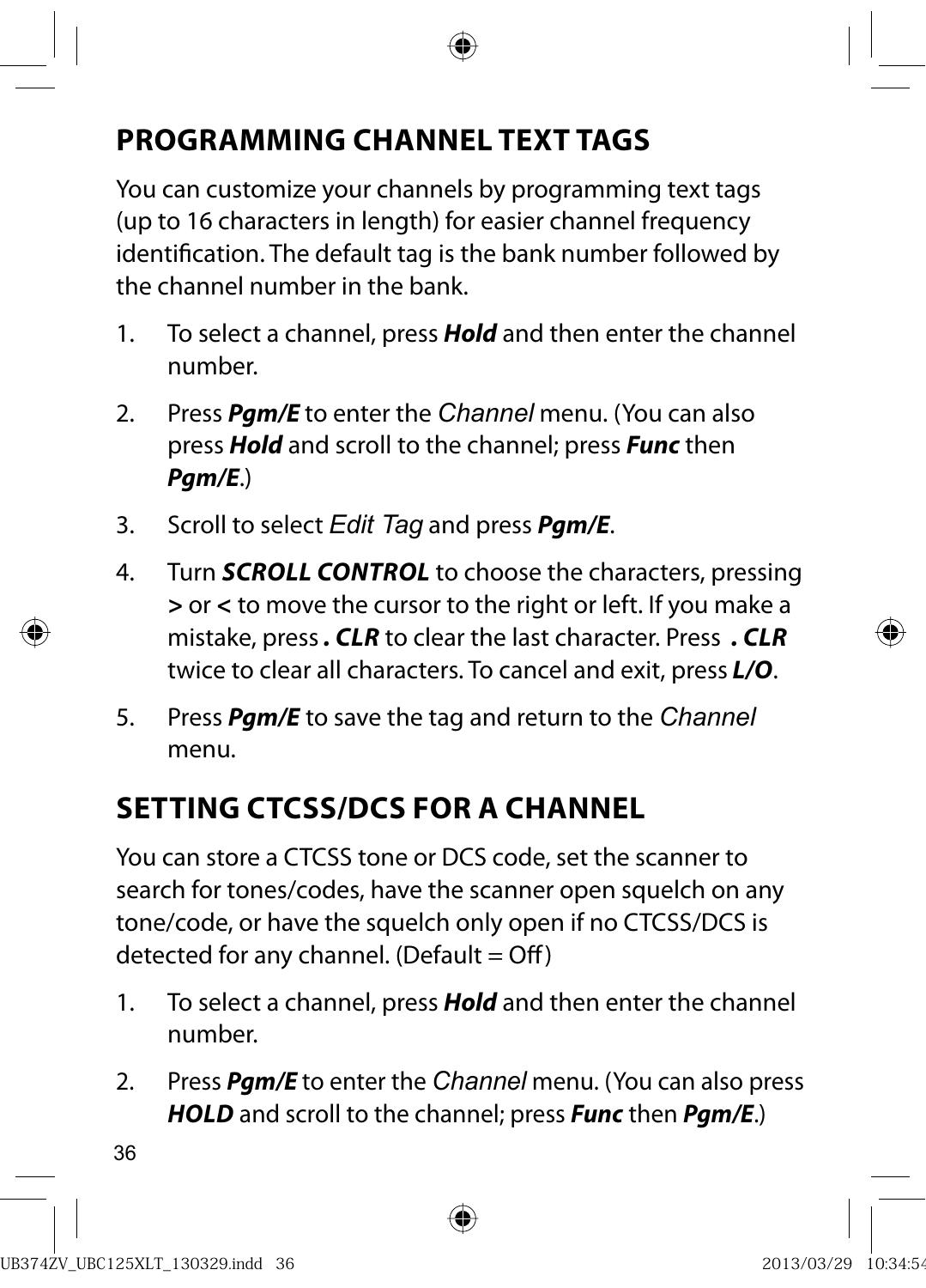## PROGRAMMING CHANNEL TEXT TAGS

You can customize your channels by programming text tags (up to 16 characters in length) for easier channel frequency identification. The default tag is the bank number followed by the channel number in the bank.

1. To select a channel, press ***Hold*** and then enter the channel number.
2. Press ***Pgm/E*** to enter the *Channel* menu. (You can also press ***Hold*** and scroll to the channel; press ***Func*** then ***Pgm/E***.)
3. Scroll to select *Edit Tag* and press ***Pgm/E***.
4. Turn ***SCROLL CONTROL*** to choose the characters, pressing **>** or **<** to move the cursor to the right or left. If you make a mistake, press ***. CLR*** to clear the last character. Press ***. CLR*** twice to clear all characters. To cancel and exit, press ***L/O***.
5. Press ***Pgm/E*** to save the tag and return to the *Channel* menu.

## SETTING CTCSS/DCS FOR A CHANNEL

You can store a CTCSS tone or DCS code, set the scanner to search for tones/codes, have the scanner open squelch on any tone/code, or have the squelch only open if no CTCSS/DCS is detected for any channel. (Default = Off)

1. To select a channel, press ***Hold*** and then enter the channel number.
2. Press ***Pgm/E*** to enter the *Channel* menu. (You can also press ***HOLD*** and scroll to the channel; press ***Func*** then ***Pgm/E***.)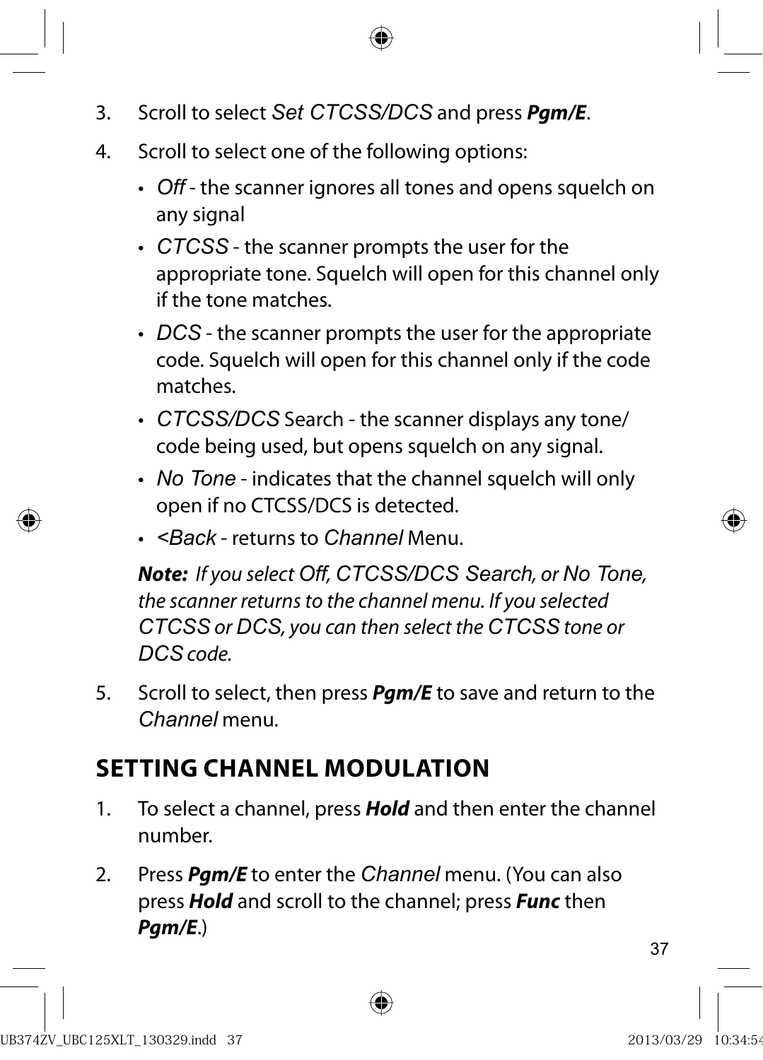3. Scroll to select *Set CTCSS/DCS* and press ***Pgm/E***.

4. Scroll to select one of the following options:

   - *Off* - the scanner ignores all tones and opens squelch on any signal
   - *CTCSS* - the scanner prompts the user for the appropriate tone. Squelch will open for this channel only if the tone matches.
   - *DCS* - the scanner prompts the user for the appropriate code. Squelch will open for this channel only if the code matches.
   - *CTCSS/DCS* Search - the scanner displays any tone/code being used, but opens squelch on any signal.
   - *No Tone* - indicates that the channel squelch will only open if no CTCSS/DCS is detected.
   - *<Back* - returns to *Channel* Menu.

   ***Note:*** *If you select Off, CTCSS/DCS Search, or No Tone, the scanner returns to the channel menu. If you selected CTCSS or DCS, you can then select the CTCSS tone or DCS code.*

5. Scroll to select, then press ***Pgm/E*** to save and return to the *Channel* menu.

## SETTING CHANNEL MODULATION

1. To select a channel, press ***Hold*** and then enter the channel number.

2. Press ***Pgm/E*** to enter the *Channel* menu. (You can also press ***Hold*** and scroll to the channel; press ***Func*** then ***Pgm/E***.)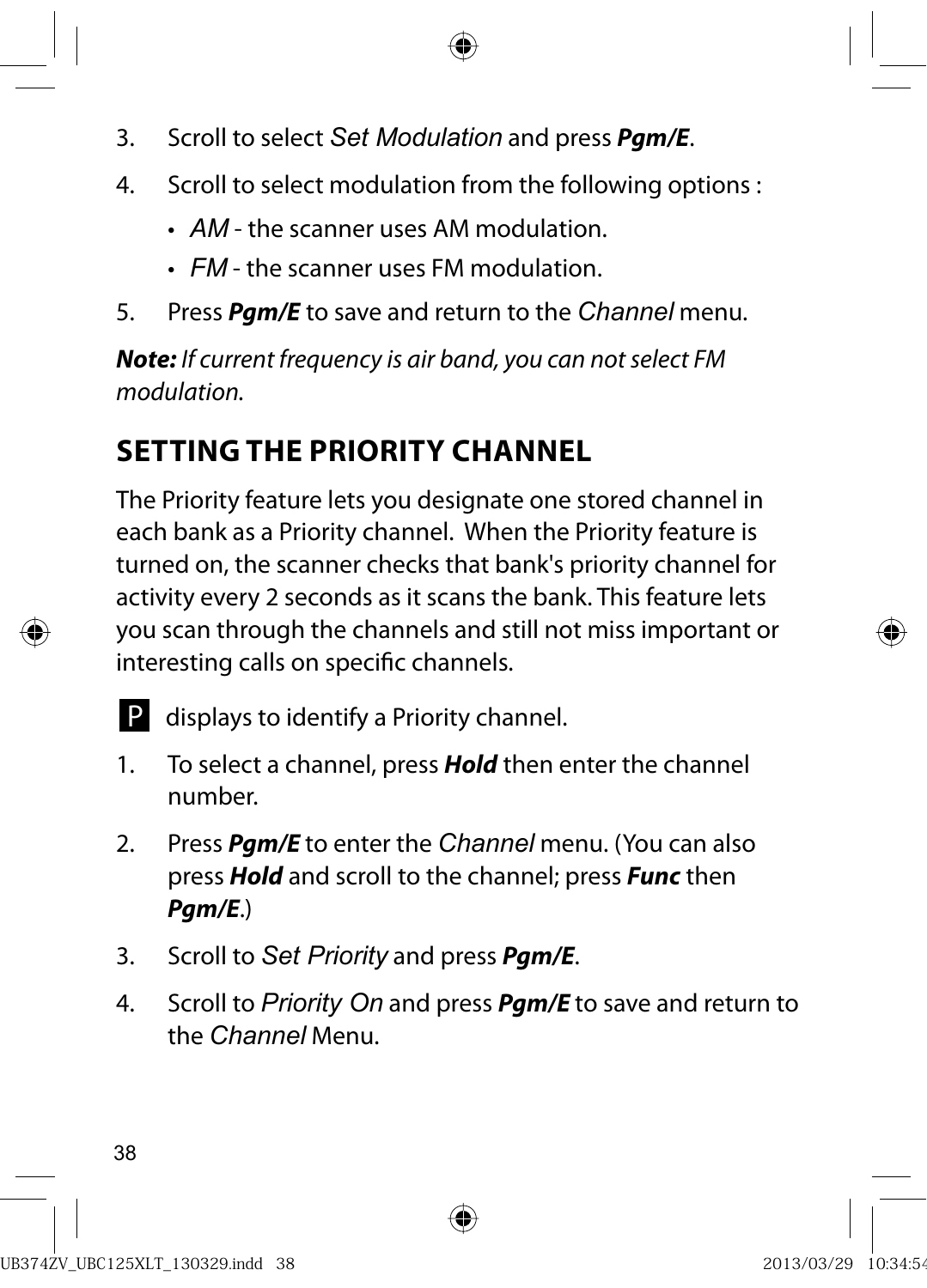3. Scroll to select *Set Modulation* and press ***Pgm/E***.
4. Scroll to select modulation from the following options :
   - *AM* - the scanner uses AM modulation.
   - *FM* - the scanner uses FM modulation.
5. Press ***Pgm/E*** to save and return to the *Channel* menu.

***Note:*** *If current frequency is air band, you can not select FM modulation.*

## SETTING THE PRIORITY CHANNEL

The Priority feature lets you designate one stored channel in each bank as a Priority channel. When the Priority feature is turned on, the scanner checks that bank's priority channel for activity every 2 seconds as it scans the bank. This feature lets you scan through the channels and still not miss important or interesting calls on specific channels.

P displays to identify a Priority channel.

1. To select a channel, press ***Hold*** then enter the channel number.
2. Press ***Pgm/E*** to enter the *Channel* menu. (You can also press ***Hold*** and scroll to the channel; press ***Func*** then ***Pgm/E***.)
3. Scroll to *Set Priority* and press ***Pgm/E***.
4. Scroll to *Priority On* and press ***Pgm/E*** to save and return to the *Channel* Menu.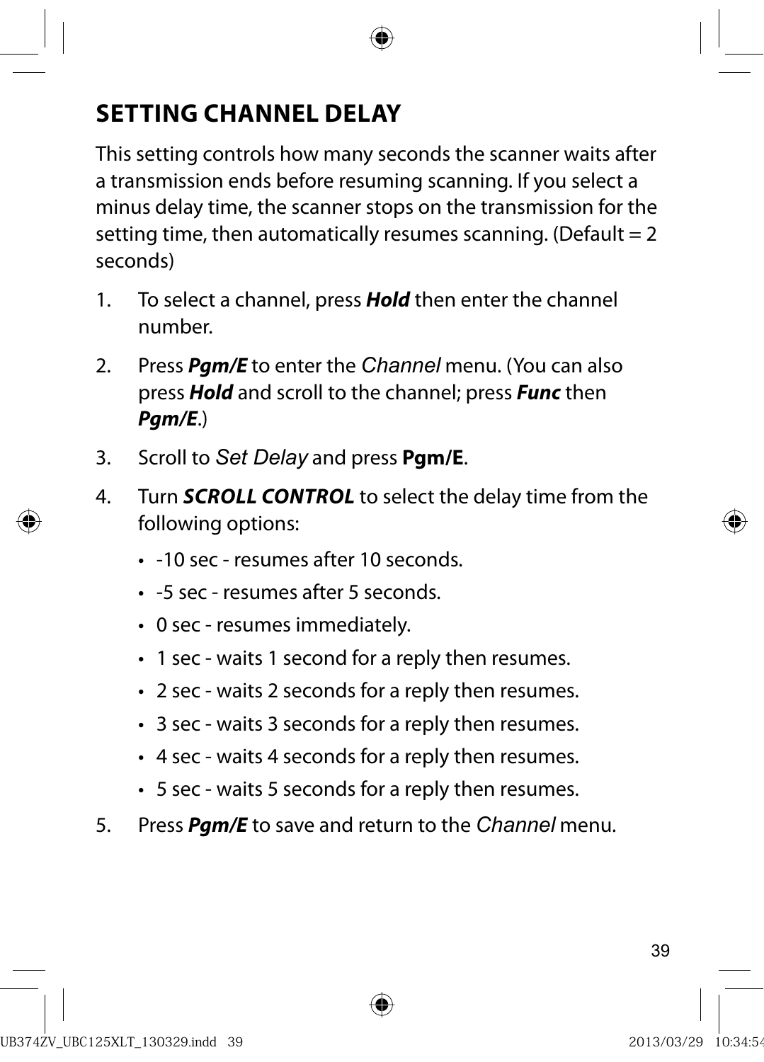## SETTING CHANNEL DELAY

This setting controls how many seconds the scanner waits after a transmission ends before resuming scanning. If you select a minus delay time, the scanner stops on the transmission for the setting time, then automatically resumes scanning. (Default = 2 seconds)

1. To select a channel, press ***Hold*** then enter the channel number.
2. Press ***Pgm/E*** to enter the *Channel* menu. (You can also press ***Hold*** and scroll to the channel; press ***Func*** then ***Pgm/E***.)
3. Scroll to *Set Delay* and press **Pgm/E**.
4. Turn ***SCROLL CONTROL*** to select the delay time from the following options:
   - -10 sec - resumes after 10 seconds.
   - -5 sec - resumes after 5 seconds.
   - 0 sec - resumes immediately.
   - 1 sec - waits 1 second for a reply then resumes.
   - 2 sec - waits 2 seconds for a reply then resumes.
   - 3 sec - waits 3 seconds for a reply then resumes.
   - 4 sec - waits 4 seconds for a reply then resumes.
   - 5 sec - waits 5 seconds for a reply then resumes.
5. Press ***Pgm/E*** to save and return to the *Channel* menu.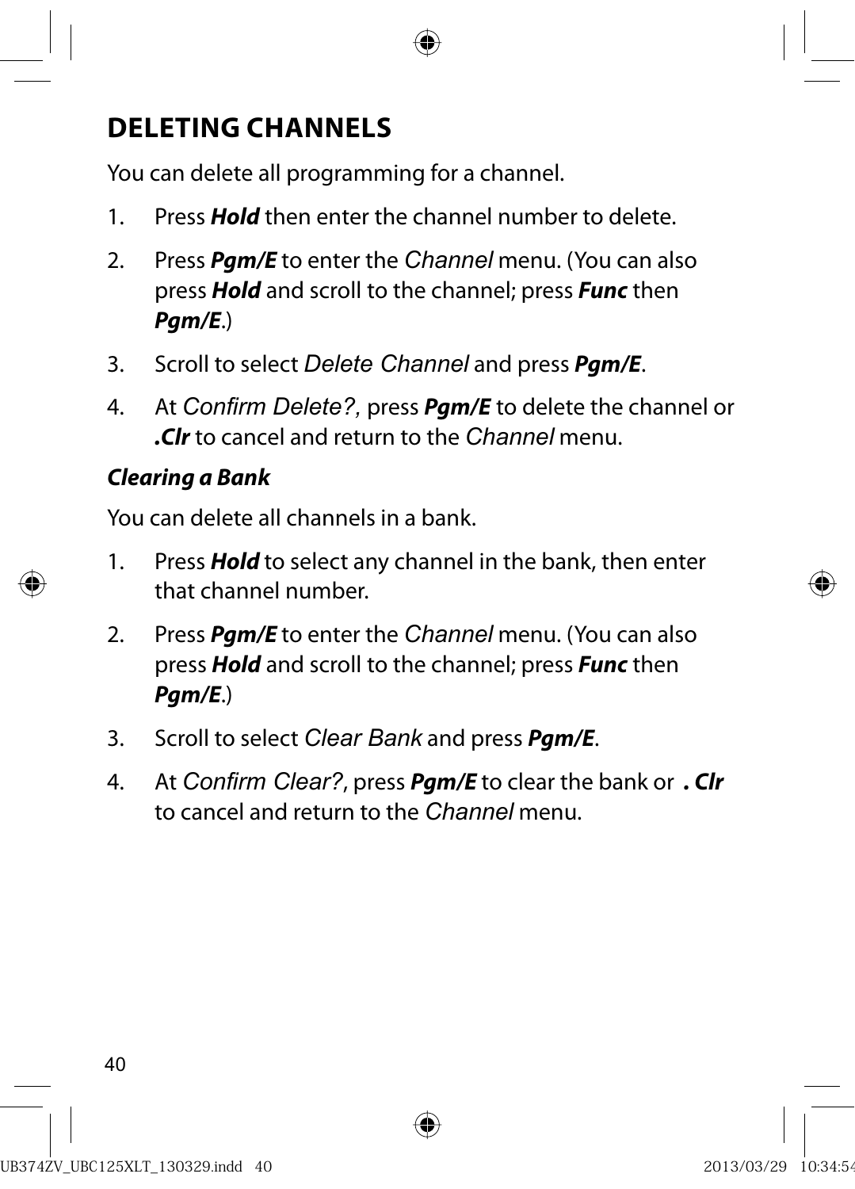## DELETING CHANNELS

You can delete all programming for a channel.

1. Press ***Hold*** then enter the channel number to delete.
2. Press ***Pgm/E*** to enter the *Channel* menu. (You can also press ***Hold*** and scroll to the channel; press ***Func*** then ***Pgm/E***.)
3. Scroll to select *Delete Channel* and press ***Pgm/E***.
4. At *Confirm Delete?,* press ***Pgm/E*** to delete the channel or ***.Clr*** to cancel and return to the *Channel* menu.

### *Clearing a Bank*

You can delete all channels in a bank.

1. Press ***Hold*** to select any channel in the bank, then enter that channel number.
2. Press ***Pgm/E*** to enter the *Channel* menu. (You can also press ***Hold*** and scroll to the channel; press ***Func*** then ***Pgm/E***.)
3. Scroll to select *Clear Bank* and press ***Pgm/E***.
4. At *Confirm Clear?*, press ***Pgm/E*** to clear the bank or ***. Clr*** to cancel and return to the *Channel* menu.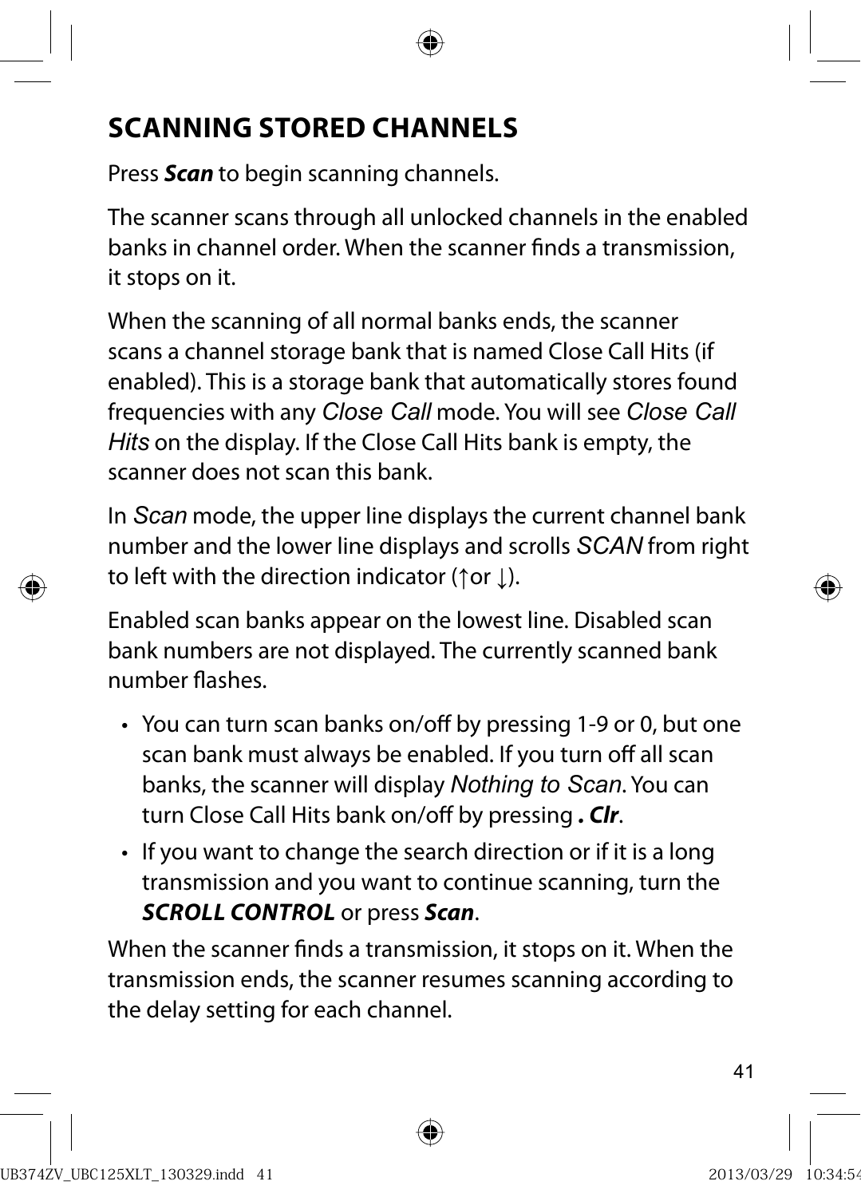## SCANNING STORED CHANNELS

Press ***Scan*** to begin scanning channels.

The scanner scans through all unlocked channels in the enabled banks in channel order. When the scanner finds a transmission, it stops on it.

When the scanning of all normal banks ends, the scanner scans a channel storage bank that is named Close Call Hits (if enabled). This is a storage bank that automatically stores found frequencies with any *Close Call* mode. You will see *Close Call Hits* on the display. If the Close Call Hits bank is empty, the scanner does not scan this bank.

In *Scan* mode, the upper line displays the current channel bank number and the lower line displays and scrolls *SCAN* from right to left with the direction indicator (↑or ↓).

Enabled scan banks appear on the lowest line. Disabled scan bank numbers are not displayed. The currently scanned bank number flashes.

- You can turn scan banks on/off by pressing 1-9 or 0, but one scan bank must always be enabled. If you turn off all scan banks, the scanner will display *Nothing to Scan*. You can turn Close Call Hits bank on/off by pressing ***. Clr***.
- If you want to change the search direction or if it is a long transmission and you want to continue scanning, turn the ***SCROLL CONTROL*** or press ***Scan***.

When the scanner finds a transmission, it stops on it. When the transmission ends, the scanner resumes scanning according to the delay setting for each channel.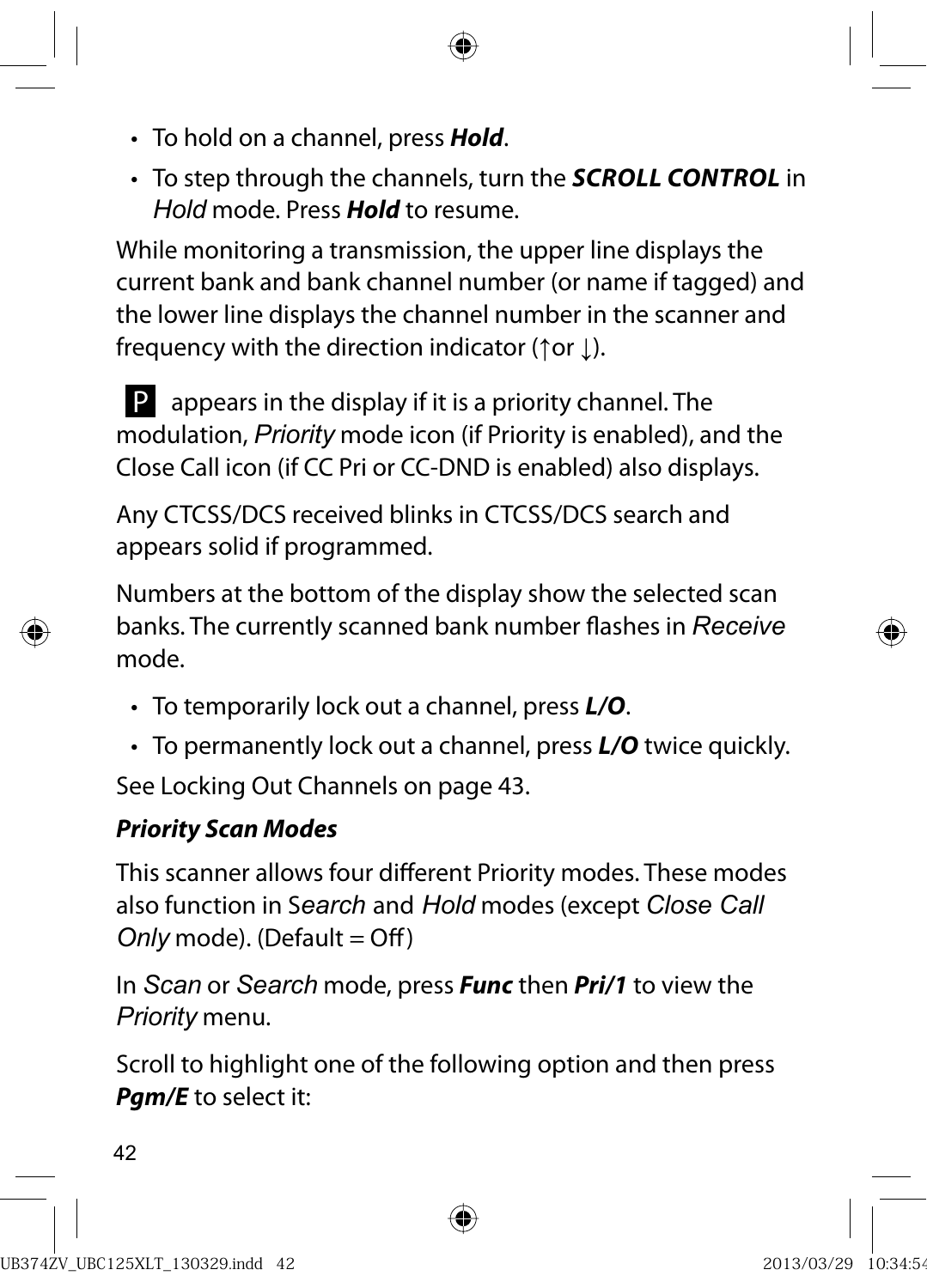- To hold on a channel, press ***Hold***.
- To step through the channels, turn the ***SCROLL CONTROL*** in *Hold* mode. Press ***Hold*** to resume.

While monitoring a transmission, the upper line displays the current bank and bank channel number (or name if tagged) and the lower line displays the channel number in the scanner and frequency with the direction indicator (↑or ↓).

P appears in the display if it is a priority channel. The modulation, *Priority* mode icon (if Priority is enabled), and the Close Call icon (if CC Pri or CC-DND is enabled) also displays.

Any CTCSS/DCS received blinks in CTCSS/DCS search and appears solid if programmed.

Numbers at the bottom of the display show the selected scan banks. The currently scanned bank number flashes in *Receive* mode.

- To temporarily lock out a channel, press ***L/O***.
- To permanently lock out a channel, press ***L/O*** twice quickly.

See Locking Out Channels on page 43.

***Priority Scan Modes***

This scanner allows four different Priority modes. These modes also function in S*earch* and *Hold* modes (except *Close Call Only* mode). (Default = Off)

In *Scan* or *Search* mode, press ***Func*** then ***Pri/1*** to view the *Priority* menu.

Scroll to highlight one of the following option and then press ***Pgm/E*** to select it: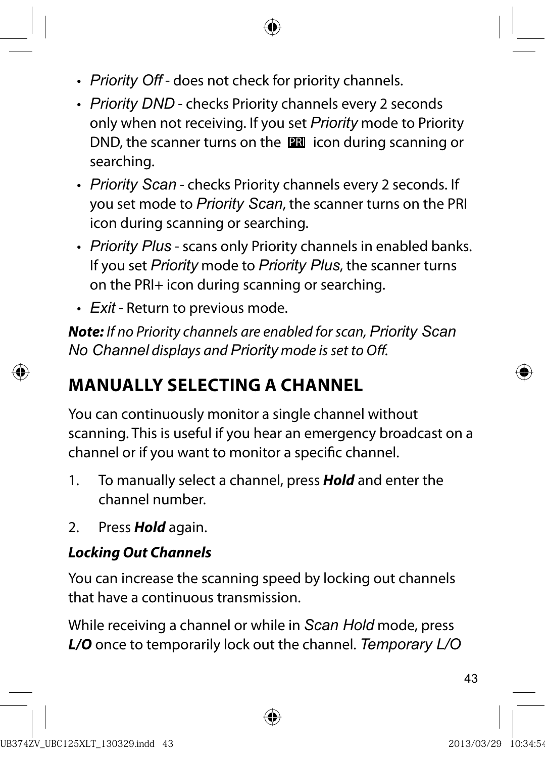- *Priority Off* - does not check for priority channels.
- *Priority DND* - checks Priority channels every 2 seconds only when not receiving. If you set *Priority* mode to Priority DND, the scanner turns on the PRI icon during scanning or searching.
- *Priority Scan* - checks Priority channels every 2 seconds. If you set mode to *Priority Scan*, the scanner turns on the PRI icon during scanning or searching.
- *Priority Plus* - scans only Priority channels in enabled banks. If you set *Priority* mode to *Priority Plus*, the scanner turns on the PRI+ icon during scanning or searching.
- *Exit* - Return to previous mode.

***Note:*** *If no Priority channels are enabled for scan, Priority Scan No Channel displays and Priority mode is set to Off.*

## MANUALLY SELECTING A CHANNEL

You can continuously monitor a single channel without scanning. This is useful if you hear an emergency broadcast on a channel or if you want to monitor a specific channel.

1. To manually select a channel, press ***Hold*** and enter the channel number.
2. Press ***Hold*** again.

### *Locking Out Channels*

You can increase the scanning speed by locking out channels that have a continuous transmission.

While receiving a channel or while in *Scan Hold* mode, press ***L/O*** once to temporarily lock out the channel. *Temporary L/O*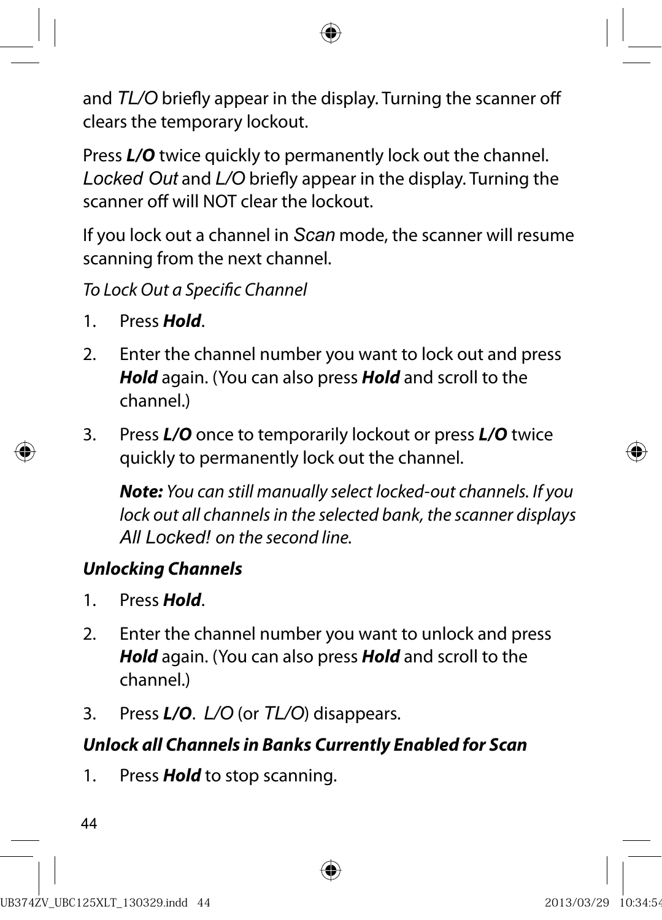and *TL/O* briefly appear in the display. Turning the scanner off clears the temporary lockout.

Press ***L/O*** twice quickly to permanently lock out the channel. *Locked Out* and *L/O* briefly appear in the display. Turning the scanner off will NOT clear the lockout.

If you lock out a channel in *Scan* mode, the scanner will resume scanning from the next channel.

*To Lock Out a Specific Channel*

1. Press ***Hold***.
2. Enter the channel number you want to lock out and press ***Hold*** again. (You can also press ***Hold*** and scroll to the channel.)
3. Press ***L/O*** once to temporarily lockout or press ***L/O*** twice quickly to permanently lock out the channel.

   ***Note:*** *You can still manually select locked-out channels. If you lock out all channels in the selected bank, the scanner displays All Locked! on the second line.*

***Unlocking Channels***

1. Press ***Hold***.
2. Enter the channel number you want to unlock and press ***Hold*** again. (You can also press ***Hold*** and scroll to the channel.)
3. Press ***L/O***. *L/O* (or *TL/O*) disappears.

***Unlock all Channels in Banks Currently Enabled for Scan***

1. Press ***Hold*** to stop scanning.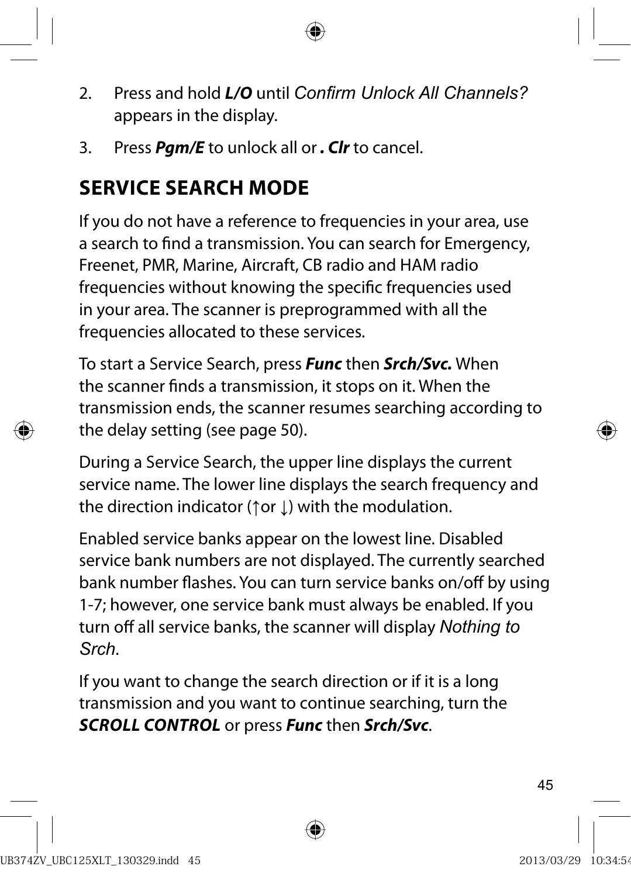2. Press and hold ***L/O*** until *Confirm Unlock All Channels?* appears in the display.
3. Press ***Pgm/E*** to unlock all or ***. Clr*** to cancel.

## SERVICE SEARCH MODE

If you do not have a reference to frequencies in your area, use a search to find a transmission. You can search for Emergency, Freenet, PMR, Marine, Aircraft, CB radio and HAM radio frequencies without knowing the specific frequencies used in your area. The scanner is preprogrammed with all the frequencies allocated to these services.

To start a Service Search, press ***Func*** then ***Srch/Svc.*** When the scanner finds a transmission, it stops on it. When the transmission ends, the scanner resumes searching according to the delay setting (see page 50).

During a Service Search, the upper line displays the current service name. The lower line displays the search frequency and the direction indicator (↑or ↓) with the modulation.

Enabled service banks appear on the lowest line. Disabled service bank numbers are not displayed. The currently searched bank number flashes. You can turn service banks on/off by using 1-7; however, one service bank must always be enabled. If you turn off all service banks, the scanner will display *Nothing to Srch*.

If you want to change the search direction or if it is a long transmission and you want to continue searching, turn the ***SCROLL CONTROL*** or press ***Func*** then ***Srch/Svc***.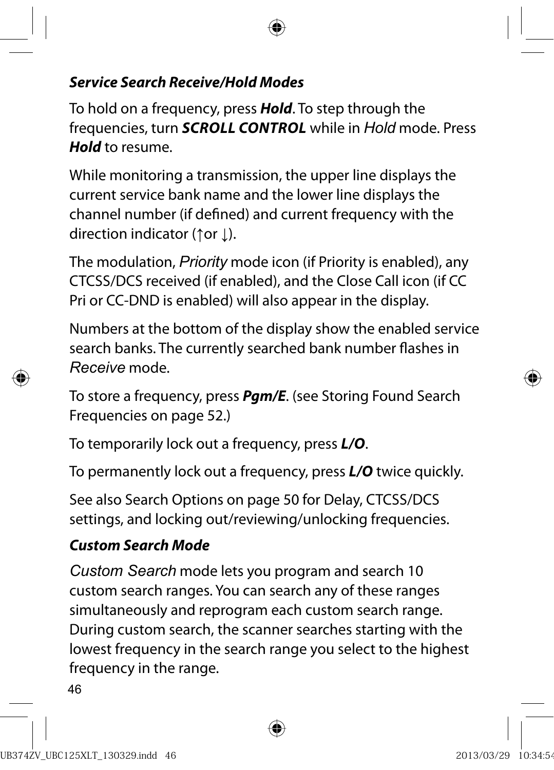### ***Service Search Receive/Hold Modes***

To hold on a frequency, press ***Hold***. To step through the frequencies, turn ***SCROLL CONTROL*** while in *Hold* mode. Press ***Hold*** to resume.

While monitoring a transmission, the upper line displays the current service bank name and the lower line displays the channel number (if defined) and current frequency with the direction indicator (↑or ↓).

The modulation, *Priority* mode icon (if Priority is enabled), any CTCSS/DCS received (if enabled), and the Close Call icon (if CC Pri or CC-DND is enabled) will also appear in the display.

Numbers at the bottom of the display show the enabled service search banks. The currently searched bank number flashes in *Receive* mode.

To store a frequency, press ***Pgm/E***. (see Storing Found Search Frequencies on page 52.)

To temporarily lock out a frequency, press ***L/O***.

To permanently lock out a frequency, press ***L/O*** twice quickly.

See also Search Options on page 50 for Delay, CTCSS/DCS settings, and locking out/reviewing/unlocking frequencies.

### ***Custom Search Mode***

*Custom Search* mode lets you program and search 10 custom search ranges. You can search any of these ranges simultaneously and reprogram each custom search range. During custom search, the scanner searches starting with the lowest frequency in the search range you select to the highest frequency in the range.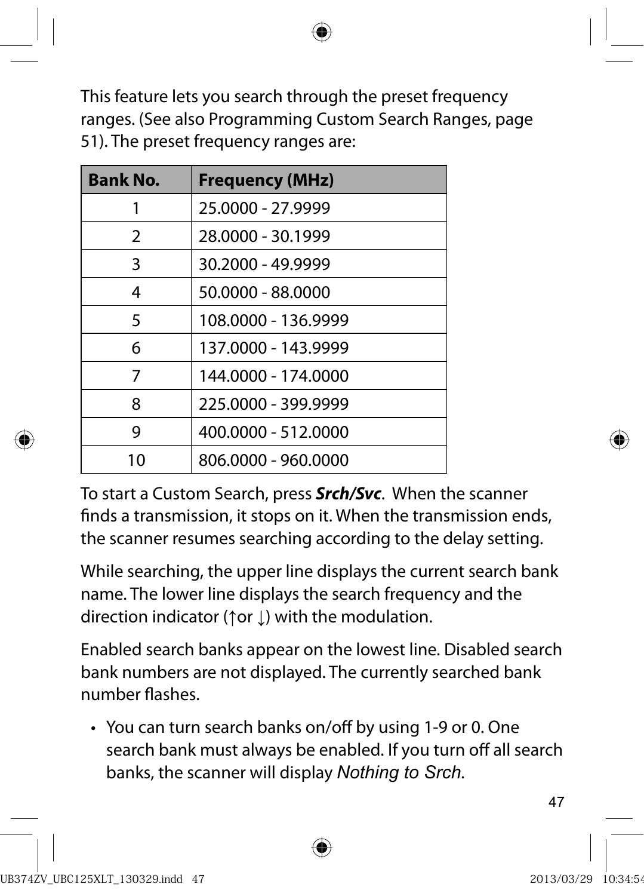This feature lets you search through the preset frequency ranges. (See also Programming Custom Search Ranges, page 51). The preset frequency ranges are:

| Bank No. | Frequency (MHz) |
| --- | --- |
| 1 | 25.0000 - 27.9999 |
| 2 | 28.0000 - 30.1999 |
| 3 | 30.2000 - 49.9999 |
| 4 | 50.0000 - 88.0000 |
| 5 | 108.0000 - 136.9999 |
| 6 | 137.0000 - 143.9999 |
| 7 | 144.0000 - 174.0000 |
| 8 | 225.0000 - 399.9999 |
| 9 | 400.0000 - 512.0000 |
| 10 | 806.0000 - 960.0000 |

To start a Custom Search, press ***Srch/Svc***. When the scanner finds a transmission, it stops on it. When the transmission ends, the scanner resumes searching according to the delay setting.

While searching, the upper line displays the current search bank name. The lower line displays the search frequency and the direction indicator (↑or ↓) with the modulation.

Enabled search banks appear on the lowest line. Disabled search bank numbers are not displayed. The currently searched bank number flashes.

- You can turn search banks on/off by using 1-9 or 0. One search bank must always be enabled. If you turn off all search banks, the scanner will display *Nothing to Srch*.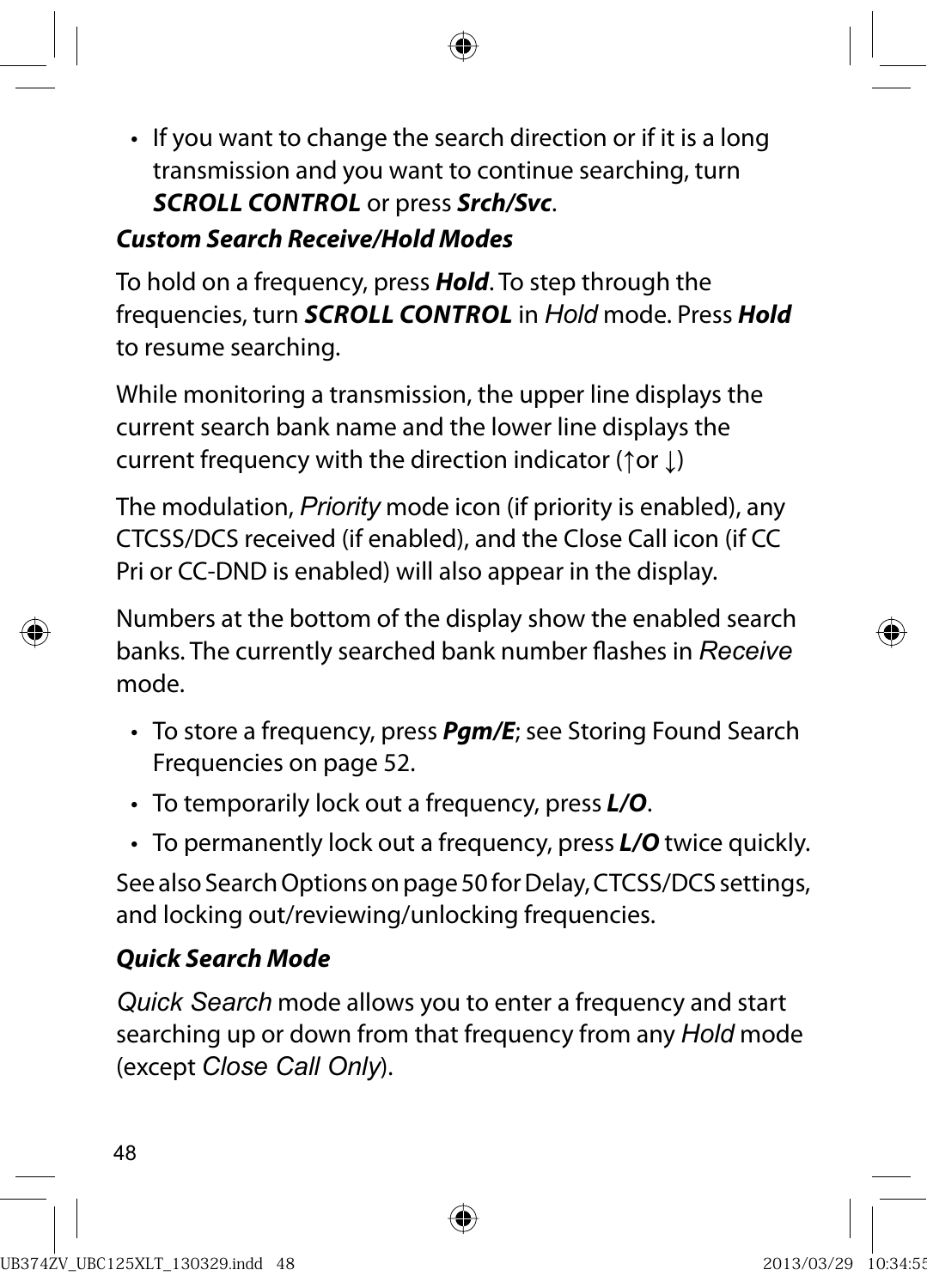- If you want to change the search direction or if it is a long transmission and you want to continue searching, turn ***SCROLL CONTROL*** or press ***Srch/Svc***.

***Custom Search Receive/Hold Modes***

To hold on a frequency, press ***Hold***. To step through the frequencies, turn ***SCROLL CONTROL*** in *Hold* mode. Press ***Hold*** to resume searching.

While monitoring a transmission, the upper line displays the current search bank name and the lower line displays the current frequency with the direction indicator (↑or ↓)

The modulation, *Priority* mode icon (if priority is enabled), any CTCSS/DCS received (if enabled), and the Close Call icon (if CC Pri or CC-DND is enabled) will also appear in the display.

Numbers at the bottom of the display show the enabled search banks. The currently searched bank number flashes in *Receive* mode.

- To store a frequency, press ***Pgm/E***; see Storing Found Search Frequencies on page 52.
- To temporarily lock out a frequency, press ***L/O***.
- To permanently lock out a frequency, press ***L/O*** twice quickly.

See also Search Options on page 50 for Delay, CTCSS/DCS settings, and locking out/reviewing/unlocking frequencies.

***Quick Search Mode***

*Quick Search* mode allows you to enter a frequency and start searching up or down from that frequency from any *Hold* mode (except *Close Call Only*).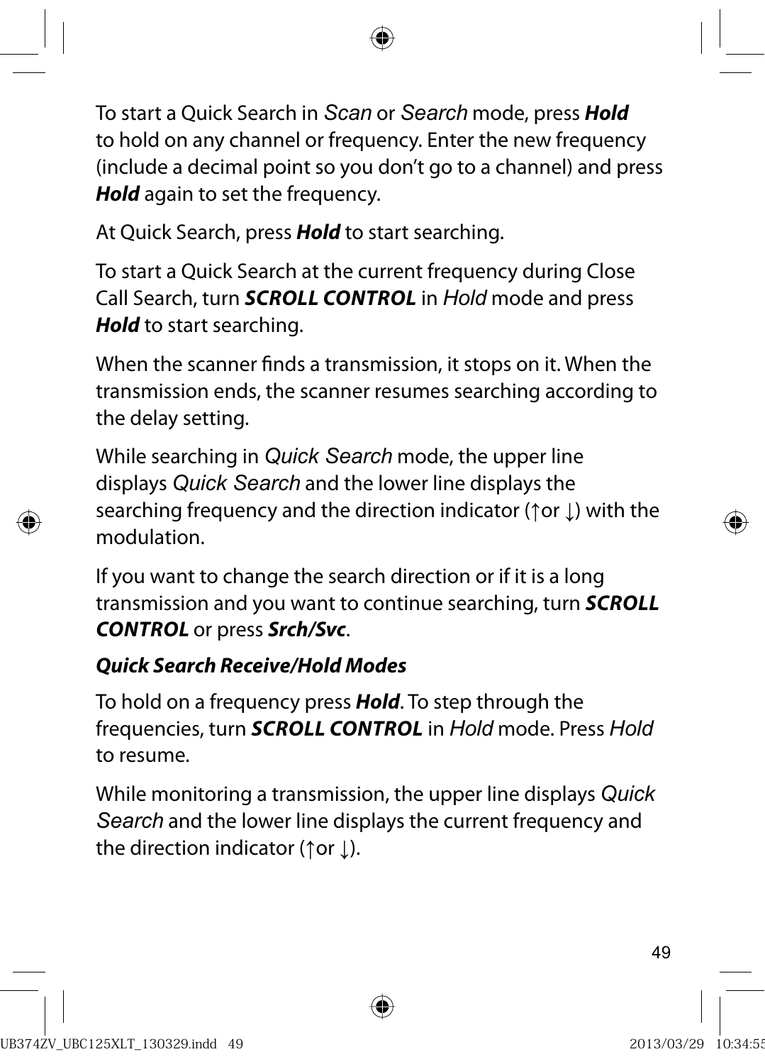To start a Quick Search in *Scan* or *Search* mode, press ***Hold*** to hold on any channel or frequency. Enter the new frequency (include a decimal point so you don't go to a channel) and press ***Hold*** again to set the frequency.

At Quick Search, press ***Hold*** to start searching.

To start a Quick Search at the current frequency during Close Call Search, turn ***SCROLL CONTROL*** in *Hold* mode and press ***Hold*** to start searching.

When the scanner finds a transmission, it stops on it. When the transmission ends, the scanner resumes searching according to the delay setting.

While searching in *Quick Search* mode, the upper line displays *Quick Search* and the lower line displays the searching frequency and the direction indicator (↑or ↓) with the modulation.

If you want to change the search direction or if it is a long transmission and you want to continue searching, turn ***SCROLL CONTROL*** or press ***Srch/Svc***.

***Quick Search Receive/Hold Modes***

To hold on a frequency press ***Hold***. To step through the frequencies, turn ***SCROLL CONTROL*** in *Hold* mode. Press *Hold* to resume.

While monitoring a transmission, the upper line displays *Quick Search* and the lower line displays the current frequency and the direction indicator (↑or ↓).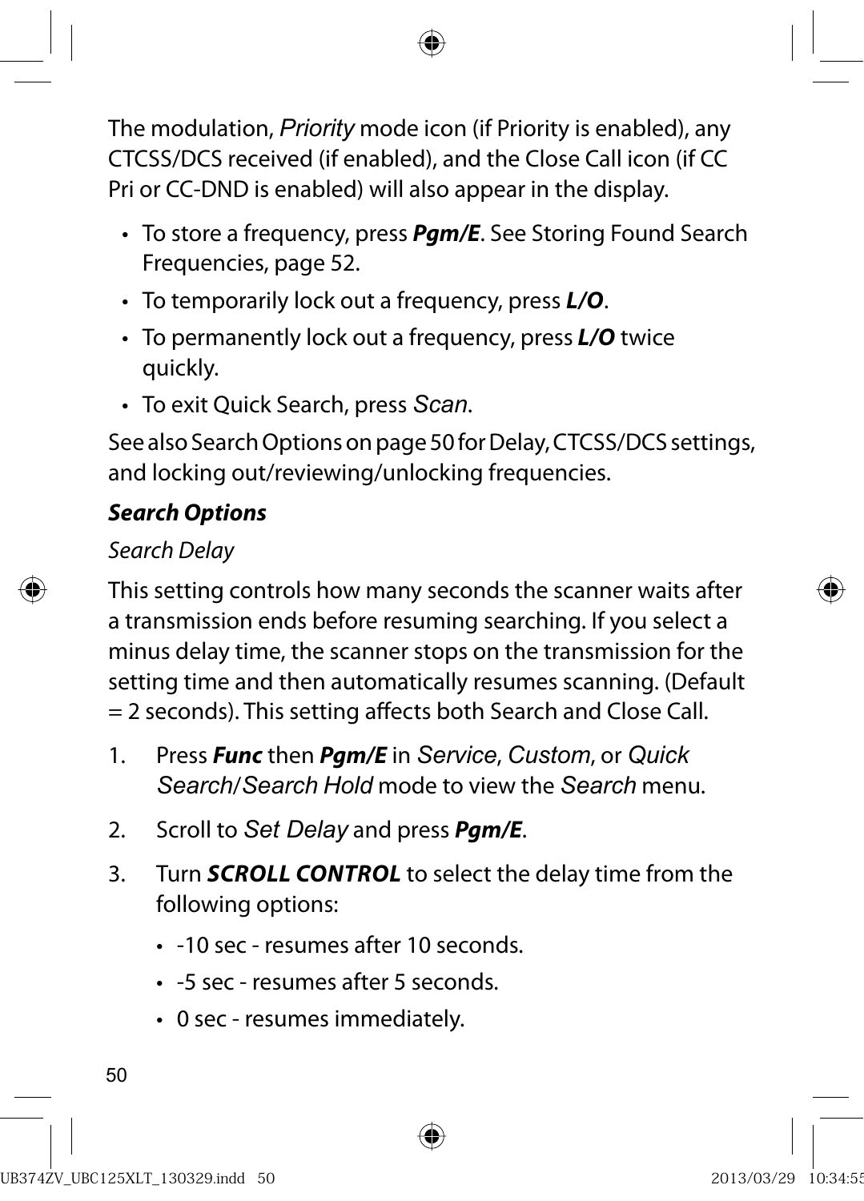The modulation, *Priority* mode icon (if Priority is enabled), any CTCSS/DCS received (if enabled), and the Close Call icon (if CC Pri or CC-DND is enabled) will also appear in the display.

- To store a frequency, press ***Pgm/E***. See Storing Found Search Frequencies, page 52.
- To temporarily lock out a frequency, press ***L/O***.
- To permanently lock out a frequency, press ***L/O*** twice quickly.
- To exit Quick Search, press *Scan*.

See also Search Options on page 50 for Delay, CTCSS/DCS settings, and locking out/reviewing/unlocking frequencies.

***Search Options***

*Search Delay*

This setting controls how many seconds the scanner waits after a transmission ends before resuming searching. If you select a minus delay time, the scanner stops on the transmission for the setting time and then automatically resumes scanning. (Default = 2 seconds). This setting affects both Search and Close Call.

1. Press ***Func*** then ***Pgm/E*** in *Service*, *Custom*, or *Quick Search*/*Search Hold* mode to view the *Search* menu.
2. Scroll to *Set Delay* and press ***Pgm/E***.
3. Turn ***SCROLL CONTROL*** to select the delay time from the following options:
   - -10 sec - resumes after 10 seconds.
   - -5 sec - resumes after 5 seconds.
   - 0 sec - resumes immediately.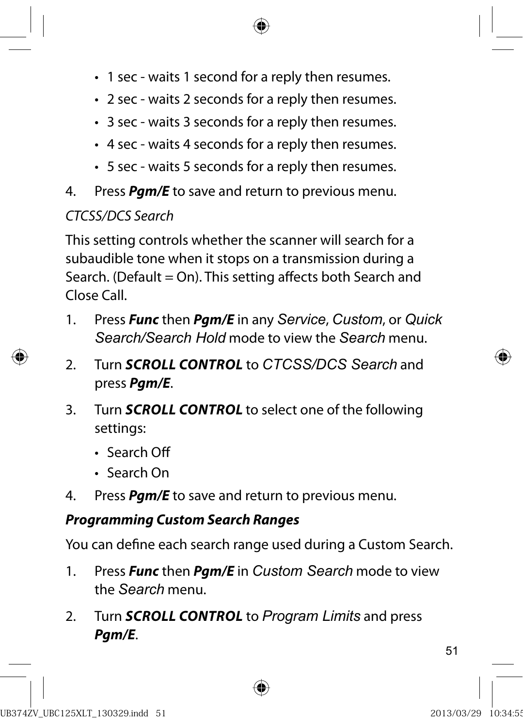- 1 sec - waits 1 second for a reply then resumes.
- 2 sec - waits 2 seconds for a reply then resumes.
- 3 sec - waits 3 seconds for a reply then resumes.
- 4 sec - waits 4 seconds for a reply then resumes.
- 5 sec - waits 5 seconds for a reply then resumes.

4. Press ***Pgm/E*** to save and return to previous menu.

*CTCSS/DCS Search*

This setting controls whether the scanner will search for a subaudible tone when it stops on a transmission during a Search. (Default = On). This setting affects both Search and Close Call.

1. Press ***Func*** then ***Pgm/E*** in any *Service*, *Custom*, or *Quick Search/Search Hold* mode to view the *Search* menu.
2. Turn ***SCROLL CONTROL*** to *CTCSS/DCS Search* and press ***Pgm/E***.
3. Turn ***SCROLL CONTROL*** to select one of the following settings:
   - Search Off
   - Search On
4. Press ***Pgm/E*** to save and return to previous menu.

***Programming Custom Search Ranges***

You can define each search range used during a Custom Search.

1. Press ***Func*** then ***Pgm/E*** in *Custom Search* mode to view the *Search* menu.
2. Turn ***SCROLL CONTROL*** to *Program Limits* and press ***Pgm/E***.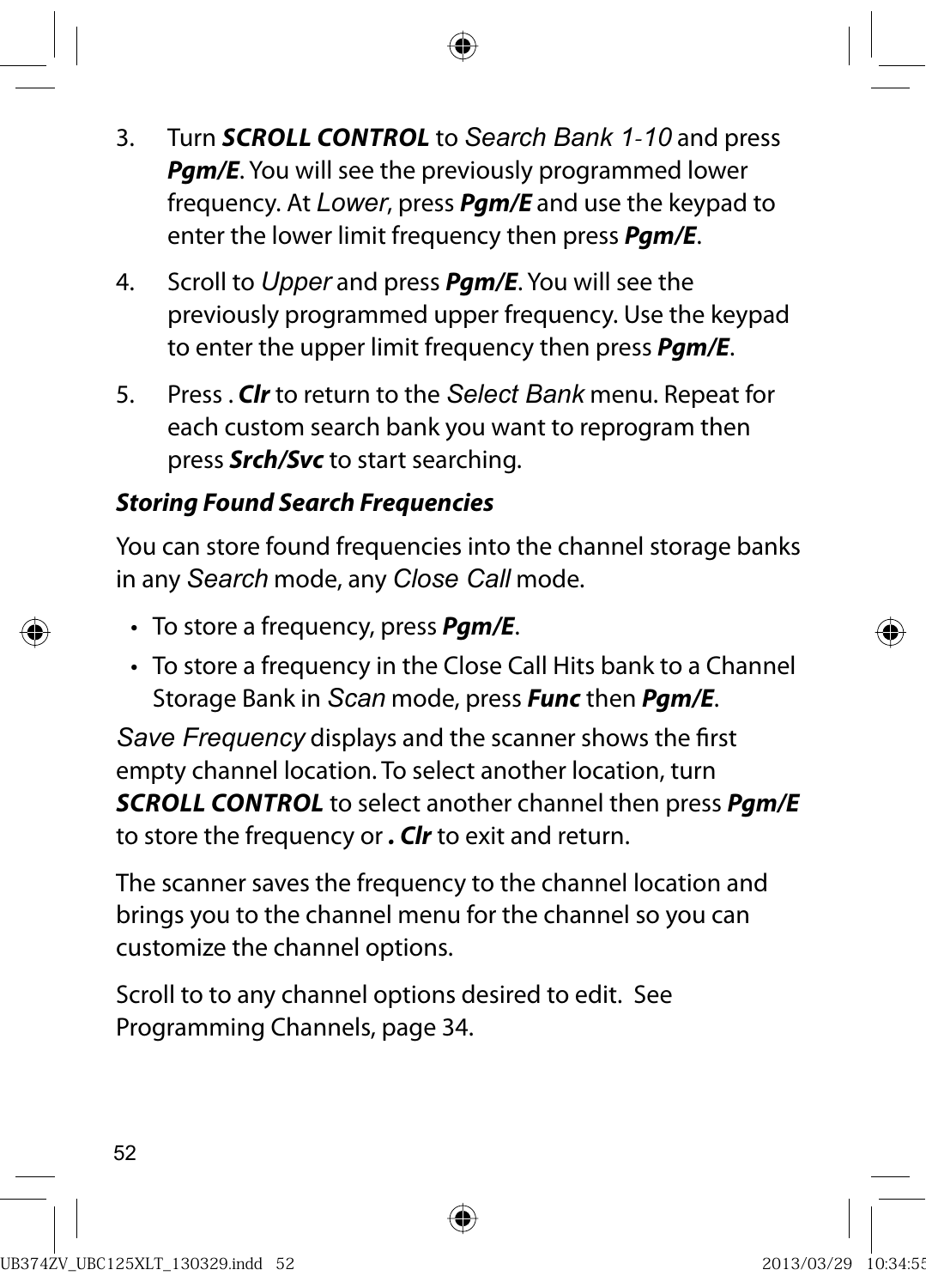3. Turn ***SCROLL CONTROL*** to *Search Bank 1-10* and press ***Pgm/E***. You will see the previously programmed lower frequency. At *Lower*, press ***Pgm/E*** and use the keypad to enter the lower limit frequency then press ***Pgm/E***.

4. Scroll to *Upper* and press ***Pgm/E***. You will see the previously programmed upper frequency. Use the keypad to enter the upper limit frequency then press ***Pgm/E***.

5. Press . ***Clr*** to return to the *Select Bank* menu. Repeat for each custom search bank you want to reprogram then press ***Srch/Svc*** to start searching.

***Storing Found Search Frequencies***

You can store found frequencies into the channel storage banks in any *Search* mode, any *Close Call* mode.

- To store a frequency, press ***Pgm/E***.
- To store a frequency in the Close Call Hits bank to a Channel Storage Bank in *Scan* mode, press ***Func*** then ***Pgm/E***.

*Save Frequency* displays and the scanner shows the first empty channel location. To select another location, turn ***SCROLL CONTROL*** to select another channel then press ***Pgm/E*** to store the frequency or ***. Clr*** to exit and return.

The scanner saves the frequency to the channel location and brings you to the channel menu for the channel so you can customize the channel options.

Scroll to to any channel options desired to edit. See Programming Channels, page 34.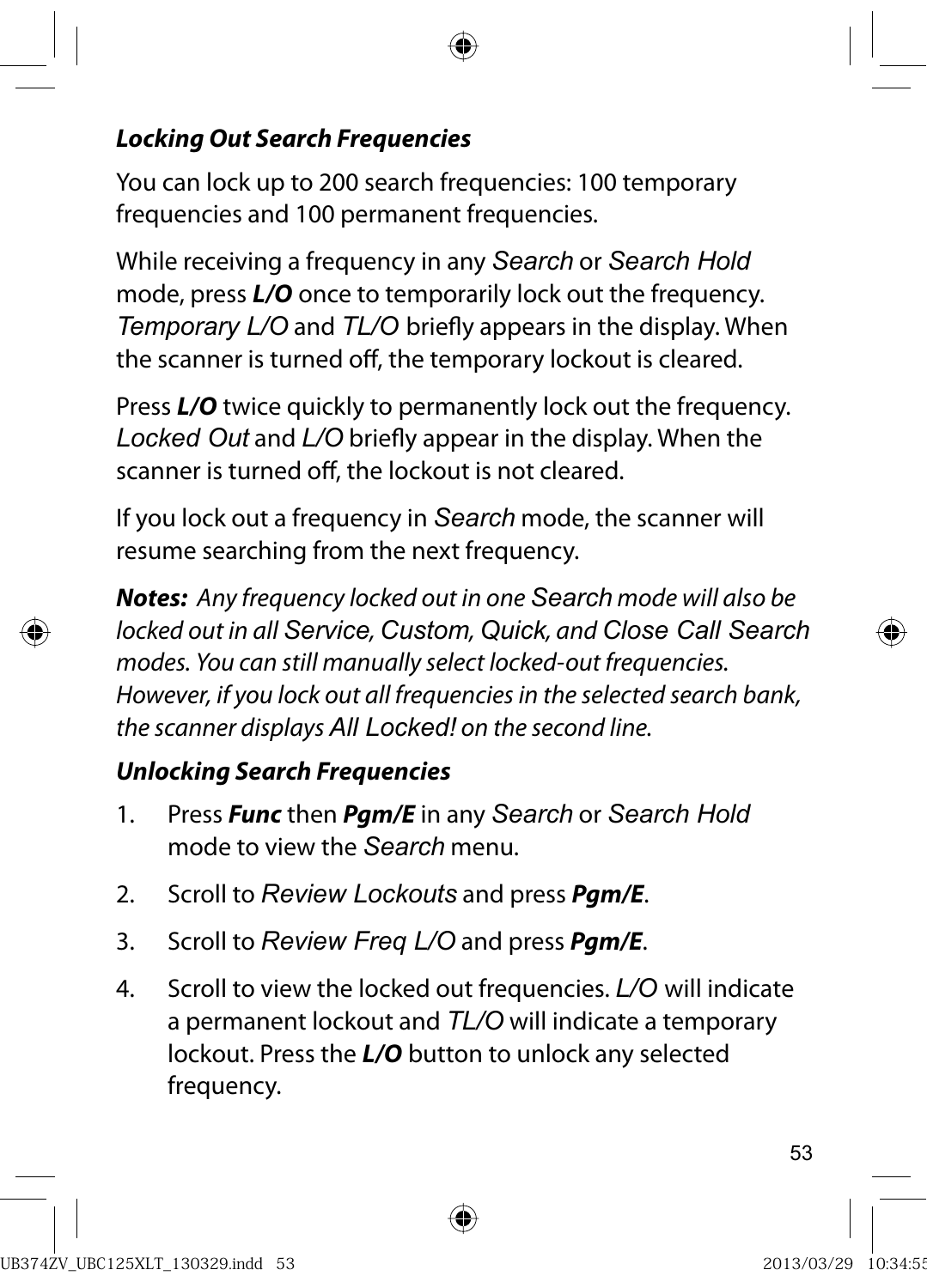### Locking Out Search Frequencies

You can lock up to 200 search frequencies: 100 temporary frequencies and 100 permanent frequencies.

While receiving a frequency in any Search or Search Hold mode, press **L/O** once to temporarily lock out the frequency. Temporary L/O and TL/O briefly appears in the display. When the scanner is turned off, the temporary lockout is cleared.

Press **L/O** twice quickly to permanently lock out the frequency. Locked Out and L/O briefly appear in the display. When the scanner is turned off, the lockout is not cleared.

If you lock out a frequency in Search mode, the scanner will resume searching from the next frequency.

***Notes:*** *Any frequency locked out in one Search mode will also be locked out in all Service, Custom, Quick, and Close Call Search modes. You can still manually select locked-out frequencies. However, if you lock out all frequencies in the selected search bank, the scanner displays All Locked! on the second line.*

### Unlocking Search Frequencies

1. Press **Func** then **Pgm/E** in any Search or Search Hold mode to view the Search menu.
2. Scroll to Review Lockouts and press **Pgm/E**.
3. Scroll to Review Freq L/O and press **Pgm/E**.
4. Scroll to view the locked out frequencies. L/O will indicate a permanent lockout and TL/O will indicate a temporary lockout. Press the **L/O** button to unlock any selected frequency.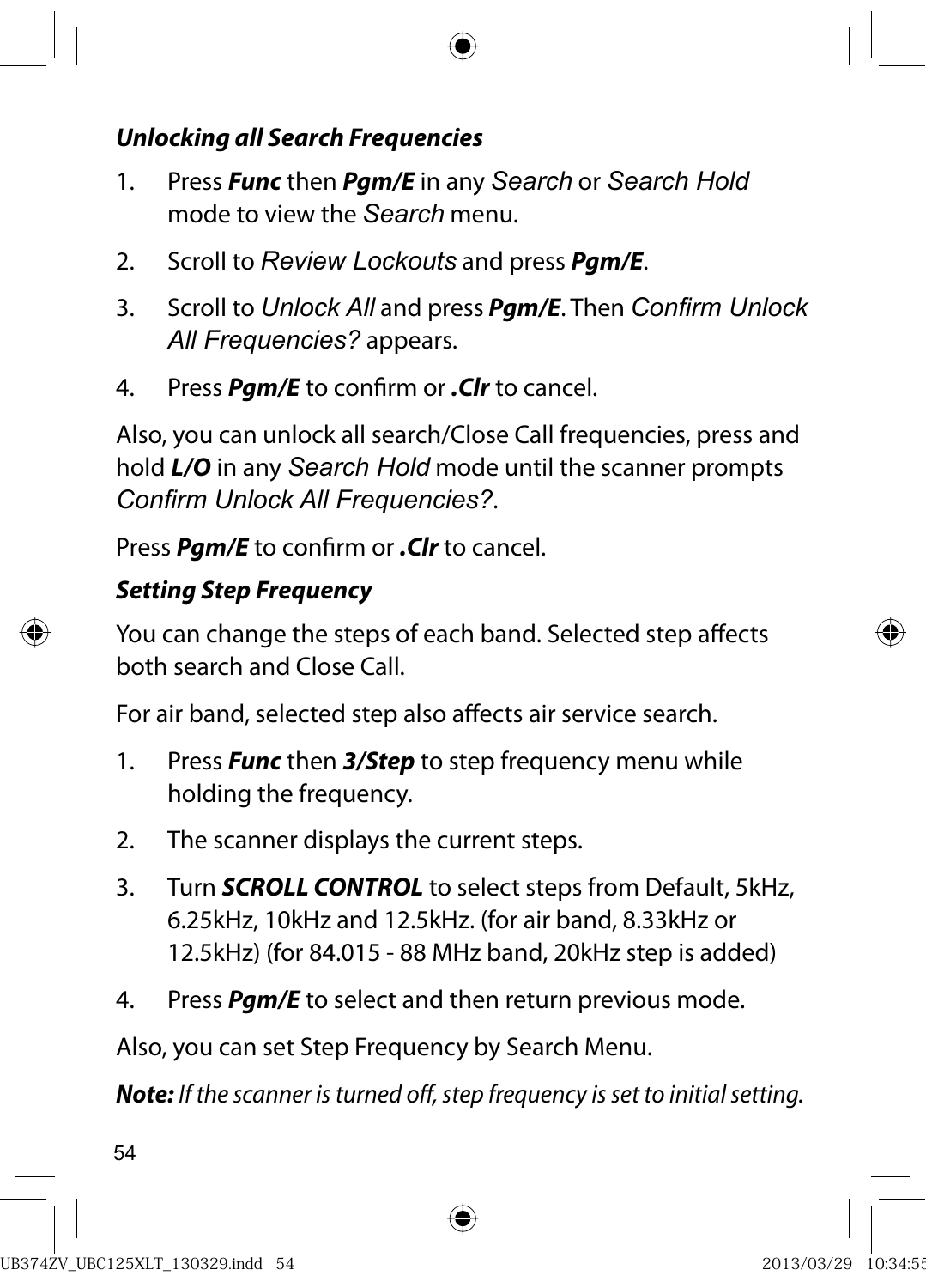### *Unlocking all Search Frequencies*

1. Press ***Func*** then ***Pgm/E*** in any *Search* or *Search Hold* mode to view the *Search* menu.
2. Scroll to *Review Lockouts* and press ***Pgm/E***.
3. Scroll to *Unlock All* and press ***Pgm/E***. Then *Confirm Unlock All Frequencies?* appears.
4. Press ***Pgm/E*** to confirm or ***.Clr*** to cancel.

Also, you can unlock all search/Close Call frequencies, press and hold ***L/O*** in any *Search Hold* mode until the scanner prompts *Confirm Unlock All Frequencies?*.

Press ***Pgm/E*** to confirm or ***.Clr*** to cancel.

### *Setting Step Frequency*

You can change the steps of each band. Selected step affects both search and Close Call.

For air band, selected step also affects air service search.

1. Press ***Func*** then ***3/Step*** to step frequency menu while holding the frequency.
2. The scanner displays the current steps.
3. Turn ***SCROLL CONTROL*** to select steps from Default, 5kHz, 6.25kHz, 10kHz and 12.5kHz. (for air band, 8.33kHz or 12.5kHz) (for 84.015 - 88 MHz band, 20kHz step is added)
4. Press ***Pgm/E*** to select and then return previous mode.

Also, you can set Step Frequency by Search Menu.

***Note:*** *If the scanner is turned off, step frequency is set to initial setting.*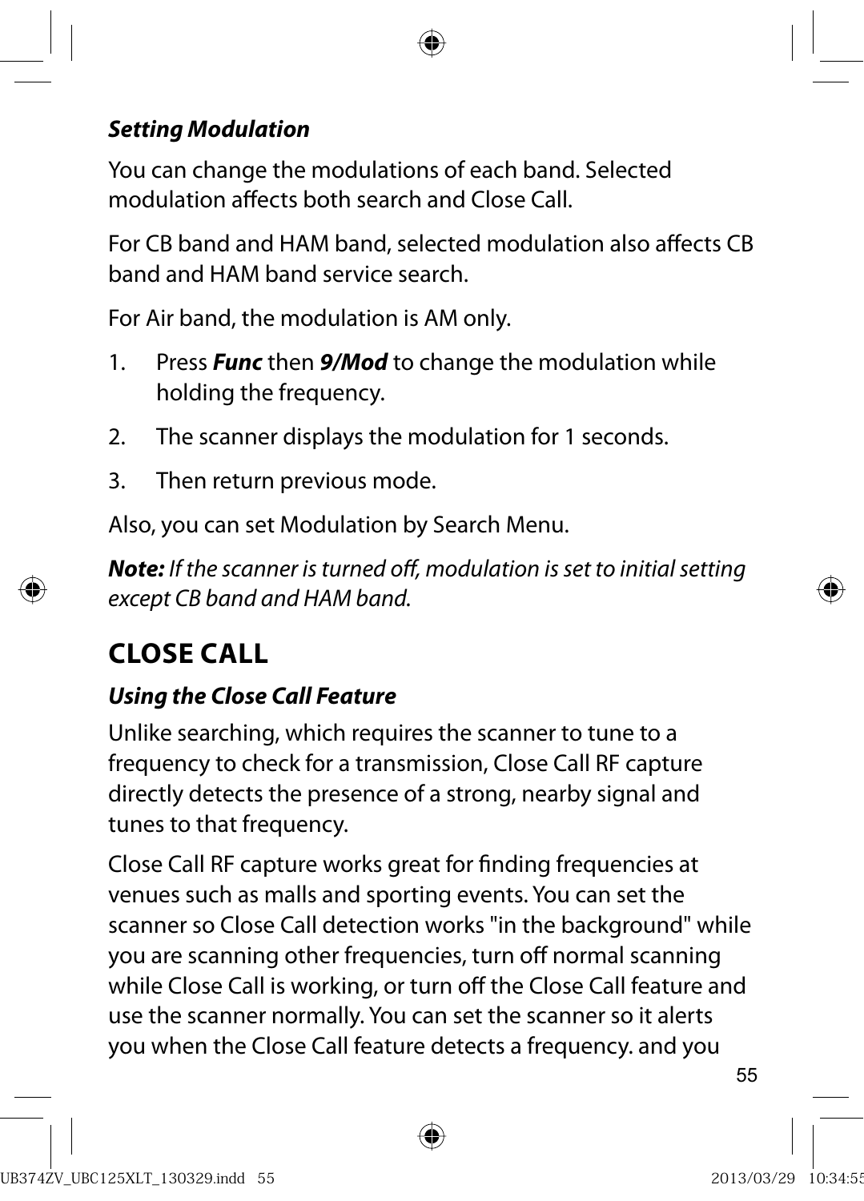***Setting Modulation***

You can change the modulations of each band. Selected modulation affects both search and Close Call.

For CB band and HAM band, selected modulation also affects CB band and HAM band service search.

For Air band, the modulation is AM only.

1. Press ***Func*** then ***9/Mod*** to change the modulation while holding the frequency.
2. The scanner displays the modulation for 1 seconds.
3. Then return previous mode.

Also, you can set Modulation by Search Menu.

***Note:*** *If the scanner is turned off, modulation is set to initial setting except CB band and HAM band.*

## CLOSE CALL

***Using the Close Call Feature***

Unlike searching, which requires the scanner to tune to a frequency to check for a transmission, Close Call RF capture directly detects the presence of a strong, nearby signal and tunes to that frequency.

Close Call RF capture works great for finding frequencies at venues such as malls and sporting events. You can set the scanner so Close Call detection works "in the background" while you are scanning other frequencies, turn off normal scanning while Close Call is working, or turn off the Close Call feature and use the scanner normally. You can set the scanner so it alerts you when the Close Call feature detects a frequency. and you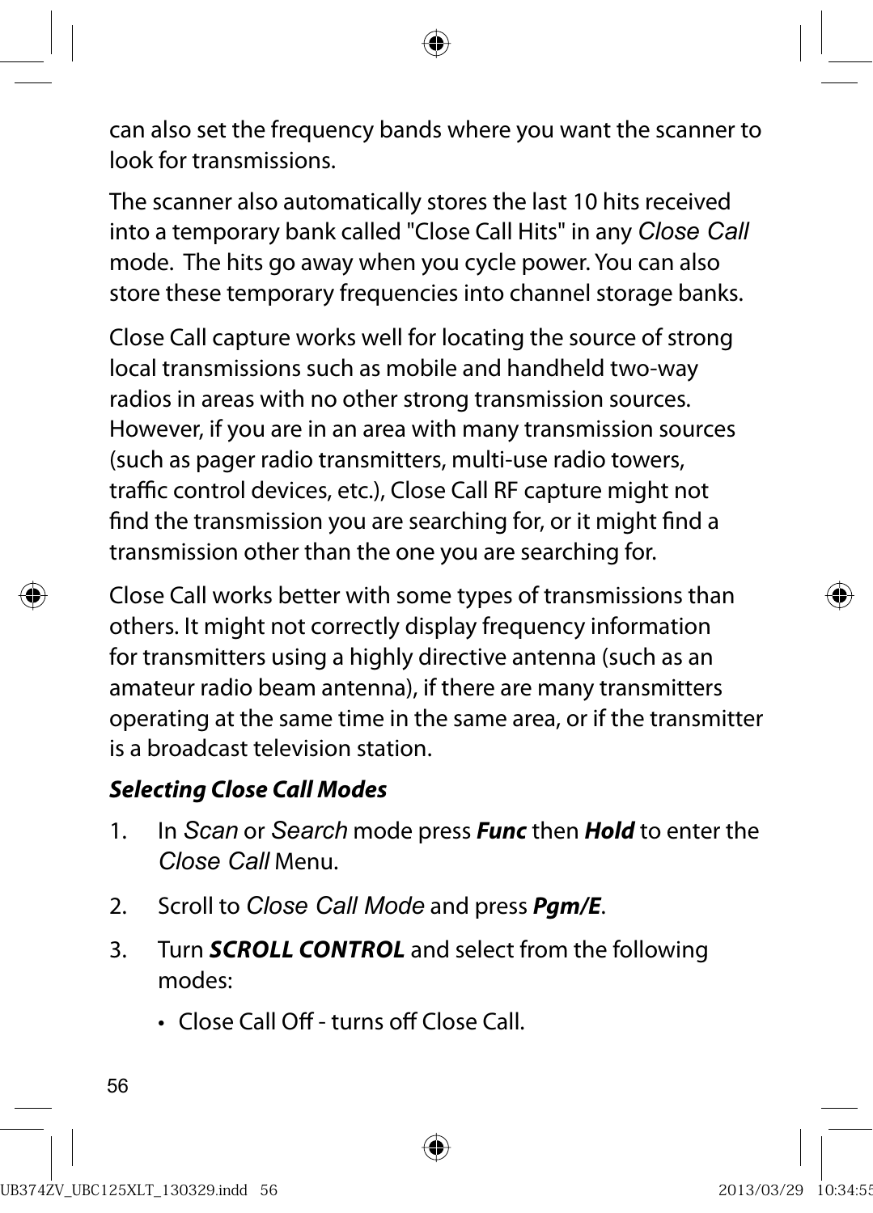can also set the frequency bands where you want the scanner to look for transmissions.

The scanner also automatically stores the last 10 hits received into a temporary bank called "Close Call Hits" in any *Close Call* mode. The hits go away when you cycle power. You can also store these temporary frequencies into channel storage banks.

Close Call capture works well for locating the source of strong local transmissions such as mobile and handheld two-way radios in areas with no other strong transmission sources. However, if you are in an area with many transmission sources (such as pager radio transmitters, multi-use radio towers, traffic control devices, etc.), Close Call RF capture might not find the transmission you are searching for, or it might find a transmission other than the one you are searching for.

Close Call works better with some types of transmissions than others. It might not correctly display frequency information for transmitters using a highly directive antenna (such as an amateur radio beam antenna), if there are many transmitters operating at the same time in the same area, or if the transmitter is a broadcast television station.

***Selecting Close Call Modes***

1. In *Scan* or *Search* mode press ***Func*** then ***Hold*** to enter the *Close Call* Menu.
2. Scroll to *Close Call Mode* and press ***Pgm/E***.
3. Turn ***SCROLL CONTROL*** and select from the following modes:
   - Close Call Off - turns off Close Call.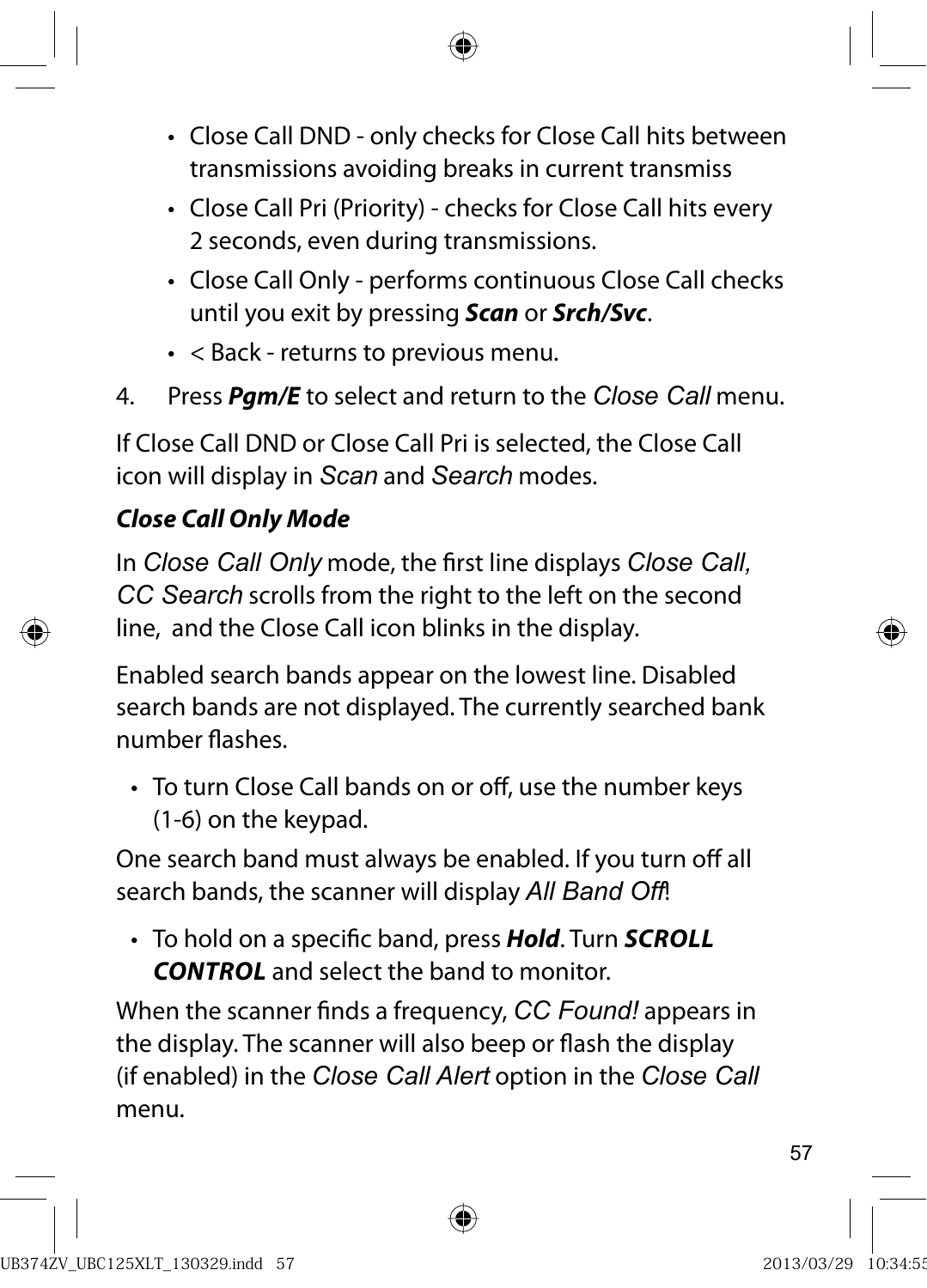- Close Call DND - only checks for Close Call hits between transmissions avoiding breaks in current transmiss
- Close Call Pri (Priority) - checks for Close Call hits every 2 seconds, even during transmissions.
- Close Call Only - performs continuous Close Call checks until you exit by pressing ***Scan*** or ***Srch/Svc***.
- < Back - returns to previous menu.

4. Press ***Pgm/E*** to select and return to the *Close Call* menu.

If Close Call DND or Close Call Pri is selected, the Close Call icon will display in *Scan* and *Search* modes.

***Close Call Only Mode***

In *Close Call Only* mode, the first line displays *Close Call*, *CC Search* scrolls from the right to the left on the second line, and the Close Call icon blinks in the display.

Enabled search bands appear on the lowest line. Disabled search bands are not displayed. The currently searched bank number flashes.

- To turn Close Call bands on or off, use the number keys (1-6) on the keypad.

One search band must always be enabled. If you turn off all search bands, the scanner will display *All Band Off*!

- To hold on a specific band, press ***Hold***. Turn ***SCROLL CONTROL*** and select the band to monitor.

When the scanner finds a frequency, *CC Found!* appears in the display. The scanner will also beep or flash the display (if enabled) in the *Close Call Alert* option in the *Close Call* menu.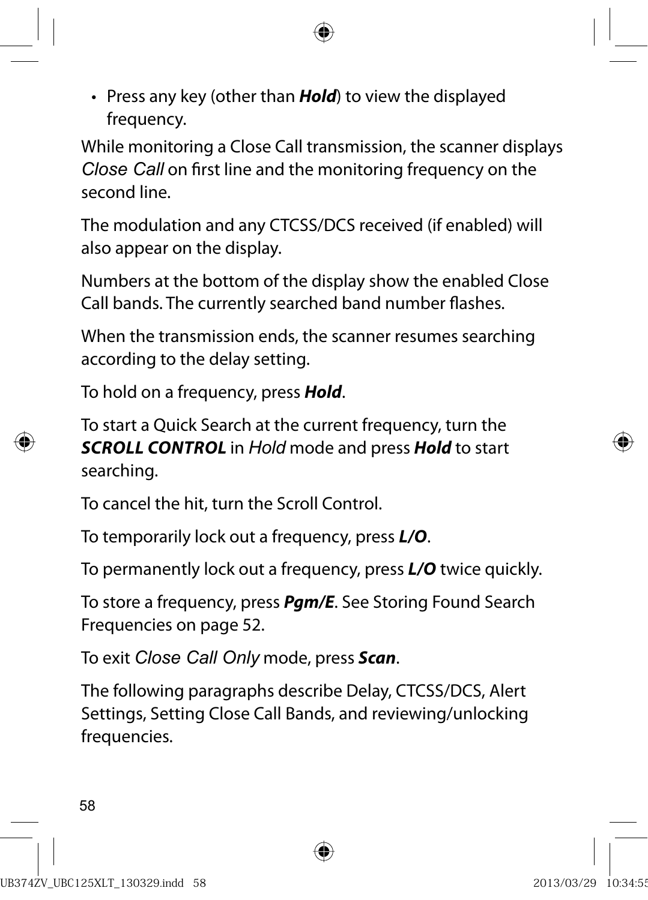- Press any key (other than ***Hold***) to view the displayed frequency.

While monitoring a Close Call transmission, the scanner displays *Close Call* on first line and the monitoring frequency on the second line.

The modulation and any CTCSS/DCS received (if enabled) will also appear on the display.

Numbers at the bottom of the display show the enabled Close Call bands. The currently searched band number flashes.

When the transmission ends, the scanner resumes searching according to the delay setting.

To hold on a frequency, press ***Hold***.

To start a Quick Search at the current frequency, turn the ***SCROLL CONTROL*** in *Hold* mode and press ***Hold*** to start searching.

To cancel the hit, turn the Scroll Control.

To temporarily lock out a frequency, press ***L/O***.

To permanently lock out a frequency, press ***L/O*** twice quickly.

To store a frequency, press ***Pgm/E***. See Storing Found Search Frequencies on page 52.

To exit *Close Call Only* mode, press ***Scan***.

The following paragraphs describe Delay, CTCSS/DCS, Alert Settings, Setting Close Call Bands, and reviewing/unlocking frequencies.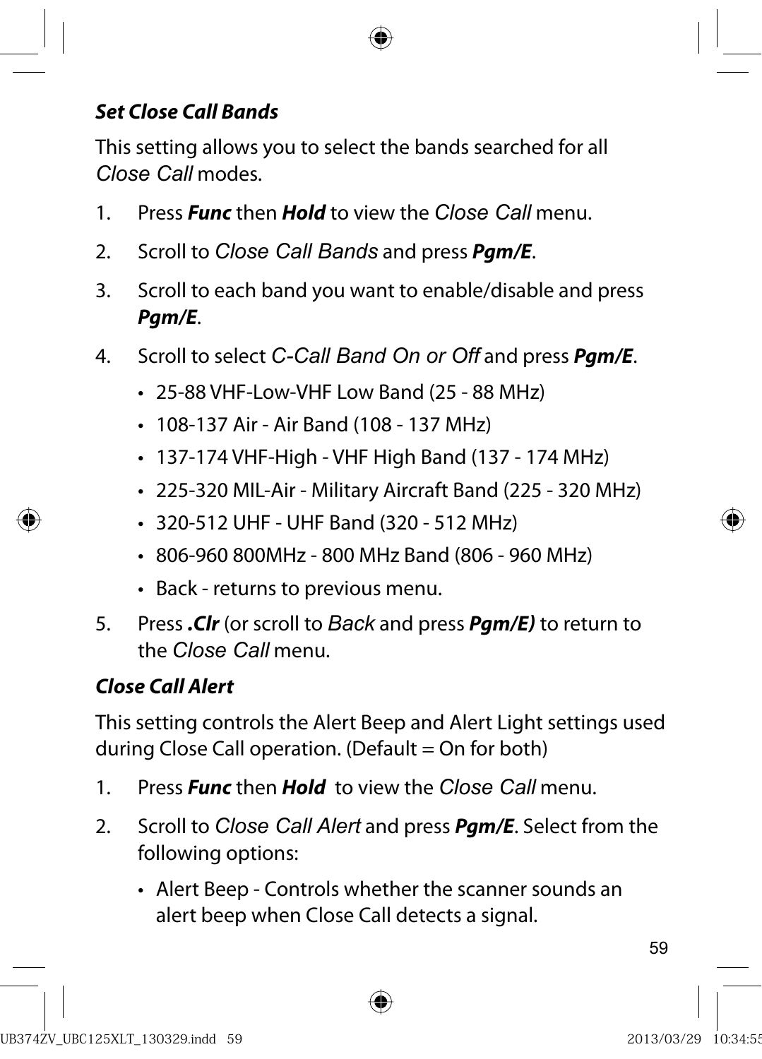### *Set Close Call Bands*

This setting allows you to select the bands searched for all *Close Call* modes.

1. Press ***Func*** then ***Hold*** to view the *Close Call* menu.
2. Scroll to *Close Call Bands* and press ***Pgm/E***.
3. Scroll to each band you want to enable/disable and press ***Pgm/E***.
4. Scroll to select *C-Call Band On or Off* and press ***Pgm/E***.
   - 25-88 VHF-Low-VHF Low Band (25 - 88 MHz)
   - 108-137 Air - Air Band (108 - 137 MHz)
   - 137-174 VHF-High - VHF High Band (137 - 174 MHz)
   - 225-320 MIL-Air - Military Aircraft Band (225 - 320 MHz)
   - 320-512 UHF - UHF Band (320 - 512 MHz)
   - 806-960 800MHz - 800 MHz Band (806 - 960 MHz)
   - Back - returns to previous menu.
5. Press ***.Clr*** (or scroll to *Back* and press ***Pgm/E)*** to return to the *Close Call* menu.

### *Close Call Alert*

This setting controls the Alert Beep and Alert Light settings used during Close Call operation. (Default = On for both)

1. Press ***Func*** then ***Hold*** to view the *Close Call* menu.
2. Scroll to *Close Call Alert* and press ***Pgm/E***. Select from the following options:
   - Alert Beep - Controls whether the scanner sounds an alert beep when Close Call detects a signal.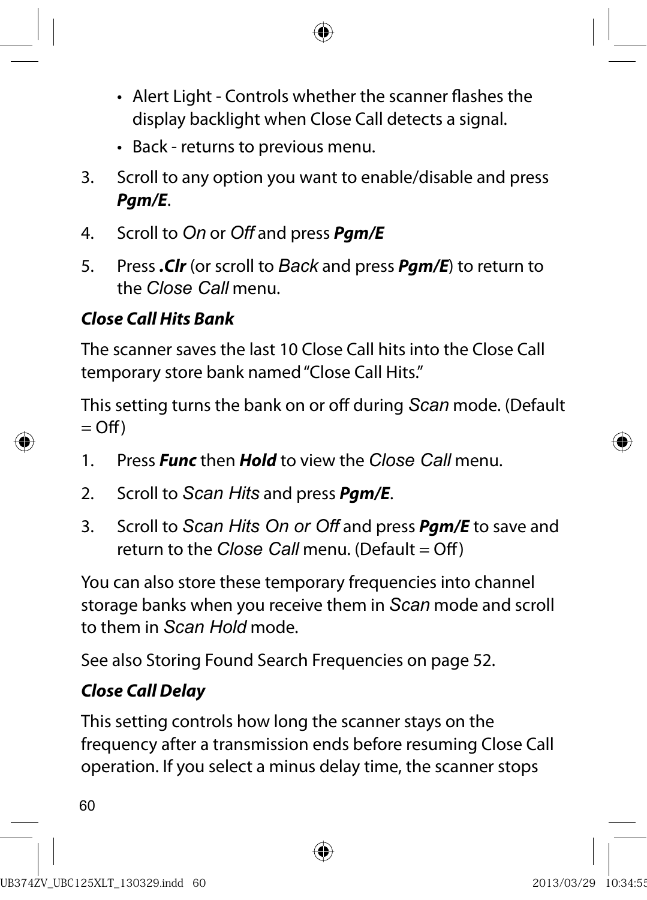- Alert Light - Controls whether the scanner flashes the display backlight when Close Call detects a signal.
- Back - returns to previous menu.

3. Scroll to any option you want to enable/disable and press ***Pgm/E***.
4. Scroll to *On* or *Off* and press ***Pgm/E***
5. Press ***.Clr*** (or scroll to *Back* and press ***Pgm/E***) to return to the *Close Call* menu.

***Close Call Hits Bank***

The scanner saves the last 10 Close Call hits into the Close Call temporary store bank named "Close Call Hits."

This setting turns the bank on or off during *Scan* mode. (Default = Off)

1. Press ***Func*** then ***Hold*** to view the *Close Call* menu.
2. Scroll to *Scan Hits* and press ***Pgm/E***.
3. Scroll to *Scan Hits On or Off* and press ***Pgm/E*** to save and return to the *Close Call* menu. (Default = Off)

You can also store these temporary frequencies into channel storage banks when you receive them in *Scan* mode and scroll to them in *Scan Hold* mode.

See also Storing Found Search Frequencies on page 52.

***Close Call Delay***

This setting controls how long the scanner stays on the frequency after a transmission ends before resuming Close Call operation. If you select a minus delay time, the scanner stops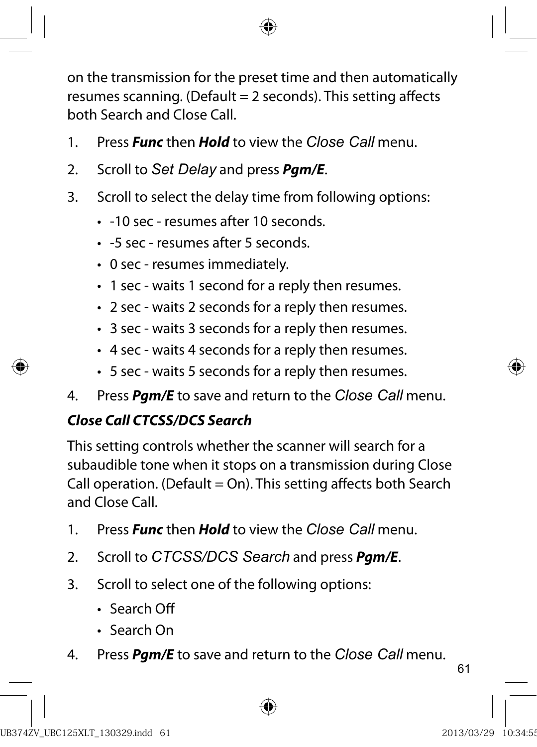on the transmission for the preset time and then automatically resumes scanning. (Default = 2 seconds). This setting affects both Search and Close Call.

1. Press ***Func*** then ***Hold*** to view the *Close Call* menu.
2. Scroll to *Set Delay* and press ***Pgm/E***.
3. Scroll to select the delay time from following options:
   - -10 sec - resumes after 10 seconds.
   - -5 sec - resumes after 5 seconds.
   - 0 sec - resumes immediately.
   - 1 sec - waits 1 second for a reply then resumes.
   - 2 sec - waits 2 seconds for a reply then resumes.
   - 3 sec - waits 3 seconds for a reply then resumes.
   - 4 sec - waits 4 seconds for a reply then resumes.
   - 5 sec - waits 5 seconds for a reply then resumes.
4. Press ***Pgm/E*** to save and return to the *Close Call* menu.

***Close Call CTCSS/DCS Search***

This setting controls whether the scanner will search for a subaudible tone when it stops on a transmission during Close Call operation. (Default = On). This setting affects both Search and Close Call.

1. Press ***Func*** then ***Hold*** to view the *Close Call* menu.
2. Scroll to *CTCSS/DCS Search* and press ***Pgm/E***.
3. Scroll to select one of the following options:
   - Search Off
   - Search On
4. Press ***Pgm/E*** to save and return to the *Close Call* menu.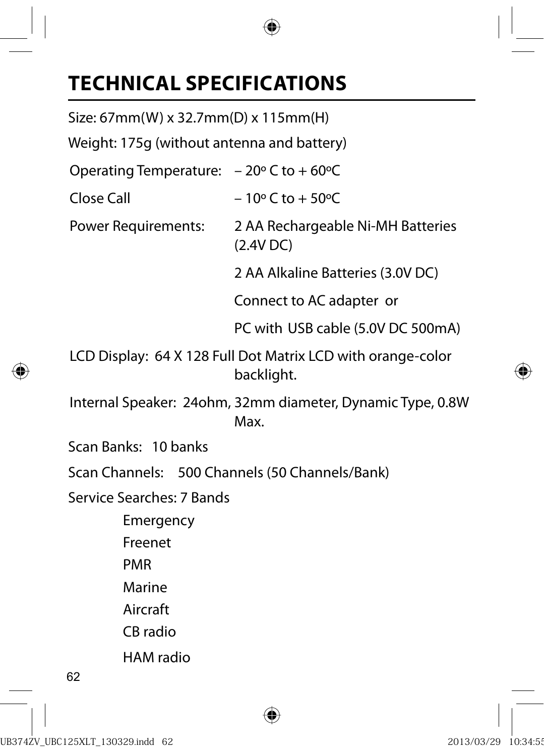# TECHNICAL SPECIFICATIONS

Size: 67mm(W) x 32.7mm(D) x 115mm(H)

Weight: 175g (without antenna and battery)

Operating Temperature: – 20º C to + 60ºC

Close Call – 10º C to + 50ºC

Power Requirements: 2 AA Rechargeable Ni-MH Batteries (2.4V DC)

2 AA Alkaline Batteries (3.0V DC)

Connect to AC adapter or

PC with USB cable (5.0V DC 500mA)

LCD Display: 64 X 128 Full Dot Matrix LCD with orange-color backlight.

Internal Speaker: 24ohm, 32mm diameter, Dynamic Type, 0.8W Max.

Scan Banks: 10 banks

Scan Channels: 500 Channels (50 Channels/Bank)

Service Searches: 7 Bands

- Emergency
- Freenet
- PMR
- Marine
- Aircraft
- CB radio
- HAM radio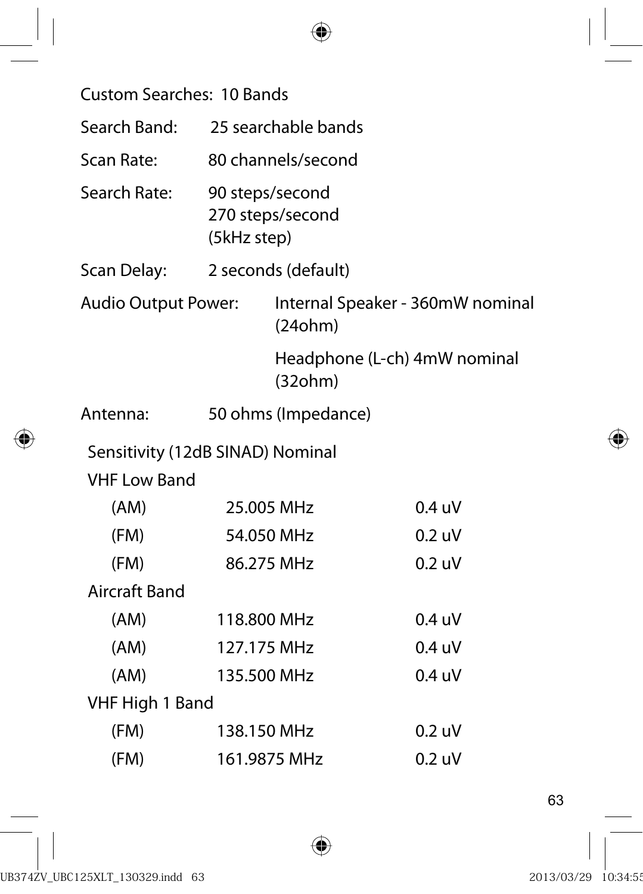Custom Searches: 10 Bands

Search Band: 25 searchable bands

Scan Rate: 80 channels/second

Search Rate: 90 steps/second
270 steps/second
(5kHz step)

Scan Delay: 2 seconds (default)

Audio Output Power: Internal Speaker - 360mW nominal (24ohm)

Headphone (L-ch) 4mW nominal (32ohm)

Antenna: 50 ohms (Impedance)

Sensitivity (12dB SINAD) Nominal

| | | |
|---|---|---|
| VHF Low Band | | |
| (AM) | 25.005 MHz | 0.4 uV |
| (FM) | 54.050 MHz | 0.2 uV |
| (FM) | 86.275 MHz | 0.2 uV |
| Aircraft Band | | |
| (AM) | 118.800 MHz | 0.4 uV |
| (AM) | 127.175 MHz | 0.4 uV |
| (AM) | 135.500 MHz | 0.4 uV |
| VHF High 1 Band | | |
| (FM) | 138.150 MHz | 0.2 uV |
| (FM) | 161.9875 MHz | 0.2 uV |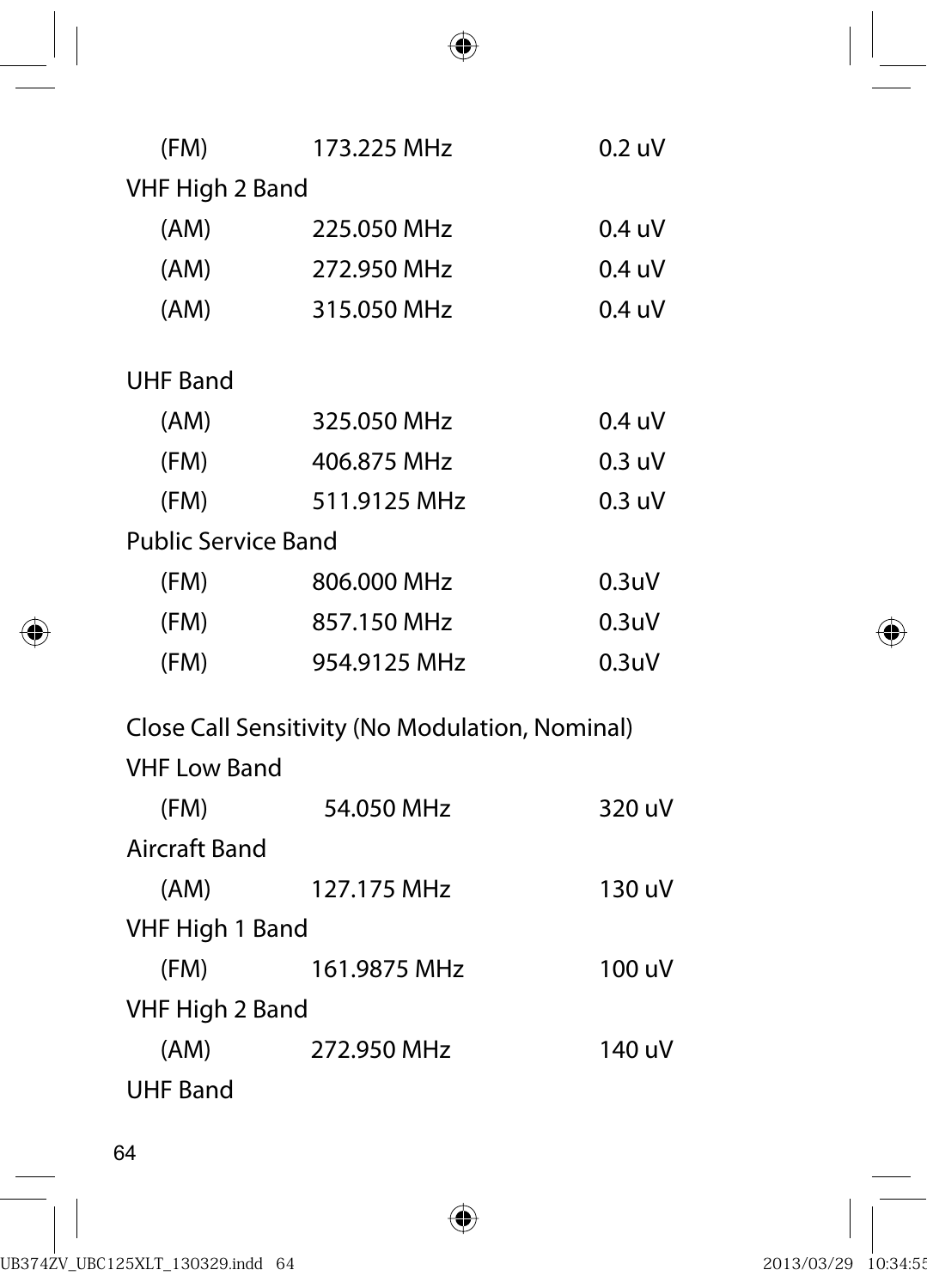| | | |
|---|---|---|
| (FM) | 173.225 MHz | 0.2 uV |
| VHF High 2 Band | | |
| (AM) | 225.050 MHz | 0.4 uV |
| (AM) | 272.950 MHz | 0.4 uV |
| (AM) | 315.050 MHz | 0.4 uV |
| UHF Band | | |
| (AM) | 325.050 MHz | 0.4 uV |
| (FM) | 406.875 MHz | 0.3 uV |
| (FM) | 511.9125 MHz | 0.3 uV |
| Public Service Band | | |
| (FM) | 806.000 MHz | 0.3uV |
| (FM) | 857.150 MHz | 0.3uV |
| (FM) | 954.9125 MHz | 0.3uV |

Close Call Sensitivity (No Modulation, Nominal)

| | | |
|---|---|---|
| VHF Low Band | | |
| (FM) | 54.050 MHz | 320 uV |
| Aircraft Band | | |
| (AM) | 127.175 MHz | 130 uV |
| VHF High 1 Band | | |
| (FM) | 161.9875 MHz | 100 uV |
| VHF High 2 Band | | |
| (AM) | 272.950 MHz | 140 uV |
| UHF Band | | |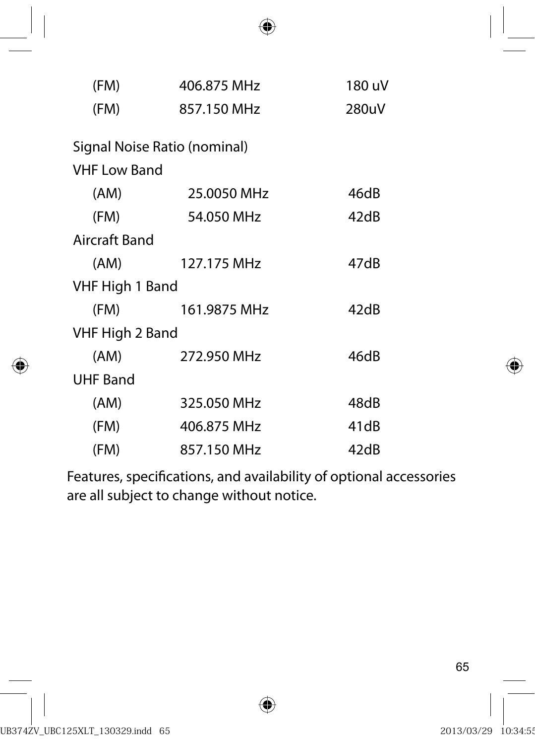| | | |
|---|---|---|
| (FM) | 406.875 MHz | 180 uV |
| (FM) | 857.150 MHz | 280uV |

Signal Noise Ratio (nominal)

| | | |
|---|---|---|
| **VHF Low Band** | | |
| (AM) | 25.0050 MHz | 46dB |
| (FM) | 54.050 MHz | 42dB |
| **Aircraft Band** | | |
| (AM) | 127.175 MHz | 47dB |
| **VHF High 1 Band** | | |
| (FM) | 161.9875 MHz | 42dB |
| **VHF High 2 Band** | | |
| (AM) | 272.950 MHz | 46dB |
| **UHF Band** | | |
| (AM) | 325.050 MHz | 48dB |
| (FM) | 406.875 MHz | 41dB |
| (FM) | 857.150 MHz | 42dB |

Features, specifications, and availability of optional accessories are all subject to change without notice.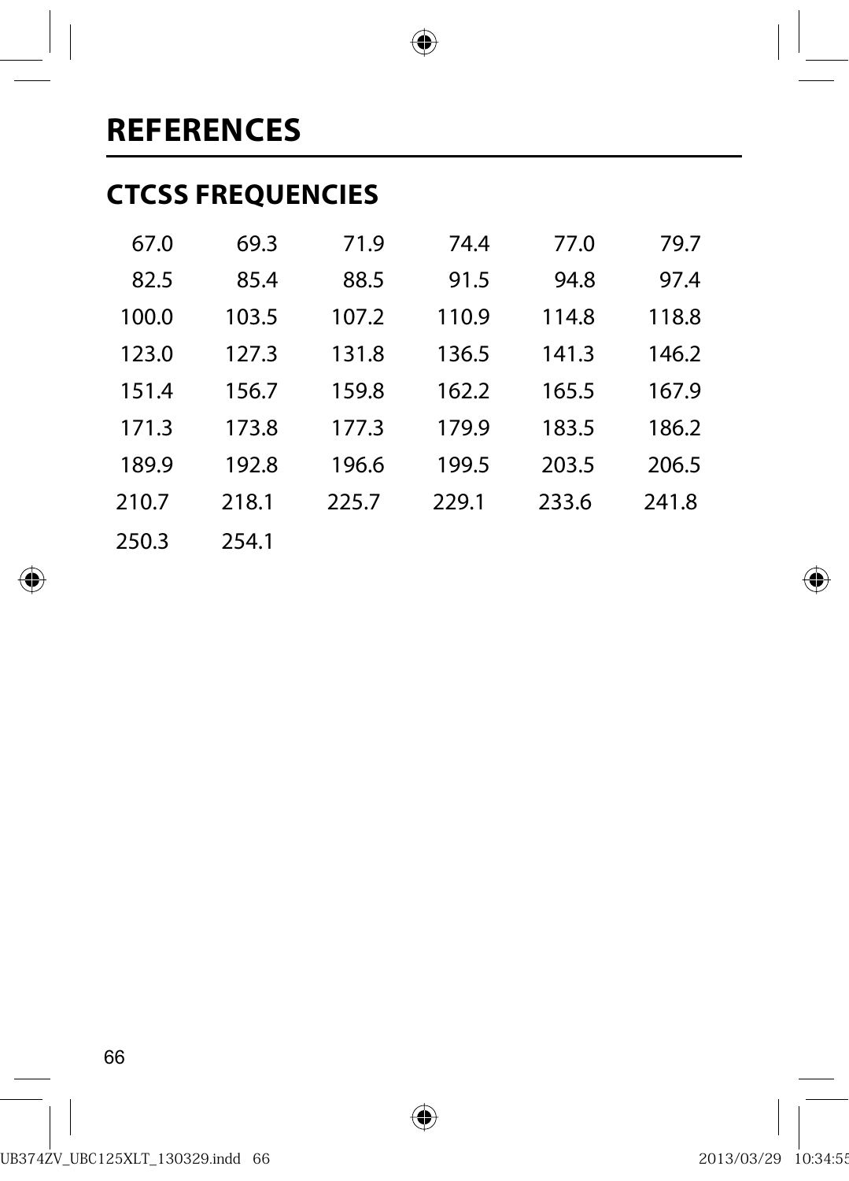# REFERENCES

## CTCSS FREQUENCIES

| | | | | | |
|---|---|---|---|---|---|
| 67.0 | 69.3 | 71.9 | 74.4 | 77.0 | 79.7 |
| 82.5 | 85.4 | 88.5 | 91.5 | 94.8 | 97.4 |
| 100.0 | 103.5 | 107.2 | 110.9 | 114.8 | 118.8 |
| 123.0 | 127.3 | 131.8 | 136.5 | 141.3 | 146.2 |
| 151.4 | 156.7 | 159.8 | 162.2 | 165.5 | 167.9 |
| 171.3 | 173.8 | 177.3 | 179.9 | 183.5 | 186.2 |
| 189.9 | 192.8 | 196.6 | 199.5 | 203.5 | 206.5 |
| 210.7 | 218.1 | 225.7 | 229.1 | 233.6 | 241.8 |
| 250.3 | 254.1 | | | | |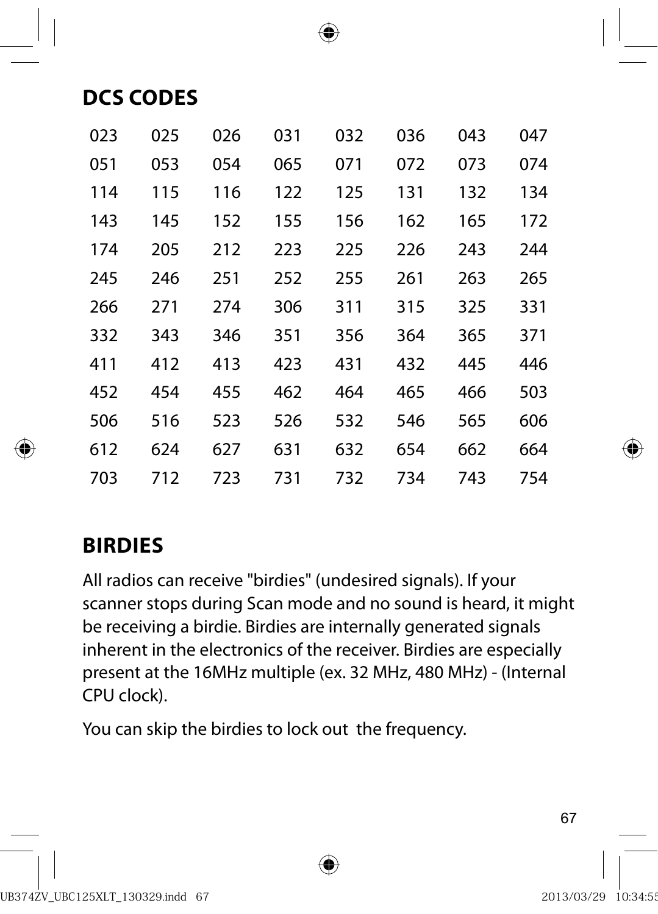## DCS CODES

| | | | | | | | |
|---|---|---|---|---|---|---|---|
| 023 | 025 | 026 | 031 | 032 | 036 | 043 | 047 |
| 051 | 053 | 054 | 065 | 071 | 072 | 073 | 074 |
| 114 | 115 | 116 | 122 | 125 | 131 | 132 | 134 |
| 143 | 145 | 152 | 155 | 156 | 162 | 165 | 172 |
| 174 | 205 | 212 | 223 | 225 | 226 | 243 | 244 |
| 245 | 246 | 251 | 252 | 255 | 261 | 263 | 265 |
| 266 | 271 | 274 | 306 | 311 | 315 | 325 | 331 |
| 332 | 343 | 346 | 351 | 356 | 364 | 365 | 371 |
| 411 | 412 | 413 | 423 | 431 | 432 | 445 | 446 |
| 452 | 454 | 455 | 462 | 464 | 465 | 466 | 503 |
| 506 | 516 | 523 | 526 | 532 | 546 | 565 | 606 |
| 612 | 624 | 627 | 631 | 632 | 654 | 662 | 664 |
| 703 | 712 | 723 | 731 | 732 | 734 | 743 | 754 |

## BIRDIES

All radios can receive "birdies" (undesired signals). If your scanner stops during Scan mode and no sound is heard, it might be receiving a birdie. Birdies are internally generated signals inherent in the electronics of the receiver. Birdies are especially present at the 16MHz multiple (ex. 32 MHz, 480 MHz) - (Internal CPU clock).

You can skip the birdies to lock out the frequency.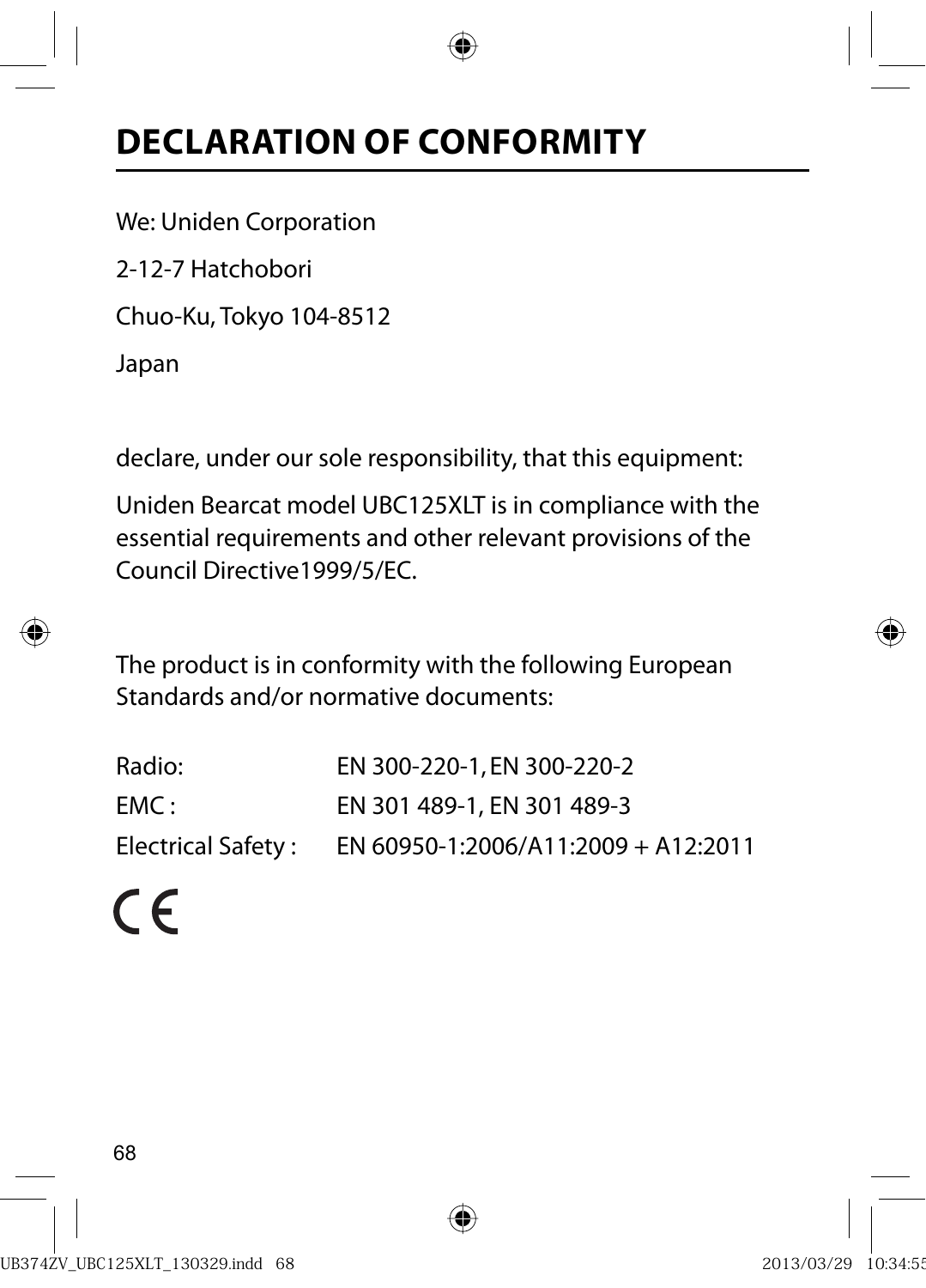# DECLARATION OF CONFORMITY

We: Uniden Corporation

2-12-7 Hatchobori

Chuo-Ku, Tokyo 104-8512

Japan

declare, under our sole responsibility, that this equipment:

Uniden Bearcat model UBC125XLT is in compliance with the essential requirements and other relevant provisions of the Council Directive1999/5/EC.

The product is in conformity with the following European Standards and/or normative documents:

| | |
|---|---|
| Radio: | EN 300-220-1, EN 300-220-2 |
| EMC : | EN 301 489-1, EN 301 489-3 |
| Electrical Safety : | EN 60950-1:2006/A11:2009 + A12:2011 |

CE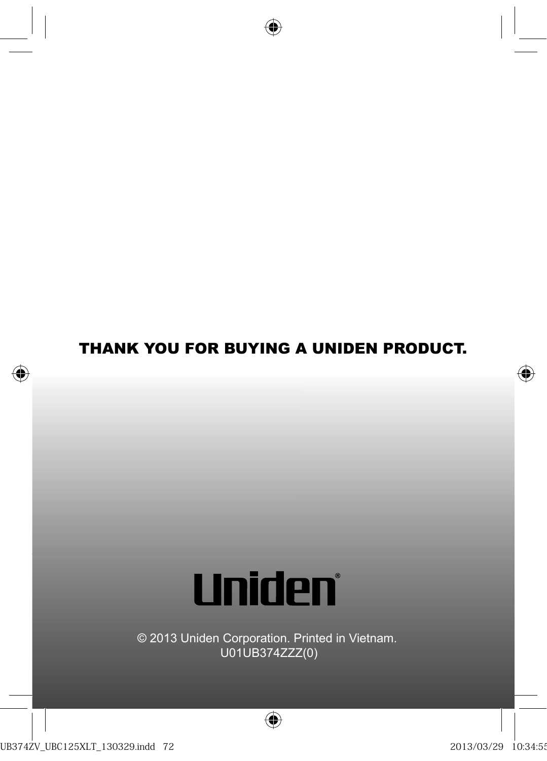**THANK YOU FOR BUYING A UNIDEN PRODUCT.**

Uniden®

© 2013 Uniden Corporation. Printed in Vietnam.
U01UB374ZZZ(0)